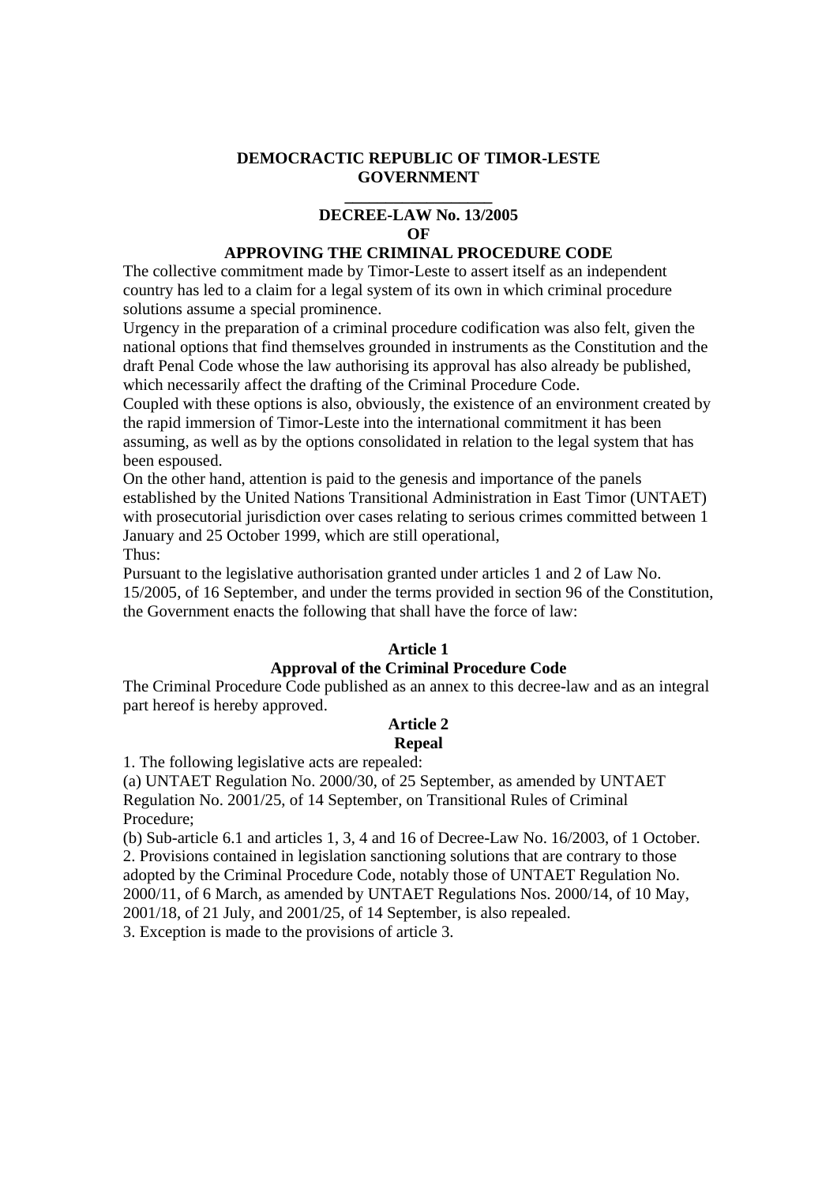**DEMOCRACTIC REPUBLIC OF TIMOR-LESTE**
**GOVERNMENT**

---

**DECREE-LAW No. 13/2005**
**OF**
**APPROVING THE CRIMINAL PROCEDURE CODE**

The collective commitment made by Timor-Leste to assert itself as an independent country has led to a claim for a legal system of its own in which criminal procedure solutions assume a special prominence.

Urgency in the preparation of a criminal procedure codification was also felt, given the national options that find themselves grounded in instruments as the Constitution and the draft Penal Code whose the law authorising its approval has also already be published, which necessarily affect the drafting of the Criminal Procedure Code.

Coupled with these options is also, obviously, the existence of an environment created by the rapid immersion of Timor-Leste into the international commitment it has been assuming, as well as by the options consolidated in relation to the legal system that has been espoused.

On the other hand, attention is paid to the genesis and importance of the panels established by the United Nations Transitional Administration in East Timor (UNTAET) with prosecutorial jurisdiction over cases relating to serious crimes committed between 1 January and 25 October 1999, which are still operational,

Thus:

Pursuant to the legislative authorisation granted under articles 1 and 2 of Law No. 15/2005, of 16 September, and under the terms provided in section 96 of the Constitution, the Government enacts the following that shall have the force of law:

**Article 1**
**Approval of the Criminal Procedure Code**

The Criminal Procedure Code published as an annex to this decree-law and as an integral part hereof is hereby approved.

**Article 2**
**Repeal**

1. The following legislative acts are repealed:

(a) UNTAET Regulation No. 2000/30, of 25 September, as amended by UNTAET Regulation No. 2001/25, of 14 September, on Transitional Rules of Criminal Procedure;

(b) Sub-article 6.1 and articles 1, 3, 4 and 16 of Decree-Law No. 16/2003, of 1 October.

2. Provisions contained in legislation sanctioning solutions that are contrary to those adopted by the Criminal Procedure Code, notably those of UNTAET Regulation No. 2000/11, of 6 March, as amended by UNTAET Regulations Nos. 2000/14, of 10 May, 2001/18, of 21 July, and 2001/25, of 14 September, is also repealed.

3. Exception is made to the provisions of article 3.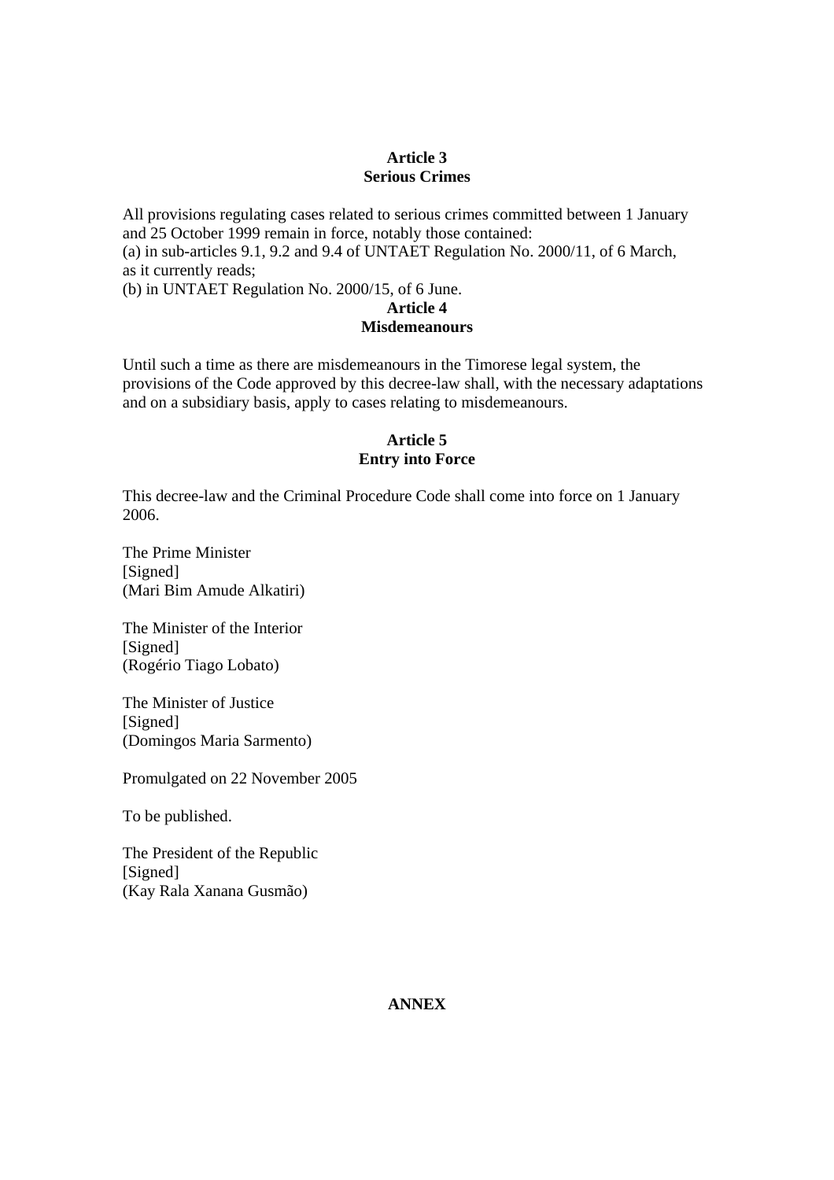**Article 3**
**Serious Crimes**

All provisions regulating cases related to serious crimes committed between 1 January and 25 October 1999 remain in force, notably those contained:
(a) in sub-articles 9.1, 9.2 and 9.4 of UNTAET Regulation No. 2000/11, of 6 March, as it currently reads;
(b) in UNTAET Regulation No. 2000/15, of 6 June.

**Article 4**
**Misdemeanours**

Until such a time as there are misdemeanours in the Timorese legal system, the provisions of the Code approved by this decree-law shall, with the necessary adaptations and on a subsidiary basis, apply to cases relating to misdemeanours.

**Article 5**
**Entry into Force**

This decree-law and the Criminal Procedure Code shall come into force on 1 January 2006.

The Prime Minister
[Signed]
(Mari Bim Amude Alkatiri)

The Minister of the Interior
[Signed]
(Rogério Tiago Lobato)

The Minister of Justice
[Signed]
(Domingos Maria Sarmento)

Promulgated on 22 November 2005

To be published.

The President of the Republic
[Signed]
(Kay Rala Xanana Gusmão)

**ANNEX**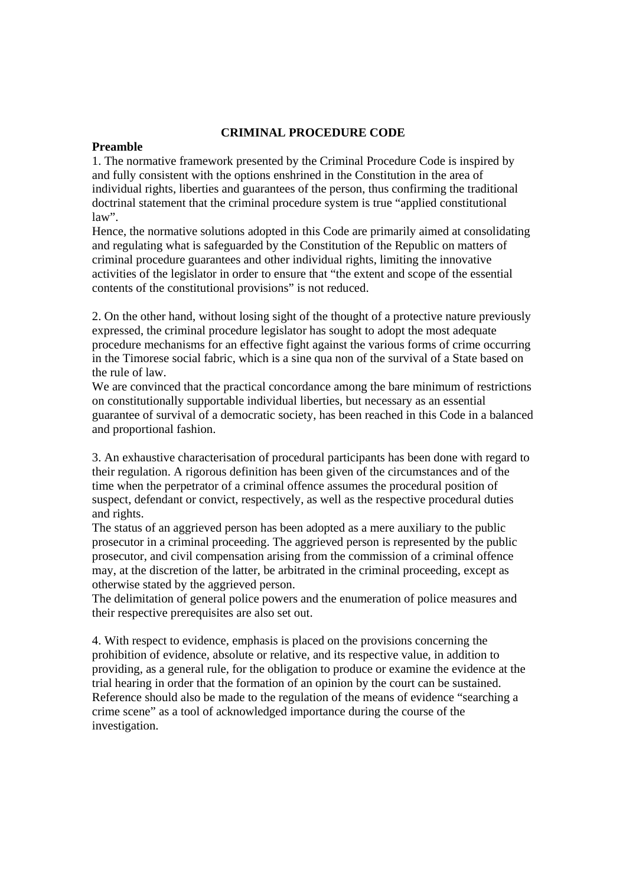# CRIMINAL PROCEDURE CODE

## Preamble

1. The normative framework presented by the Criminal Procedure Code is inspired by and fully consistent with the options enshrined in the Constitution in the area of individual rights, liberties and guarantees of the person, thus confirming the traditional doctrinal statement that the criminal procedure system is true "applied constitutional law".

Hence, the normative solutions adopted in this Code are primarily aimed at consolidating and regulating what is safeguarded by the Constitution of the Republic on matters of criminal procedure guarantees and other individual rights, limiting the innovative activities of the legislator in order to ensure that "the extent and scope of the essential contents of the constitutional provisions" is not reduced.

2. On the other hand, without losing sight of the thought of a protective nature previously expressed, the criminal procedure legislator has sought to adopt the most adequate procedure mechanisms for an effective fight against the various forms of crime occurring in the Timorese social fabric, which is a sine qua non of the survival of a State based on the rule of law.

We are convinced that the practical concordance among the bare minimum of restrictions on constitutionally supportable individual liberties, but necessary as an essential guarantee of survival of a democratic society, has been reached in this Code in a balanced and proportional fashion.

3. An exhaustive characterisation of procedural participants has been done with regard to their regulation. A rigorous definition has been given of the circumstances and of the time when the perpetrator of a criminal offence assumes the procedural position of suspect, defendant or convict, respectively, as well as the respective procedural duties and rights.

The status of an aggrieved person has been adopted as a mere auxiliary to the public prosecutor in a criminal proceeding. The aggrieved person is represented by the public prosecutor, and civil compensation arising from the commission of a criminal offence may, at the discretion of the latter, be arbitrated in the criminal proceeding, except as otherwise stated by the aggrieved person.

The delimitation of general police powers and the enumeration of police measures and their respective prerequisites are also set out.

4. With respect to evidence, emphasis is placed on the provisions concerning the prohibition of evidence, absolute or relative, and its respective value, in addition to providing, as a general rule, for the obligation to produce or examine the evidence at the trial hearing in order that the formation of an opinion by the court can be sustained. Reference should also be made to the regulation of the means of evidence "searching a crime scene" as a tool of acknowledged importance during the course of the investigation.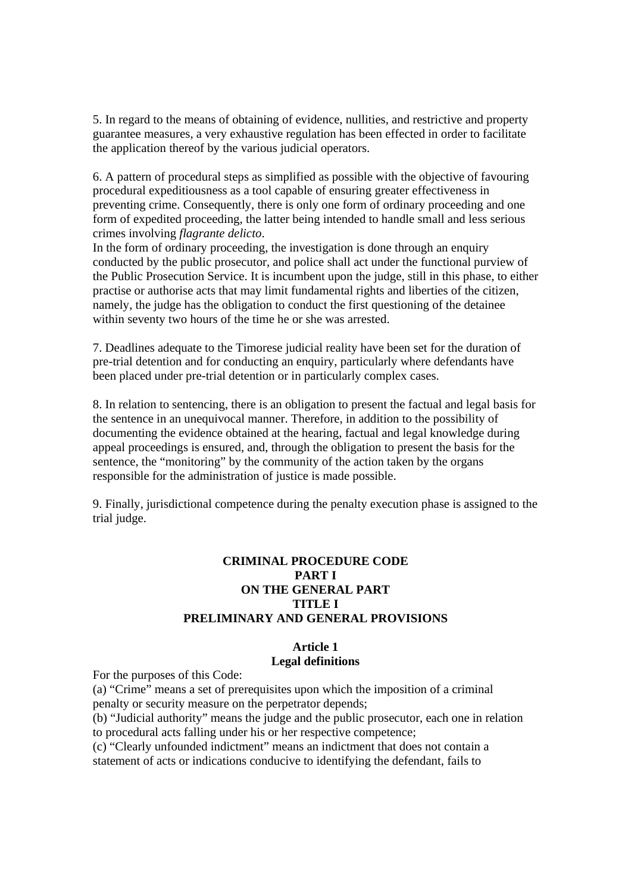5. In regard to the means of obtaining of evidence, nullities, and restrictive and property guarantee measures, a very exhaustive regulation has been effected in order to facilitate the application thereof by the various judicial operators.

6. A pattern of procedural steps as simplified as possible with the objective of favouring procedural expeditiousness as a tool capable of ensuring greater effectiveness in preventing crime. Consequently, there is only one form of ordinary proceeding and one form of expedited proceeding, the latter being intended to handle small and less serious crimes involving *flagrante delicto*.
In the form of ordinary proceeding, the investigation is done through an enquiry conducted by the public prosecutor, and police shall act under the functional purview of the Public Prosecution Service. It is incumbent upon the judge, still in this phase, to either practise or authorise acts that may limit fundamental rights and liberties of the citizen, namely, the judge has the obligation to conduct the first questioning of the detainee within seventy two hours of the time he or she was arrested.

7. Deadlines adequate to the Timorese judicial reality have been set for the duration of pre-trial detention and for conducting an enquiry, particularly where defendants have been placed under pre-trial detention or in particularly complex cases.

8. In relation to sentencing, there is an obligation to present the factual and legal basis for the sentence in an unequivocal manner. Therefore, in addition to the possibility of documenting the evidence obtained at the hearing, factual and legal knowledge during appeal proceedings is ensured, and, through the obligation to present the basis for the sentence, the "monitoring" by the community of the action taken by the organs responsible for the administration of justice is made possible.

9. Finally, jurisdictional competence during the penalty execution phase is assigned to the trial judge.

# CRIMINAL PROCEDURE CODE
# PART I
# ON THE GENERAL PART
## TITLE I
## PRELIMINARY AND GENERAL PROVISIONS

### Article 1
### Legal definitions

For the purposes of this Code:
(a) "Crime" means a set of prerequisites upon which the imposition of a criminal penalty or security measure on the perpetrator depends;
(b) "Judicial authority" means the judge and the public prosecutor, each one in relation to procedural acts falling under his or her respective competence;
(c) "Clearly unfounded indictment" means an indictment that does not contain a statement of acts or indications conducive to identifying the defendant, fails to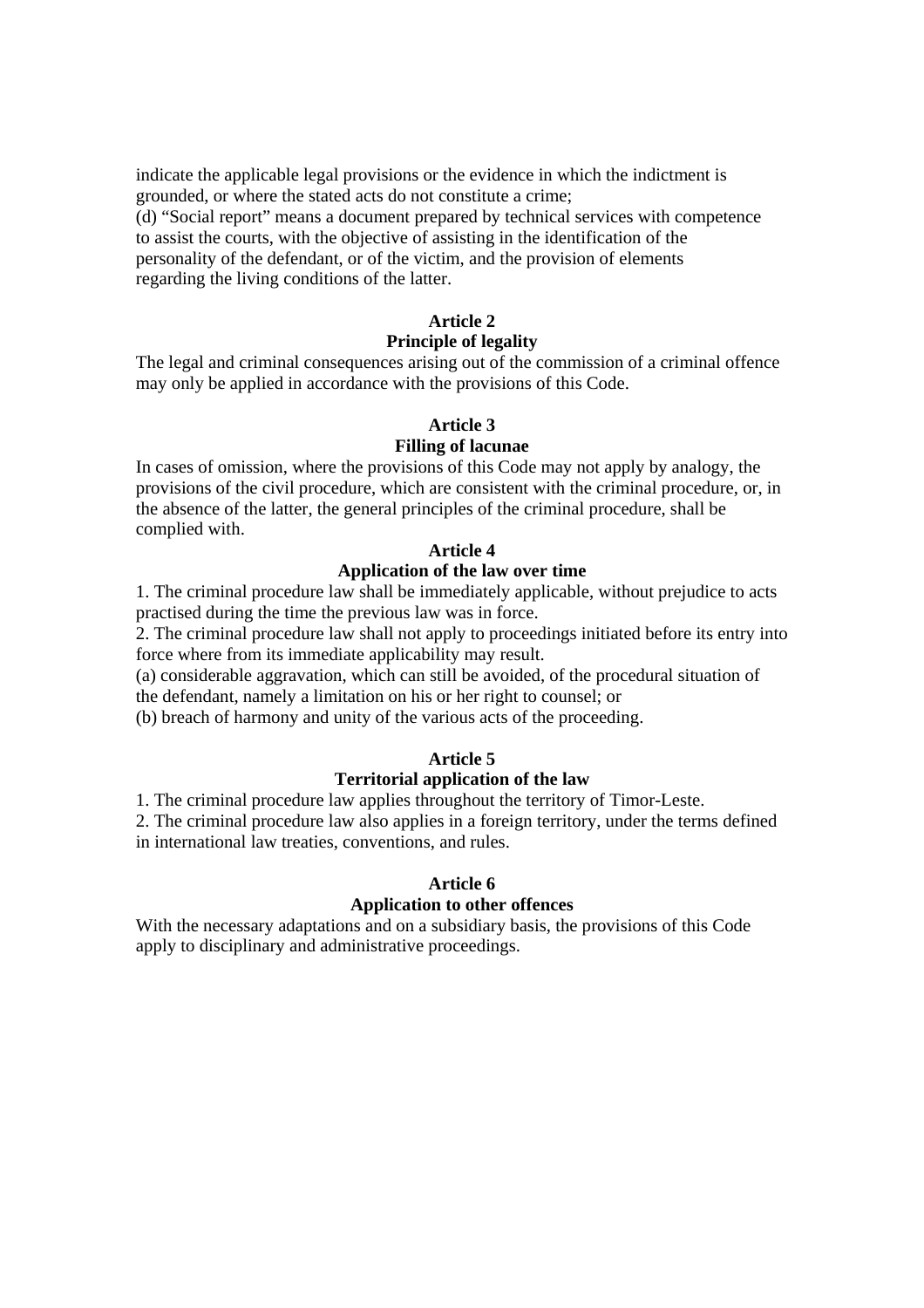indicate the applicable legal provisions or the evidence in which the indictment is grounded, or where the stated acts do not constitute a crime;

(d) "Social report" means a document prepared by technical services with competence to assist the courts, with the objective of assisting in the identification of the personality of the defendant, or of the victim, and the provision of elements regarding the living conditions of the latter.

**Article 2**
**Principle of legality**

The legal and criminal consequences arising out of the commission of a criminal offence may only be applied in accordance with the provisions of this Code.

**Article 3**
**Filling of lacunae**

In cases of omission, where the provisions of this Code may not apply by analogy, the provisions of the civil procedure, which are consistent with the criminal procedure, or, in the absence of the latter, the general principles of the criminal procedure, shall be complied with.

**Article 4**
**Application of the law over time**

1. The criminal procedure law shall be immediately applicable, without prejudice to acts practised during the time the previous law was in force.

2. The criminal procedure law shall not apply to proceedings initiated before its entry into force where from its immediate applicability may result.

(a) considerable aggravation, which can still be avoided, of the procedural situation of the defendant, namely a limitation on his or her right to counsel; or

(b) breach of harmony and unity of the various acts of the proceeding.

**Article 5**
**Territorial application of the law**

1. The criminal procedure law applies throughout the territory of Timor-Leste.

2. The criminal procedure law also applies in a foreign territory, under the terms defined in international law treaties, conventions, and rules.

**Article 6**
**Application to other offences**

With the necessary adaptations and on a subsidiary basis, the provisions of this Code apply to disciplinary and administrative proceedings.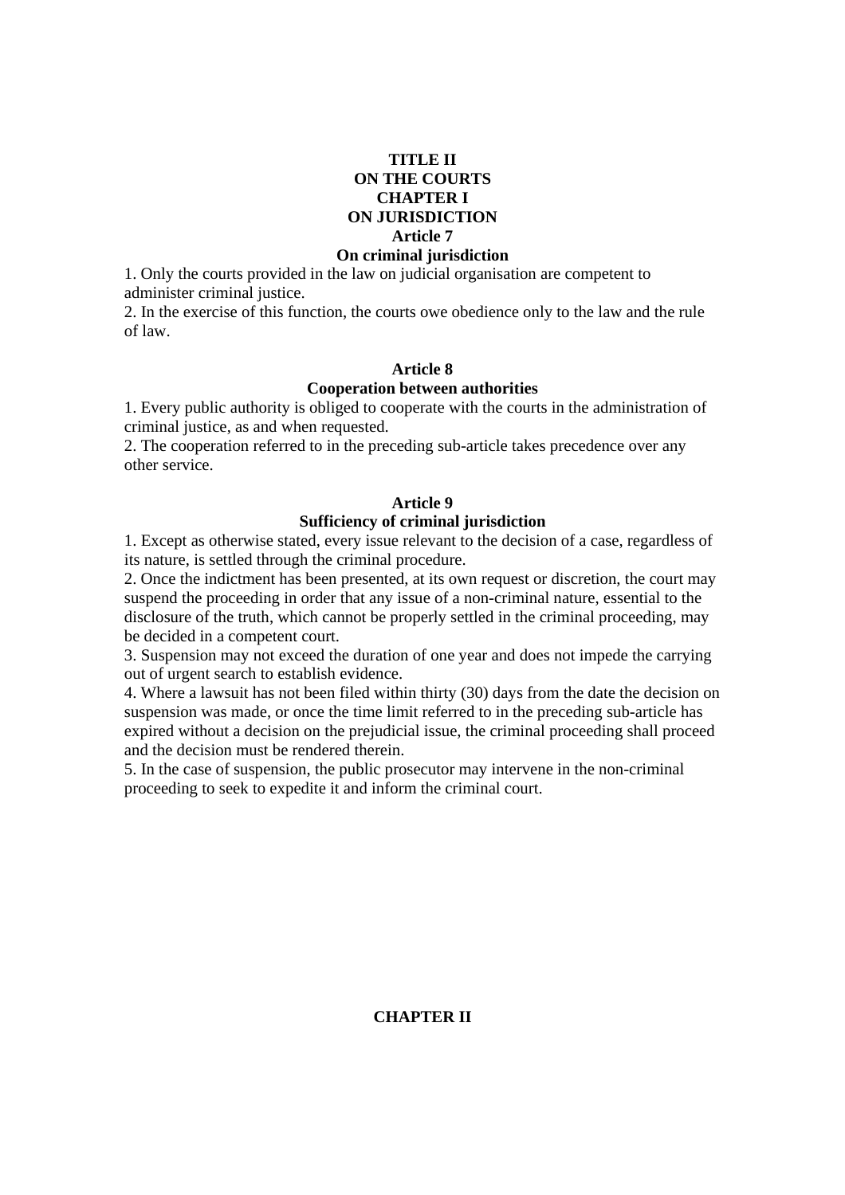# TITLE II
# ON THE COURTS
## CHAPTER I
## ON JURISDICTION
### Article 7
### On criminal jurisdiction

1. Only the courts provided in the law on judicial organisation are competent to administer criminal justice.
2. In the exercise of this function, the courts owe obedience only to the law and the rule of law.

### Article 8
### Cooperation between authorities

1. Every public authority is obliged to cooperate with the courts in the administration of criminal justice, as and when requested.
2. The cooperation referred to in the preceding sub-article takes precedence over any other service.

### Article 9
### Sufficiency of criminal jurisdiction

1. Except as otherwise stated, every issue relevant to the decision of a case, regardless of its nature, is settled through the criminal procedure.
2. Once the indictment has been presented, at its own request or discretion, the court may suspend the proceeding in order that any issue of a non-criminal nature, essential to the disclosure of the truth, which cannot be properly settled in the criminal proceeding, may be decided in a competent court.
3. Suspension may not exceed the duration of one year and does not impede the carrying out of urgent search to establish evidence.
4. Where a lawsuit has not been filed within thirty (30) days from the date the decision on suspension was made, or once the time limit referred to in the preceding sub-article has expired without a decision on the prejudicial issue, the criminal proceeding shall proceed and the decision must be rendered therein.
5. In the case of suspension, the public prosecutor may intervene in the non-criminal proceeding to seek to expedite it and inform the criminal court.

## CHAPTER II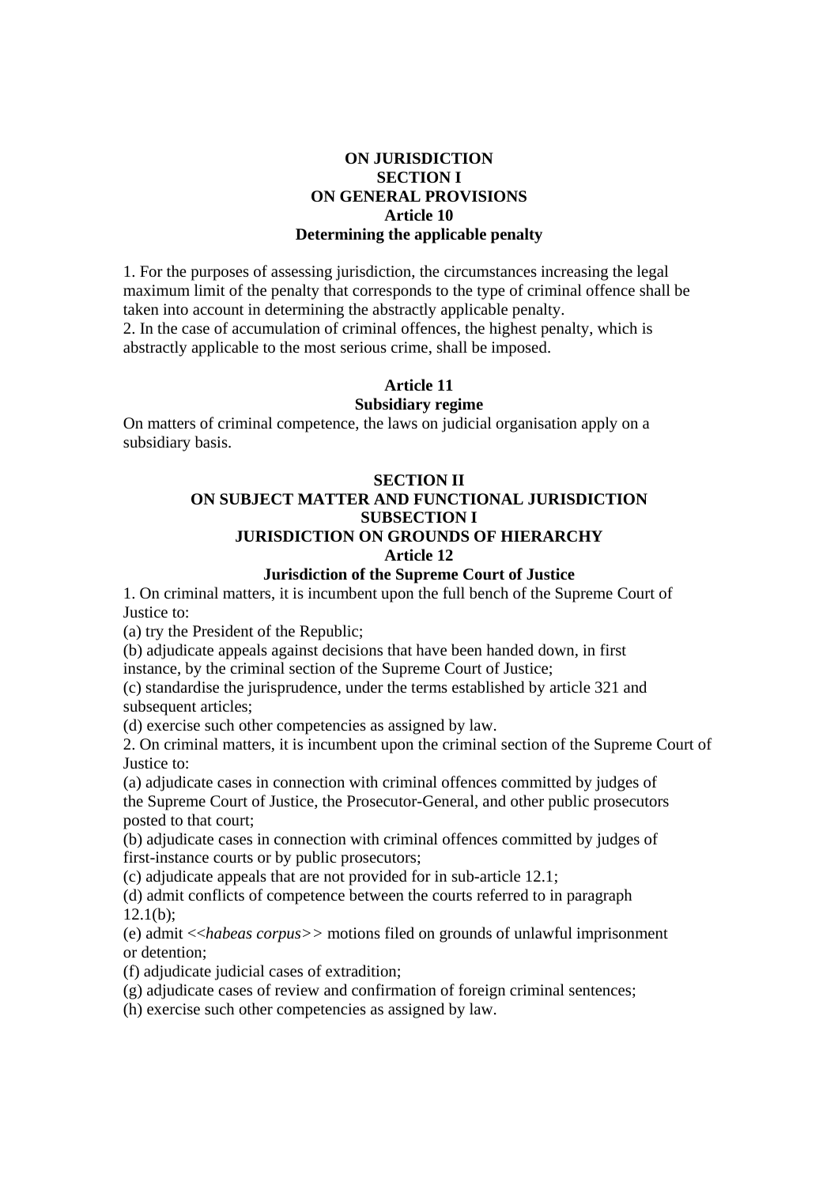## ON JURISDICTION

## SECTION I

## ON GENERAL PROVISIONS

### Article 10

### Determining the applicable penalty

1. For the purposes of assessing jurisdiction, the circumstances increasing the legal maximum limit of the penalty that corresponds to the type of criminal offence shall be taken into account in determining the abstractly applicable penalty.
2. In the case of accumulation of criminal offences, the highest penalty, which is abstractly applicable to the most serious crime, shall be imposed.

### Article 11

### Subsidiary regime

On matters of criminal competence, the laws on judicial organisation apply on a subsidiary basis.

## SECTION II

## ON SUBJECT MATTER AND FUNCTIONAL JURISDICTION

## SUBSECTION I

## JURISDICTION ON GROUNDS OF HIERARCHY

### Article 12

### Jurisdiction of the Supreme Court of Justice

1. On criminal matters, it is incumbent upon the full bench of the Supreme Court of Justice to:

(a) try the President of the Republic;

(b) adjudicate appeals against decisions that have been handed down, in first instance, by the criminal section of the Supreme Court of Justice;

(c) standardise the jurisprudence, under the terms established by article 321 and subsequent articles;

(d) exercise such other competencies as assigned by law.

2. On criminal matters, it is incumbent upon the criminal section of the Supreme Court of Justice to:

(a) adjudicate cases in connection with criminal offences committed by judges of the Supreme Court of Justice, the Prosecutor-General, and other public prosecutors posted to that court;

(b) adjudicate cases in connection with criminal offences committed by judges of first-instance courts or by public prosecutors;

(c) adjudicate appeals that are not provided for in sub-article 12.1;

(d) admit conflicts of competence between the courts referred to in paragraph 12.1(b);

(e) admit <<*habeas corpus*>> motions filed on grounds of unlawful imprisonment or detention;

(f) adjudicate judicial cases of extradition;

(g) adjudicate cases of review and confirmation of foreign criminal sentences;

(h) exercise such other competencies as assigned by law.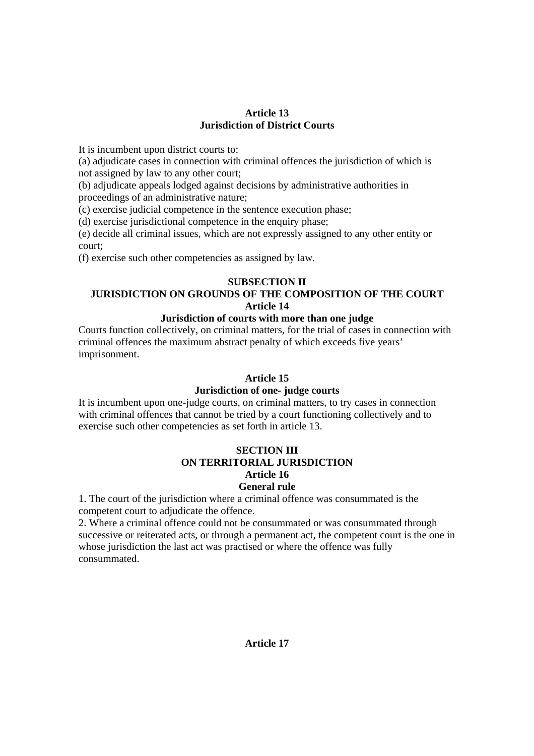**Article 13**
**Jurisdiction of District Courts**

It is incumbent upon district courts to:
(a) adjudicate cases in connection with criminal offences the jurisdiction of which is not assigned by law to any other court;
(b) adjudicate appeals lodged against decisions by administrative authorities in proceedings of an administrative nature;
(c) exercise judicial competence in the sentence execution phase;
(d) exercise jurisdictional competence in the enquiry phase;
(e) decide all criminal issues, which are not expressly assigned to any other entity or court;
(f) exercise such other competencies as assigned by law.

**SUBSECTION II**
**JURISDICTION ON GROUNDS OF THE COMPOSITION OF THE COURT**
**Article 14**
**Jurisdiction of courts with more than one judge**

Courts function collectively, on criminal matters, for the trial of cases in connection with criminal offences the maximum abstract penalty of which exceeds five years' imprisonment.

**Article 15**
**Jurisdiction of one- judge courts**

It is incumbent upon one-judge courts, on criminal matters, to try cases in connection with criminal offences that cannot be tried by a court functioning collectively and to exercise such other competencies as set forth in article 13.

**SECTION III**
**ON TERRITORIAL JURISDICTION**
**Article 16**
**General rule**

1. The court of the jurisdiction where a criminal offence was consummated is the competent court to adjudicate the offence.
2. Where a criminal offence could not be consummated or was consummated through successive or reiterated acts, or through a permanent act, the competent court is the one in whose jurisdiction the last act was practised or where the offence was fully consummated.

**Article 17**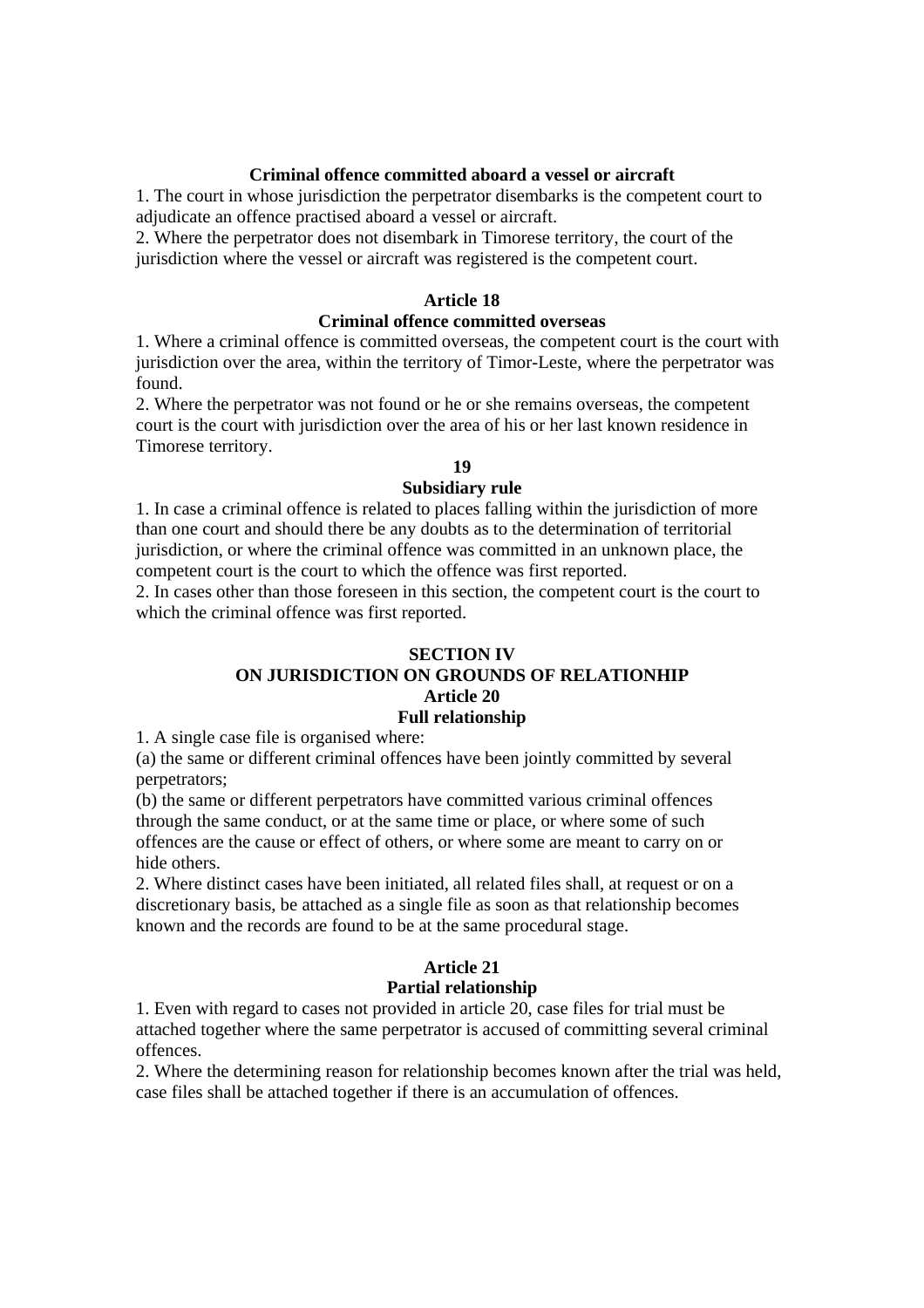**Criminal offence committed aboard a vessel or aircraft**

1. The court in whose jurisdiction the perpetrator disembarks is the competent court to adjudicate an offence practised aboard a vessel or aircraft.
2. Where the perpetrator does not disembark in Timorese territory, the court of the jurisdiction where the vessel or aircraft was registered is the competent court.

**Article 18**
**Criminal offence committed overseas**

1. Where a criminal offence is committed overseas, the competent court is the court with jurisdiction over the area, within the territory of Timor-Leste, where the perpetrator was found.
2. Where the perpetrator was not found or he or she remains overseas, the competent court is the court with jurisdiction over the area of his or her last known residence in Timorese territory.

**19**
**Subsidiary rule**

1. In case a criminal offence is related to places falling within the jurisdiction of more than one court and should there be any doubts as to the determination of territorial jurisdiction, or where the criminal offence was committed in an unknown place, the competent court is the court to which the offence was first reported.
2. In cases other than those foreseen in this section, the competent court is the court to which the criminal offence was first reported.

**SECTION IV**
**ON JURISDICTION ON GROUNDS OF RELATIONHIP**
**Article 20**
**Full relationship**

1. A single case file is organised where:
(a) the same or different criminal offences have been jointly committed by several perpetrators;
(b) the same or different perpetrators have committed various criminal offences through the same conduct, or at the same time or place, or where some of such offences are the cause or effect of others, or where some are meant to carry on or hide others.
2. Where distinct cases have been initiated, all related files shall, at request or on a discretionary basis, be attached as a single file as soon as that relationship becomes known and the records are found to be at the same procedural stage.

**Article 21**
**Partial relationship**

1. Even with regard to cases not provided in article 20, case files for trial must be attached together where the same perpetrator is accused of committing several criminal offences.
2. Where the determining reason for relationship becomes known after the trial was held, case files shall be attached together if there is an accumulation of offences.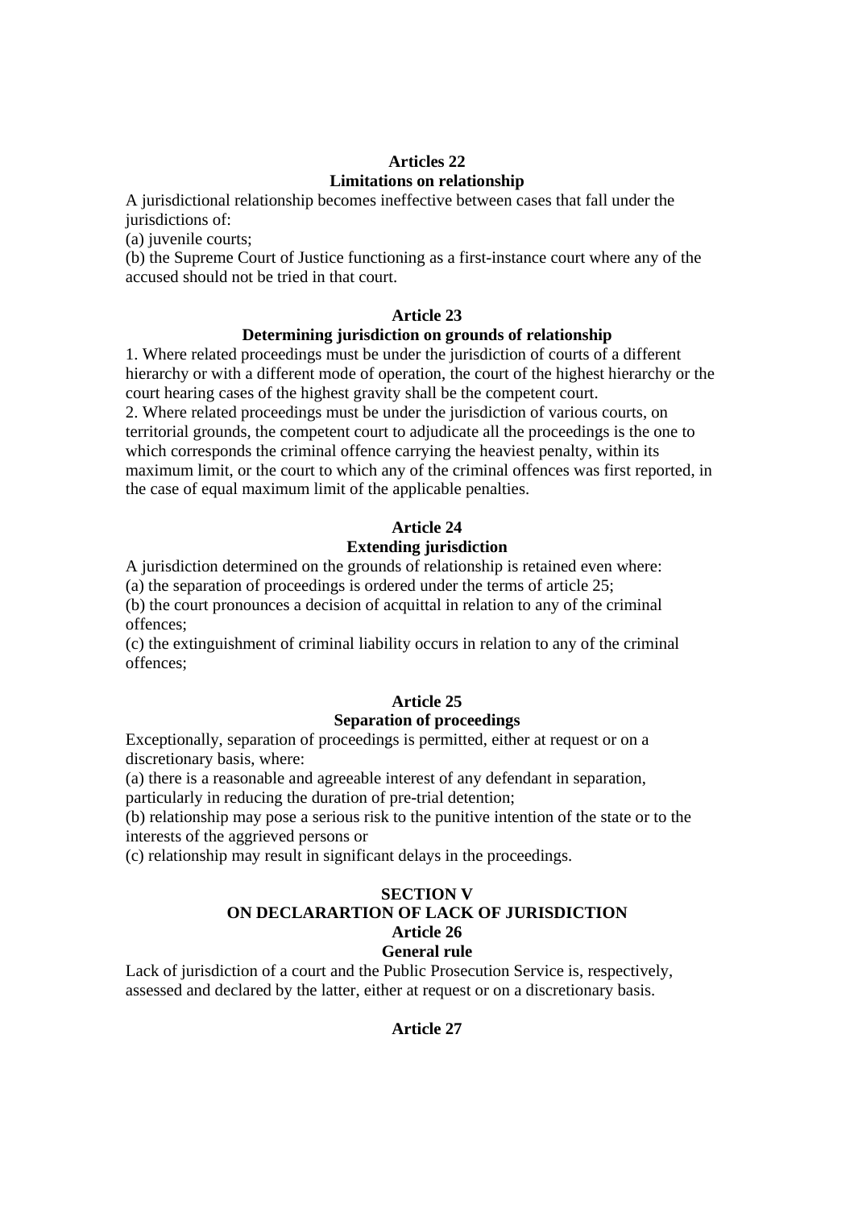**Articles 22**
**Limitations on relationship**

A jurisdictional relationship becomes ineffective between cases that fall under the jurisdictions of:
(a) juvenile courts;
(b) the Supreme Court of Justice functioning as a first-instance court where any of the accused should not be tried in that court.

**Article 23**
**Determining jurisdiction on grounds of relationship**

1. Where related proceedings must be under the jurisdiction of courts of a different hierarchy or with a different mode of operation, the court of the highest hierarchy or the court hearing cases of the highest gravity shall be the competent court.
2. Where related proceedings must be under the jurisdiction of various courts, on territorial grounds, the competent court to adjudicate all the proceedings is the one to which corresponds the criminal offence carrying the heaviest penalty, within its maximum limit, or the court to which any of the criminal offences was first reported, in the case of equal maximum limit of the applicable penalties.

**Article 24**
**Extending jurisdiction**

A jurisdiction determined on the grounds of relationship is retained even where:
(a) the separation of proceedings is ordered under the terms of article 25;
(b) the court pronounces a decision of acquittal in relation to any of the criminal offences;
(c) the extinguishment of criminal liability occurs in relation to any of the criminal offences;

**Article 25**
**Separation of proceedings**

Exceptionally, separation of proceedings is permitted, either at request or on a discretionary basis, where:
(a) there is a reasonable and agreeable interest of any defendant in separation, particularly in reducing the duration of pre-trial detention;
(b) relationship may pose a serious risk to the punitive intention of the state or to the interests of the aggrieved persons or
(c) relationship may result in significant delays in the proceedings.

**SECTION V**
**ON DECLARARTION OF LACK OF JURISDICTION**
**Article 26**
**General rule**

Lack of jurisdiction of a court and the Public Prosecution Service is, respectively, assessed and declared by the latter, either at request or on a discretionary basis.

**Article 27**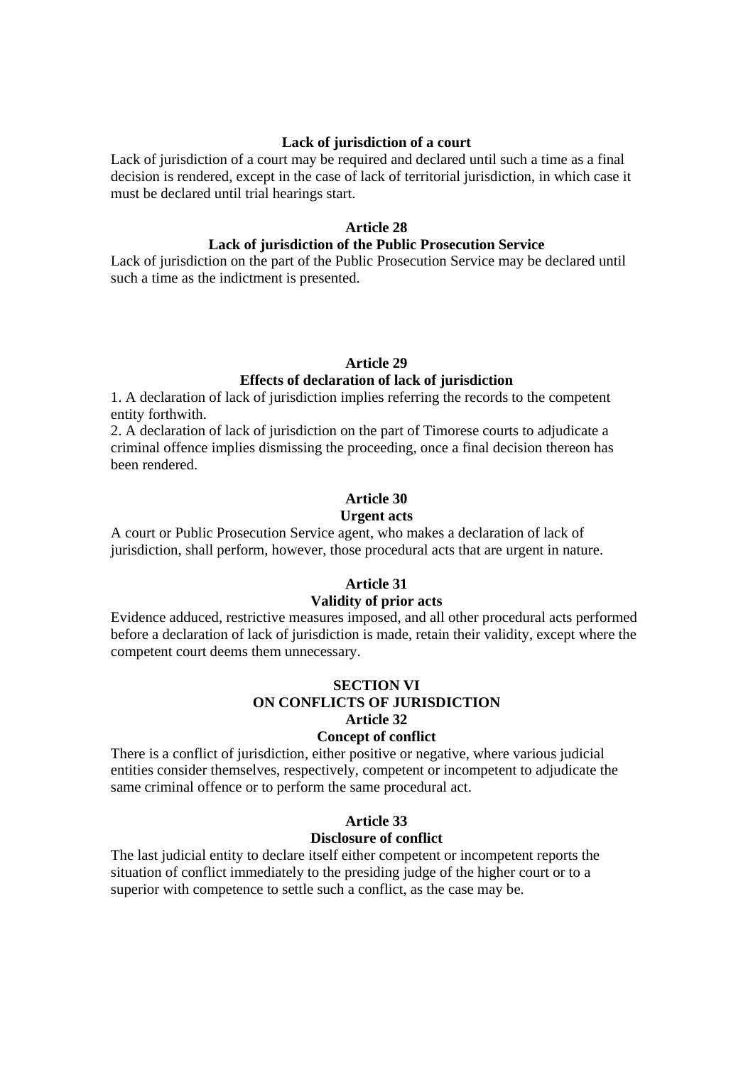**Lack of jurisdiction of a court**

Lack of jurisdiction of a court may be required and declared until such a time as a final decision is rendered, except in the case of lack of territorial jurisdiction, in which case it must be declared until trial hearings start.

**Article 28**
**Lack of jurisdiction of the Public Prosecution Service**

Lack of jurisdiction on the part of the Public Prosecution Service may be declared until such a time as the indictment is presented.

**Article 29**
**Effects of declaration of lack of jurisdiction**

1. A declaration of lack of jurisdiction implies referring the records to the competent entity forthwith.
2. A declaration of lack of jurisdiction on the part of Timorese courts to adjudicate a criminal offence implies dismissing the proceeding, once a final decision thereon has been rendered.

**Article 30**
**Urgent acts**

A court or Public Prosecution Service agent, who makes a declaration of lack of jurisdiction, shall perform, however, those procedural acts that are urgent in nature.

**Article 31**
**Validity of prior acts**

Evidence adduced, restrictive measures imposed, and all other procedural acts performed before a declaration of lack of jurisdiction is made, retain their validity, except where the competent court deems them unnecessary.

**SECTION VI**
**ON CONFLICTS OF JURISDICTION**

**Article 32**
**Concept of conflict**

There is a conflict of jurisdiction, either positive or negative, where various judicial entities consider themselves, respectively, competent or incompetent to adjudicate the same criminal offence or to perform the same procedural act.

**Article 33**
**Disclosure of conflict**

The last judicial entity to declare itself either competent or incompetent reports the situation of conflict immediately to the presiding judge of the higher court or to a superior with competence to settle such a conflict, as the case may be.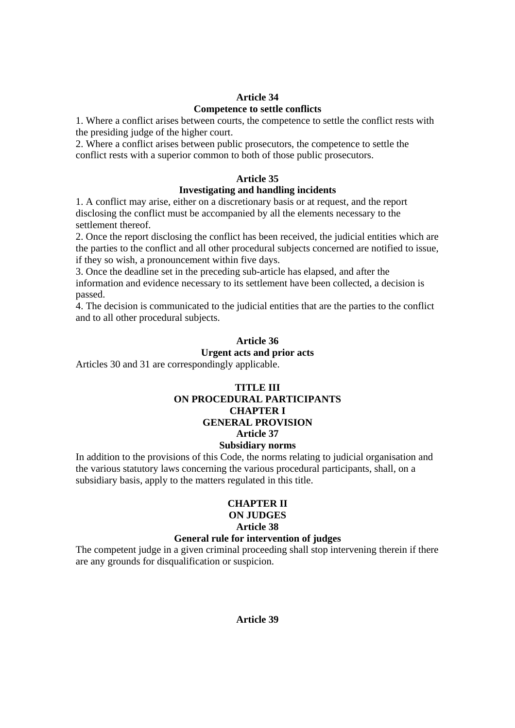**Article 34**
**Competence to settle conflicts**

1. Where a conflict arises between courts, the competence to settle the conflict rests with the presiding judge of the higher court.
2. Where a conflict arises between public prosecutors, the competence to settle the conflict rests with a superior common to both of those public prosecutors.

**Article 35**
**Investigating and handling incidents**

1. A conflict may arise, either on a discretionary basis or at request, and the report disclosing the conflict must be accompanied by all the elements necessary to the settlement thereof.
2. Once the report disclosing the conflict has been received, the judicial entities which are the parties to the conflict and all other procedural subjects concerned are notified to issue, if they so wish, a pronouncement within five days.
3. Once the deadline set in the preceding sub-article has elapsed, and after the information and evidence necessary to its settlement have been collected, a decision is passed.
4. The decision is communicated to the judicial entities that are the parties to the conflict and to all other procedural subjects.

**Article 36**
**Urgent acts and prior acts**

Articles 30 and 31 are correspondingly applicable.

## TITLE III
## ON PROCEDURAL PARTICIPANTS
### CHAPTER I
### GENERAL PROVISION

**Article 37**
**Subsidiary norms**

In addition to the provisions of this Code, the norms relating to judicial organisation and the various statutory laws concerning the various procedural participants, shall, on a subsidiary basis, apply to the matters regulated in this title.

### CHAPTER II
### ON JUDGES

**Article 38**
**General rule for intervention of judges**

The competent judge in a given criminal proceeding shall stop intervening therein if there are any grounds for disqualification or suspicion.

**Article 39**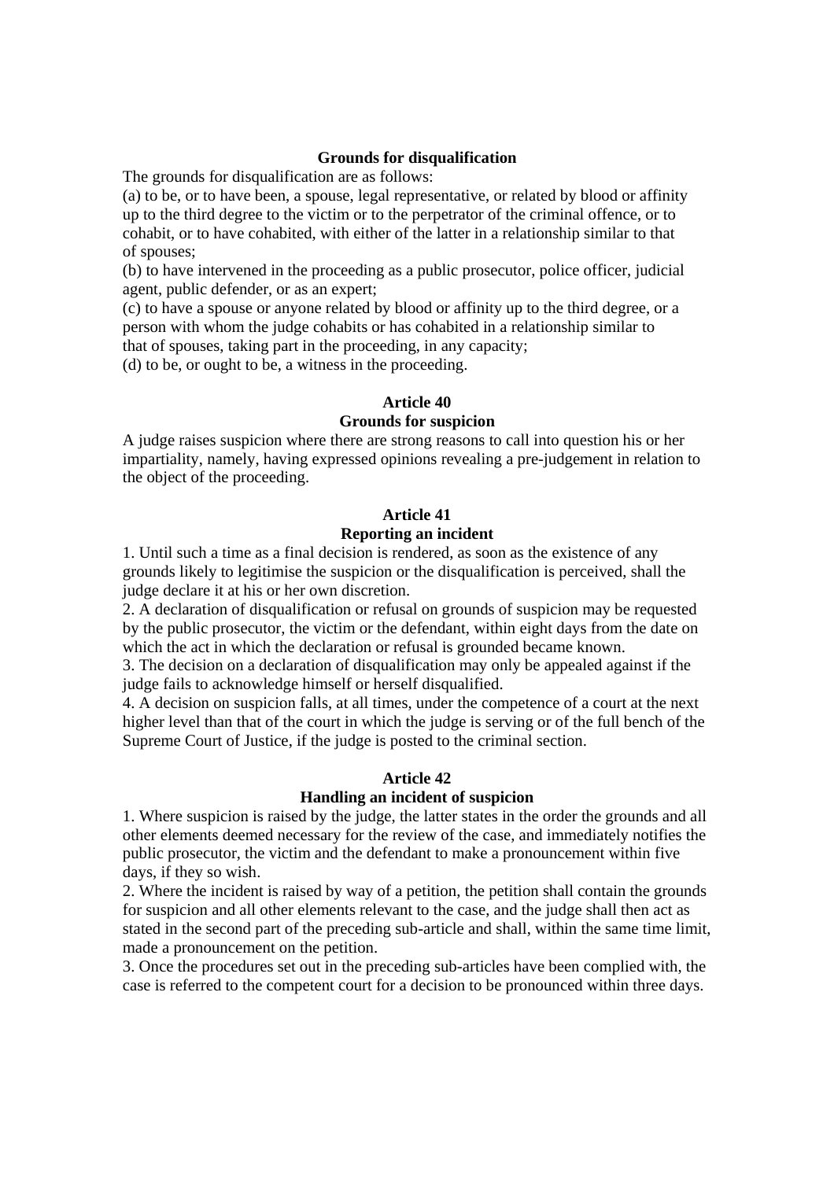### Grounds for disqualification

The grounds for disqualification are as follows:

(a) to be, or to have been, a spouse, legal representative, or related by blood or affinity up to the third degree to the victim or to the perpetrator of the criminal offence, or to cohabit, or to have cohabited, with either of the latter in a relationship similar to that of spouses;

(b) to have intervened in the proceeding as a public prosecutor, police officer, judicial agent, public defender, or as an expert;

(c) to have a spouse or anyone related by blood or affinity up to the third degree, or a person with whom the judge cohabits or has cohabited in a relationship similar to that of spouses, taking part in the proceeding, in any capacity;

(d) to be, or ought to be, a witness in the proceeding.

### Article 40
### Grounds for suspicion

A judge raises suspicion where there are strong reasons to call into question his or her impartiality, namely, having expressed opinions revealing a pre-judgement in relation to the object of the proceeding.

### Article 41
### Reporting an incident

1. Until such a time as a final decision is rendered, as soon as the existence of any grounds likely to legitimise the suspicion or the disqualification is perceived, shall the judge declare it at his or her own discretion.
2. A declaration of disqualification or refusal on grounds of suspicion may be requested by the public prosecutor, the victim or the defendant, within eight days from the date on which the act in which the declaration or refusal is grounded became known.
3. The decision on a declaration of disqualification may only be appealed against if the judge fails to acknowledge himself or herself disqualified.
4. A decision on suspicion falls, at all times, under the competence of a court at the next higher level than that of the court in which the judge is serving or of the full bench of the Supreme Court of Justice, if the judge is posted to the criminal section.

### Article 42
### Handling an incident of suspicion

1. Where suspicion is raised by the judge, the latter states in the order the grounds and all other elements deemed necessary for the review of the case, and immediately notifies the public prosecutor, the victim and the defendant to make a pronouncement within five days, if they so wish.
2. Where the incident is raised by way of a petition, the petition shall contain the grounds for suspicion and all other elements relevant to the case, and the judge shall then act as stated in the second part of the preceding sub-article and shall, within the same time limit, made a pronouncement on the petition.
3. Once the procedures set out in the preceding sub-articles have been complied with, the case is referred to the competent court for a decision to be pronounced within three days.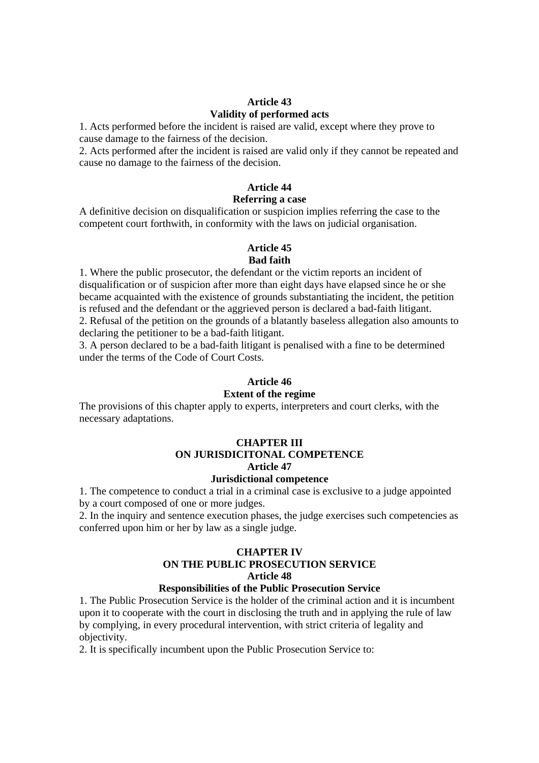**Article 43**
**Validity of performed acts**

1. Acts performed before the incident is raised are valid, except where they prove to cause damage to the fairness of the decision.
2. Acts performed after the incident is raised are valid only if they cannot be repeated and cause no damage to the fairness of the decision.

**Article 44**
**Referring a case**

A definitive decision on disqualification or suspicion implies referring the case to the competent court forthwith, in conformity with the laws on judicial organisation.

**Article 45**
**Bad faith**

1. Where the public prosecutor, the defendant or the victim reports an incident of disqualification or of suspicion after more than eight days have elapsed since he or she became acquainted with the existence of grounds substantiating the incident, the petition is refused and the defendant or the aggrieved person is declared a bad-faith litigant.
2. Refusal of the petition on the grounds of a blatantly baseless allegation also amounts to declaring the petitioner to be a bad-faith litigant.
3. A person declared to be a bad-faith litigant is penalised with a fine to be determined under the terms of the Code of Court Costs.

**Article 46**
**Extent of the regime**

The provisions of this chapter apply to experts, interpreters and court clerks, with the necessary adaptations.

## CHAPTER III
## ON JURISDICITONAL COMPETENCE

**Article 47**
**Jurisdictional competence**

1. The competence to conduct a trial in a criminal case is exclusive to a judge appointed by a court composed of one or more judges.
2. In the inquiry and sentence execution phases, the judge exercises such competencies as conferred upon him or her by law as a single judge.

## CHAPTER IV
## ON THE PUBLIC PROSECUTION SERVICE

**Article 48**
**Responsibilities of the Public Prosecution Service**

1. The Public Prosecution Service is the holder of the criminal action and it is incumbent upon it to cooperate with the court in disclosing the truth and in applying the rule of law by complying, in every procedural intervention, with strict criteria of legality and objectivity.
2. It is specifically incumbent upon the Public Prosecution Service to: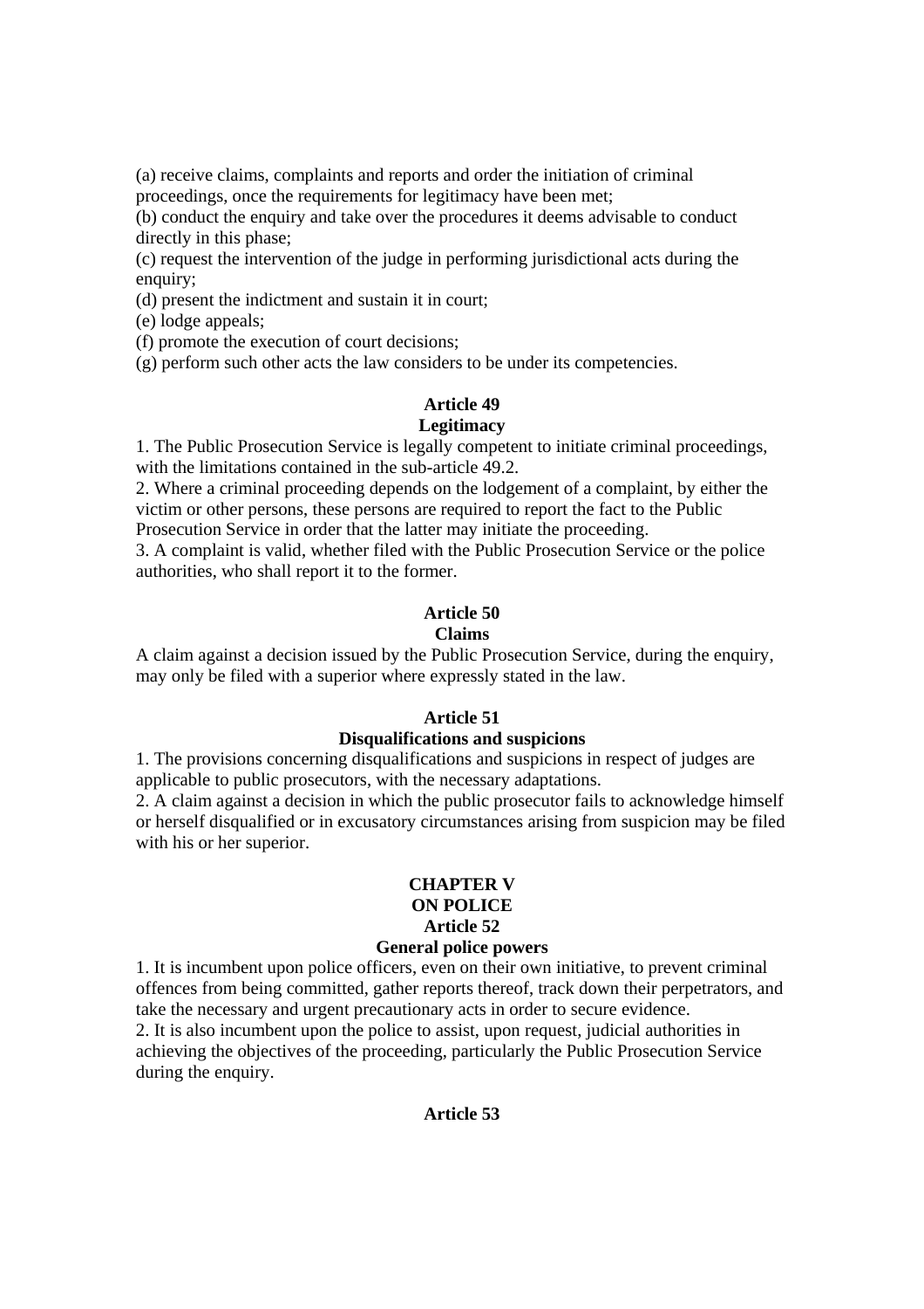(a) receive claims, complaints and reports and order the initiation of criminal proceedings, once the requirements for legitimacy have been met;
(b) conduct the enquiry and take over the procedures it deems advisable to conduct directly in this phase;
(c) request the intervention of the judge in performing jurisdictional acts during the enquiry;
(d) present the indictment and sustain it in court;
(e) lodge appeals;
(f) promote the execution of court decisions;
(g) perform such other acts the law considers to be under its competencies.

**Article 49**
**Legitimacy**

1. The Public Prosecution Service is legally competent to initiate criminal proceedings, with the limitations contained in the sub-article 49.2.
2. Where a criminal proceeding depends on the lodgement of a complaint, by either the victim or other persons, these persons are required to report the fact to the Public Prosecution Service in order that the latter may initiate the proceeding.
3. A complaint is valid, whether filed with the Public Prosecution Service or the police authorities, who shall report it to the former.

**Article 50**
**Claims**

A claim against a decision issued by the Public Prosecution Service, during the enquiry, may only be filed with a superior where expressly stated in the law.

**Article 51**
**Disqualifications and suspicions**

1. The provisions concerning disqualifications and suspicions in respect of judges are applicable to public prosecutors, with the necessary adaptations.
2. A claim against a decision in which the public prosecutor fails to acknowledge himself or herself disqualified or in excusatory circumstances arising from suspicion may be filed with his or her superior.

## CHAPTER V
## ON POLICE

**Article 52**
**General police powers**

1. It is incumbent upon police officers, even on their own initiative, to prevent criminal offences from being committed, gather reports thereof, track down their perpetrators, and take the necessary and urgent precautionary acts in order to secure evidence.
2. It is also incumbent upon the police to assist, upon request, judicial authorities in achieving the objectives of the proceeding, particularly the Public Prosecution Service during the enquiry.

**Article 53**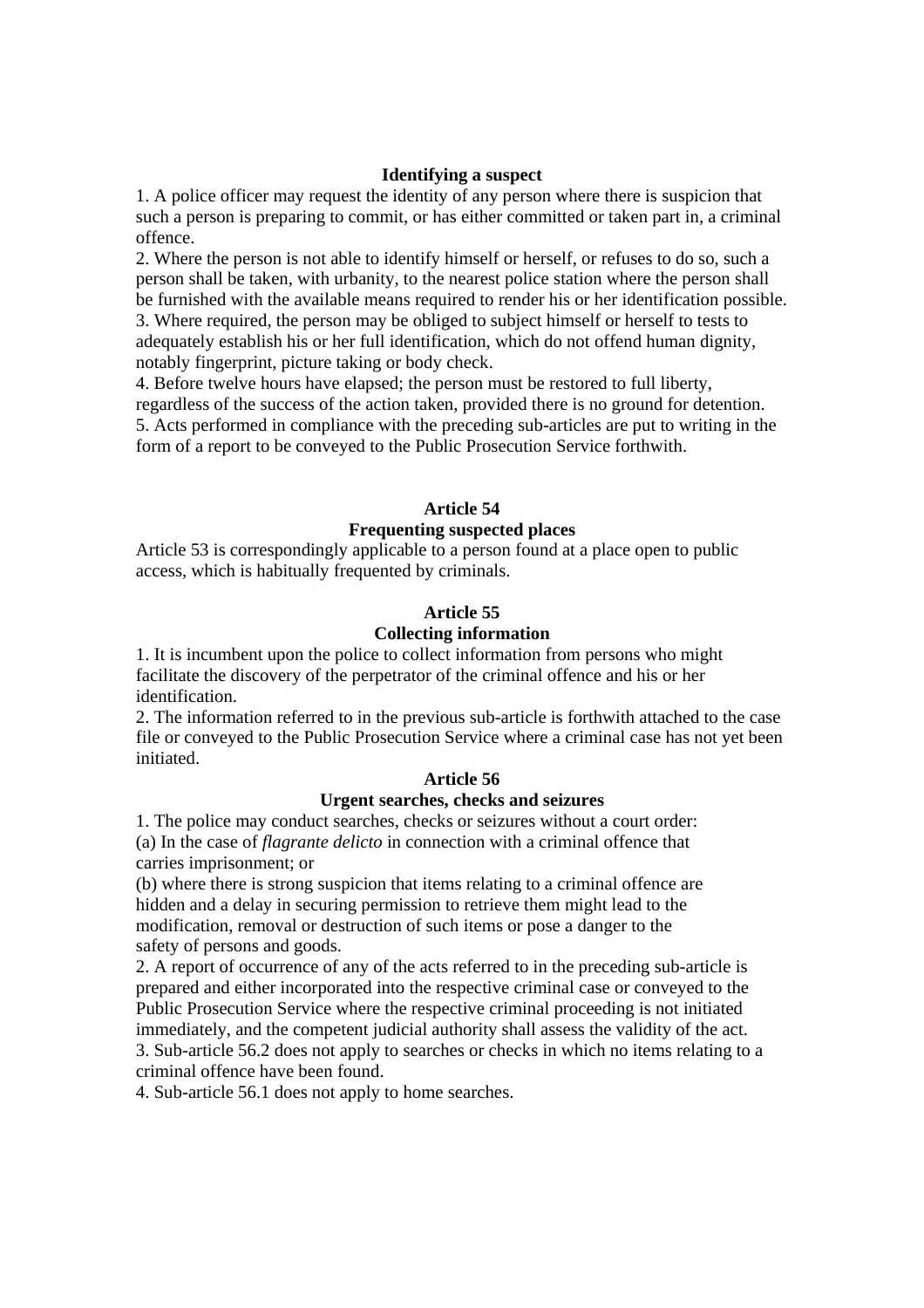**Identifying a suspect**

1. A police officer may request the identity of any person where there is suspicion that such a person is preparing to commit, or has either committed or taken part in, a criminal offence.
2. Where the person is not able to identify himself or herself, or refuses to do so, such a person shall be taken, with urbanity, to the nearest police station where the person shall be furnished with the available means required to render his or her identification possible.
3. Where required, the person may be obliged to subject himself or herself to tests to adequately establish his or her full identification, which do not offend human dignity, notably fingerprint, picture taking or body check.
4. Before twelve hours have elapsed; the person must be restored to full liberty, regardless of the success of the action taken, provided there is no ground for detention.
5. Acts performed in compliance with the preceding sub-articles are put to writing in the form of a report to be conveyed to the Public Prosecution Service forthwith.

## Article 54

### Frequenting suspected places

Article 53 is correspondingly applicable to a person found at a place open to public access, which is habitually frequented by criminals.

## Article 55

### Collecting information

1. It is incumbent upon the police to collect information from persons who might facilitate the discovery of the perpetrator of the criminal offence and his or her identification.
2. The information referred to in the previous sub-article is forthwith attached to the case file or conveyed to the Public Prosecution Service where a criminal case has not yet been initiated.

## Article 56

### Urgent searches, checks and seizures

1. The police may conduct searches, checks or seizures without a court order:
(a) In the case of *flagrante delicto* in connection with a criminal offence that carries imprisonment; or
(b) where there is strong suspicion that items relating to a criminal offence are hidden and a delay in securing permission to retrieve them might lead to the modification, removal or destruction of such items or pose a danger to the safety of persons and goods.
2. A report of occurrence of any of the acts referred to in the preceding sub-article is prepared and either incorporated into the respective criminal case or conveyed to the Public Prosecution Service where the respective criminal proceeding is not initiated immediately, and the competent judicial authority shall assess the validity of the act.
3. Sub-article 56.2 does not apply to searches or checks in which no items relating to a criminal offence have been found.
4. Sub-article 56.1 does not apply to home searches.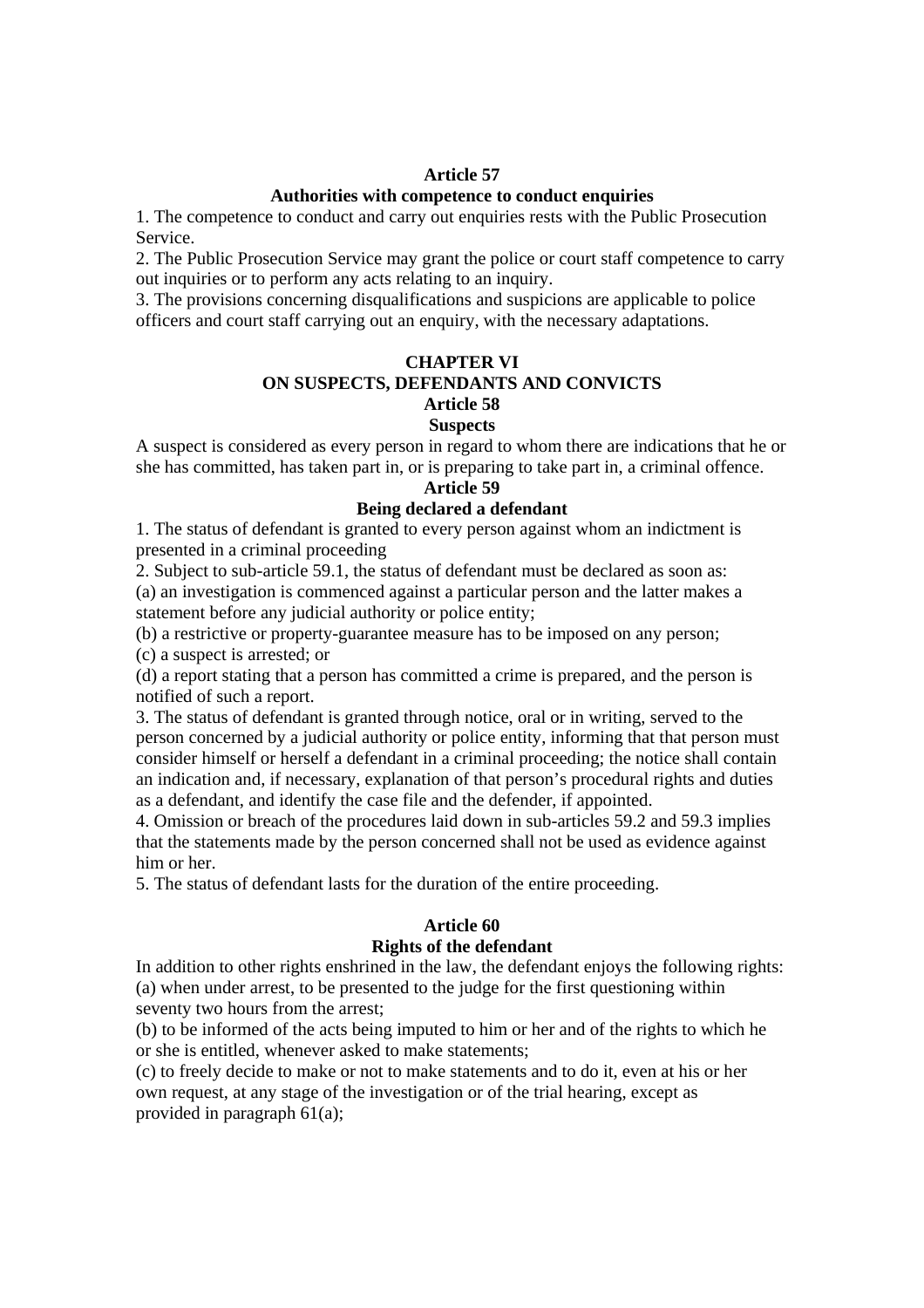**Article 57**

**Authorities with competence to conduct enquiries**

1. The competence to conduct and carry out enquiries rests with the Public Prosecution Service.
2. The Public Prosecution Service may grant the police or court staff competence to carry out inquiries or to perform any acts relating to an inquiry.
3. The provisions concerning disqualifications and suspicions are applicable to police officers and court staff carrying out an enquiry, with the necessary adaptations.

**CHAPTER VI**

**ON SUSPECTS, DEFENDANTS AND CONVICTS**

**Article 58**

**Suspects**

A suspect is considered as every person in regard to whom there are indications that he or she has committed, has taken part in, or is preparing to take part in, a criminal offence.

**Article 59**

**Being declared a defendant**

1. The status of defendant is granted to every person against whom an indictment is presented in a criminal proceeding
2. Subject to sub-article 59.1, the status of defendant must be declared as soon as:
(a) an investigation is commenced against a particular person and the latter makes a statement before any judicial authority or police entity;
(b) a restrictive or property-guarantee measure has to be imposed on any person;
(c) a suspect is arrested; or
(d) a report stating that a person has committed a crime is prepared, and the person is notified of such a report.
3. The status of defendant is granted through notice, oral or in writing, served to the person concerned by a judicial authority or police entity, informing that that person must consider himself or herself a defendant in a criminal proceeding; the notice shall contain an indication and, if necessary, explanation of that person's procedural rights and duties as a defendant, and identify the case file and the defender, if appointed.
4. Omission or breach of the procedures laid down in sub-articles 59.2 and 59.3 implies that the statements made by the person concerned shall not be used as evidence against him or her.
5. The status of defendant lasts for the duration of the entire proceeding.

**Article 60**

**Rights of the defendant**

In addition to other rights enshrined in the law, the defendant enjoys the following rights:
(a) when under arrest, to be presented to the judge for the first questioning within seventy two hours from the arrest;
(b) to be informed of the acts being imputed to him or her and of the rights to which he or she is entitled, whenever asked to make statements;
(c) to freely decide to make or not to make statements and to do it, even at his or her own request, at any stage of the investigation or of the trial hearing, except as provided in paragraph 61(a);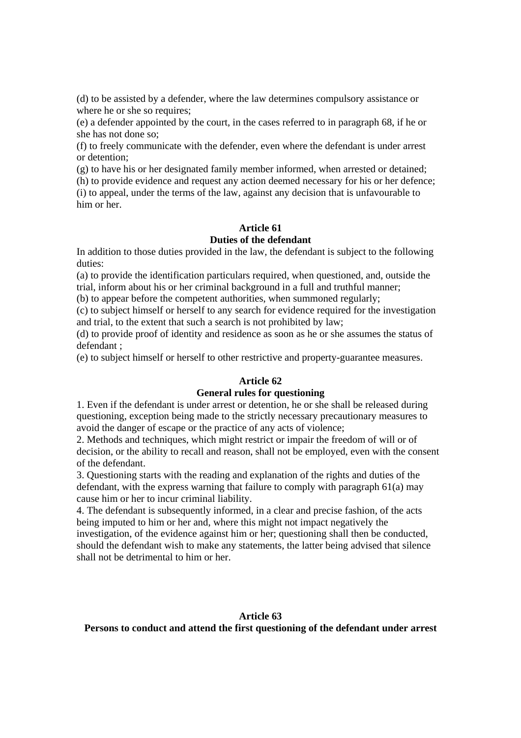(d) to be assisted by a defender, where the law determines compulsory assistance or where he or she so requires;
(e) a defender appointed by the court, in the cases referred to in paragraph 68, if he or she has not done so;
(f) to freely communicate with the defender, even where the defendant is under arrest or detention;
(g) to have his or her designated family member informed, when arrested or detained;
(h) to provide evidence and request any action deemed necessary for his or her defence;
(i) to appeal, under the terms of the law, against any decision that is unfavourable to him or her.

**Article 61**
**Duties of the defendant**

In addition to those duties provided in the law, the defendant is subject to the following duties:
(a) to provide the identification particulars required, when questioned, and, outside the trial, inform about his or her criminal background in a full and truthful manner;
(b) to appear before the competent authorities, when summoned regularly;
(c) to subject himself or herself to any search for evidence required for the investigation and trial, to the extent that such a search is not prohibited by law;
(d) to provide proof of identity and residence as soon as he or she assumes the status of defendant ;
(e) to subject himself or herself to other restrictive and property-guarantee measures.

**Article 62**
**General rules for questioning**

1. Even if the defendant is under arrest or detention, he or she shall be released during questioning, exception being made to the strictly necessary precautionary measures to avoid the danger of escape or the practice of any acts of violence;
2. Methods and techniques, which might restrict or impair the freedom of will or of decision, or the ability to recall and reason, shall not be employed, even with the consent of the defendant.
3. Questioning starts with the reading and explanation of the rights and duties of the defendant, with the express warning that failure to comply with paragraph 61(a) may cause him or her to incur criminal liability.
4. The defendant is subsequently informed, in a clear and precise fashion, of the acts being imputed to him or her and, where this might not impact negatively the investigation, of the evidence against him or her; questioning shall then be conducted, should the defendant wish to make any statements, the latter being advised that silence shall not be detrimental to him or her.

**Article 63**
**Persons to conduct and attend the first questioning of the defendant under arrest**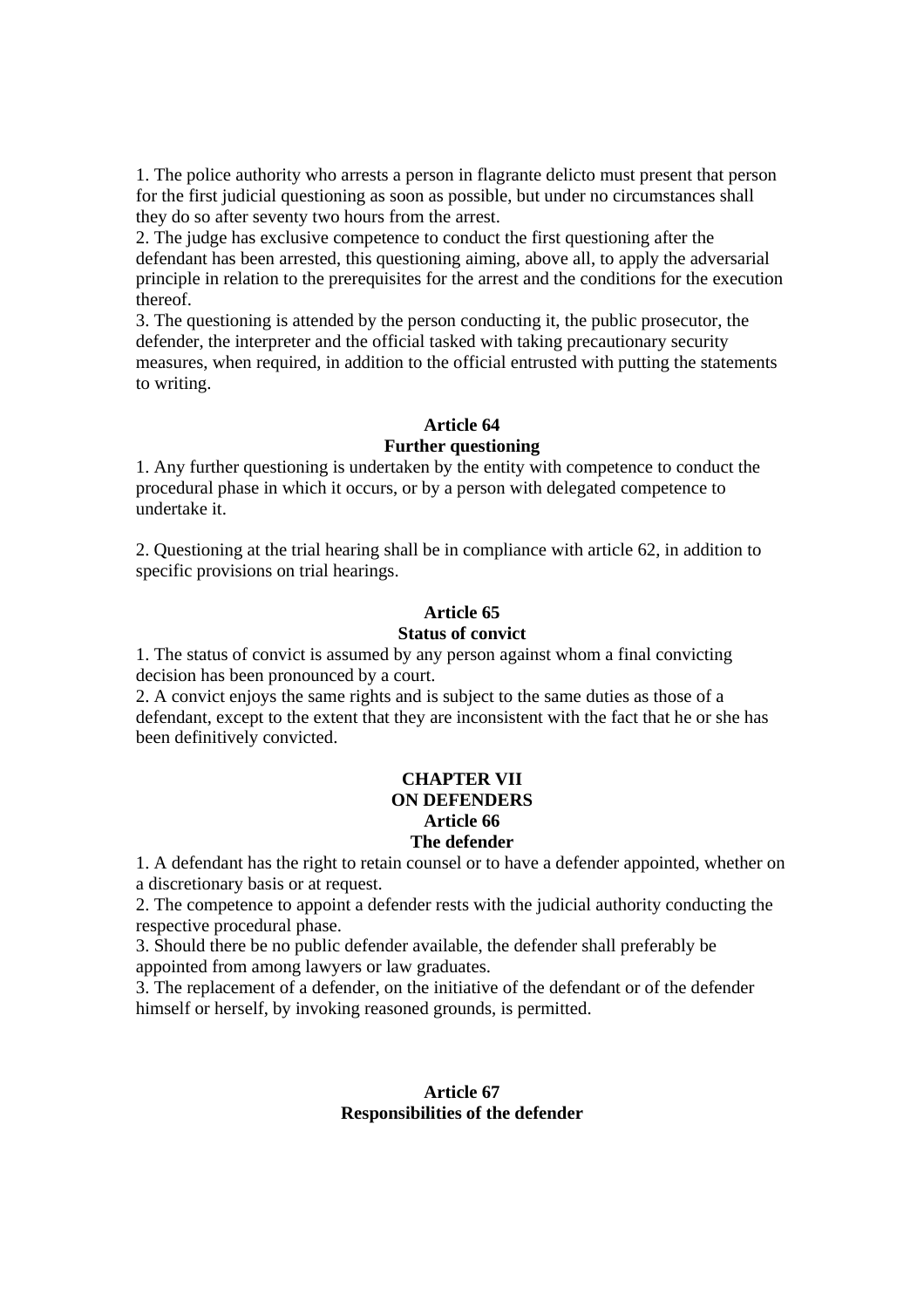1. The police authority who arrests a person in flagrante delicto must present that person for the first judicial questioning as soon as possible, but under no circumstances shall they do so after seventy two hours from the arrest.
2. The judge has exclusive competence to conduct the first questioning after the defendant has been arrested, this questioning aiming, above all, to apply the adversarial principle in relation to the prerequisites for the arrest and the conditions for the execution thereof.
3. The questioning is attended by the person conducting it, the public prosecutor, the defender, the interpreter and the official tasked with taking precautionary security measures, when required, in addition to the official entrusted with putting the statements to writing.

**Article 64**
**Further questioning**

1. Any further questioning is undertaken by the entity with competence to conduct the procedural phase in which it occurs, or by a person with delegated competence to undertake it.

2. Questioning at the trial hearing shall be in compliance with article 62, in addition to specific provisions on trial hearings.

**Article 65**
**Status of convict**

1. The status of convict is assumed by any person against whom a final convicting decision has been pronounced by a court.
2. A convict enjoys the same rights and is subject to the same duties as those of a defendant, except to the extent that they are inconsistent with the fact that he or she has been definitively convicted.

## CHAPTER VII
## ON DEFENDERS

**Article 66**
**The defender**

1. A defendant has the right to retain counsel or to have a defender appointed, whether on a discretionary basis or at request.
2. The competence to appoint a defender rests with the judicial authority conducting the respective procedural phase.
3. Should there be no public defender available, the defender shall preferably be appointed from among lawyers or law graduates.
3. The replacement of a defender, on the initiative of the defendant or of the defender himself or herself, by invoking reasoned grounds, is permitted.

**Article 67**
**Responsibilities of the defender**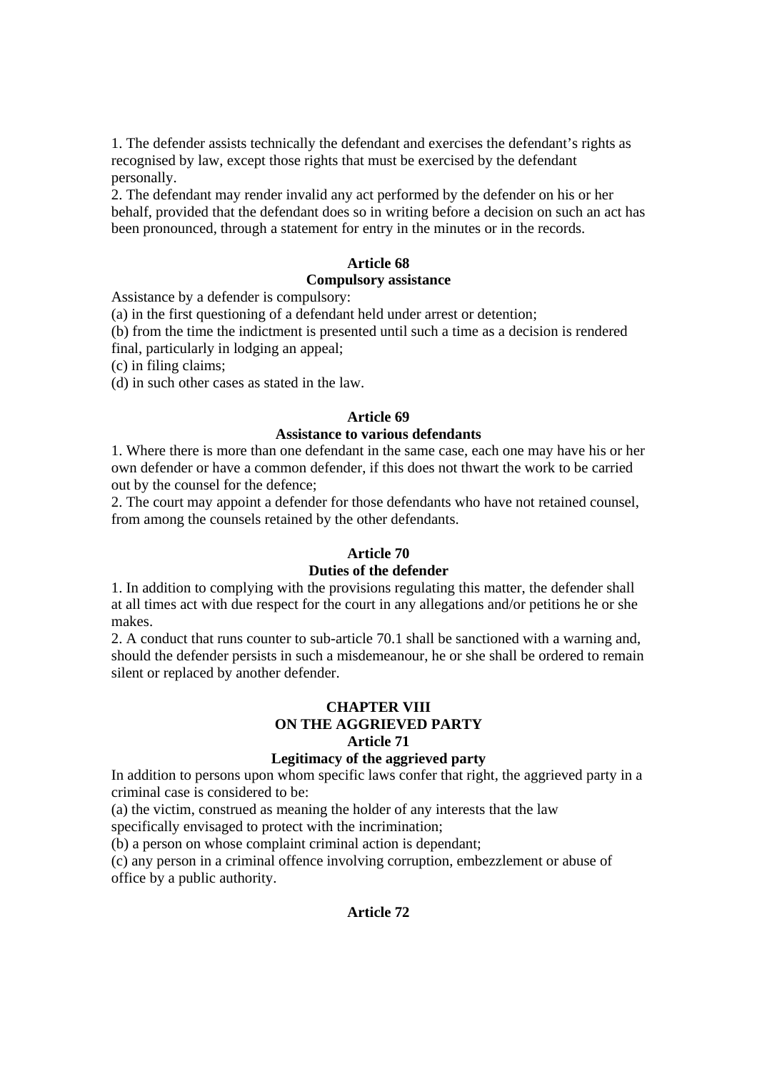1. The defender assists technically the defendant and exercises the defendant's rights as recognised by law, except those rights that must be exercised by the defendant personally.
2. The defendant may render invalid any act performed by the defender on his or her behalf, provided that the defendant does so in writing before a decision on such an act has been pronounced, through a statement for entry in the minutes or in the records.

**Article 68**
**Compulsory assistance**

Assistance by a defender is compulsory:
(a) in the first questioning of a defendant held under arrest or detention;
(b) from the time the indictment is presented until such a time as a decision is rendered final, particularly in lodging an appeal;
(c) in filing claims;
(d) in such other cases as stated in the law.

**Article 69**
**Assistance to various defendants**

1. Where there is more than one defendant in the same case, each one may have his or her own defender or have a common defender, if this does not thwart the work to be carried out by the counsel for the defence;
2. The court may appoint a defender for those defendants who have not retained counsel, from among the counsels retained by the other defendants.

**Article 70**
**Duties of the defender**

1. In addition to complying with the provisions regulating this matter, the defender shall at all times act with due respect for the court in any allegations and/or petitions he or she makes.
2. A conduct that runs counter to sub-article 70.1 shall be sanctioned with a warning and, should the defender persists in such a misdemeanour, he or she shall be ordered to remain silent or replaced by another defender.

## CHAPTER VIII
## ON THE AGGRIEVED PARTY

**Article 71**
**Legitimacy of the aggrieved party**

In addition to persons upon whom specific laws confer that right, the aggrieved party in a criminal case is considered to be:
(a) the victim, construed as meaning the holder of any interests that the law specifically envisaged to protect with the incrimination;
(b) a person on whose complaint criminal action is dependant;
(c) any person in a criminal offence involving corruption, embezzlement or abuse of office by a public authority.

**Article 72**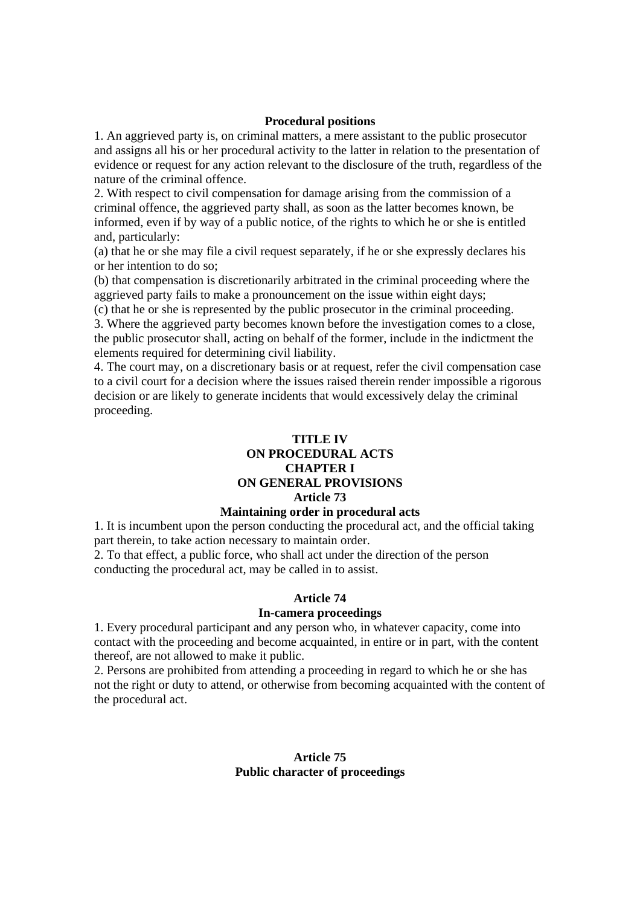**Procedural positions**

1. An aggrieved party is, on criminal matters, a mere assistant to the public prosecutor and assigns all his or her procedural activity to the latter in relation to the presentation of evidence or request for any action relevant to the disclosure of the truth, regardless of the nature of the criminal offence.
2. With respect to civil compensation for damage arising from the commission of a criminal offence, the aggrieved party shall, as soon as the latter becomes known, be informed, even if by way of a public notice, of the rights to which he or she is entitled and, particularly:
(a) that he or she may file a civil request separately, if he or she expressly declares his or her intention to do so;
(b) that compensation is discretionarily arbitrated in the criminal proceeding where the aggrieved party fails to make a pronouncement on the issue within eight days;
(c) that he or she is represented by the public prosecutor in the criminal proceeding.
3. Where the aggrieved party becomes known before the investigation comes to a close, the public prosecutor shall, acting on behalf of the former, include in the indictment the elements required for determining civil liability.
4. The court may, on a discretionary basis or at request, refer the civil compensation case to a civil court for a decision where the issues raised therein render impossible a rigorous decision or are likely to generate incidents that would excessively delay the criminal proceeding.

# TITLE IV
# ON PROCEDURAL ACTS
## CHAPTER I
## ON GENERAL PROVISIONS
### Article 73
### Maintaining order in procedural acts

1. It is incumbent upon the person conducting the procedural act, and the official taking part therein, to take action necessary to maintain order.
2. To that effect, a public force, who shall act under the direction of the person conducting the procedural act, may be called in to assist.

### Article 74
### In-camera proceedings

1. Every procedural participant and any person who, in whatever capacity, come into contact with the proceeding and become acquainted, in entire or in part, with the content thereof, are not allowed to make it public.
2. Persons are prohibited from attending a proceeding in regard to which he or she has not the right or duty to attend, or otherwise from becoming acquainted with the content of the procedural act.

### Article 75
### Public character of proceedings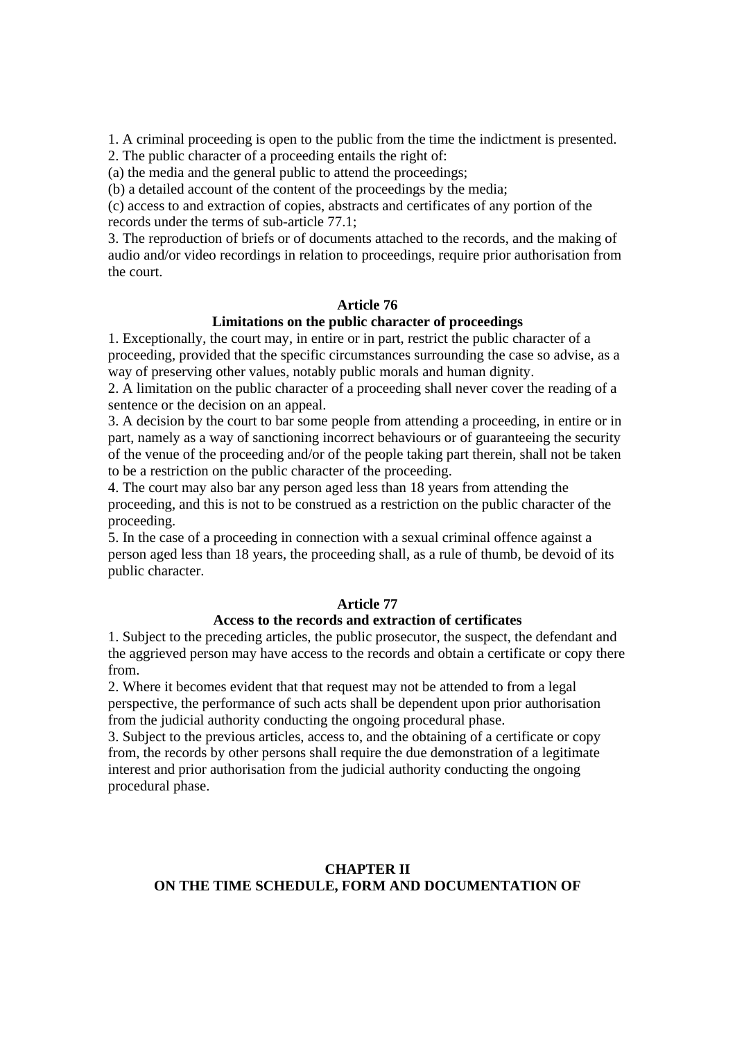1. A criminal proceeding is open to the public from the time the indictment is presented.
2. The public character of a proceeding entails the right of:
(a) the media and the general public to attend the proceedings;
(b) a detailed account of the content of the proceedings by the media;
(c) access to and extraction of copies, abstracts and certificates of any portion of the records under the terms of sub-article 77.1;
3. The reproduction of briefs or of documents attached to the records, and the making of audio and/or video recordings in relation to proceedings, require prior authorisation from the court.

**Article 76**
**Limitations on the public character of proceedings**

1. Exceptionally, the court may, in entire or in part, restrict the public character of a proceeding, provided that the specific circumstances surrounding the case so advise, as a way of preserving other values, notably public morals and human dignity.
2. A limitation on the public character of a proceeding shall never cover the reading of a sentence or the decision on an appeal.
3. A decision by the court to bar some people from attending a proceeding, in entire or in part, namely as a way of sanctioning incorrect behaviours or of guaranteeing the security of the venue of the proceeding and/or of the people taking part therein, shall not be taken to be a restriction on the public character of the proceeding.
4. The court may also bar any person aged less than 18 years from attending the proceeding, and this is not to be construed as a restriction on the public character of the proceeding.
5. In the case of a proceeding in connection with a sexual criminal offence against a person aged less than 18 years, the proceeding shall, as a rule of thumb, be devoid of its public character.

**Article 77**
**Access to the records and extraction of certificates**

1. Subject to the preceding articles, the public prosecutor, the suspect, the defendant and the aggrieved person may have access to the records and obtain a certificate or copy there from.
2. Where it becomes evident that that request may not be attended to from a legal perspective, the performance of such acts shall be dependent upon prior authorisation from the judicial authority conducting the ongoing procedural phase.
3. Subject to the previous articles, access to, and the obtaining of a certificate or copy from, the records by other persons shall require the due demonstration of a legitimate interest and prior authorisation from the judicial authority conducting the ongoing procedural phase.

## CHAPTER II
## ON THE TIME SCHEDULE, FORM AND DOCUMENTATION OF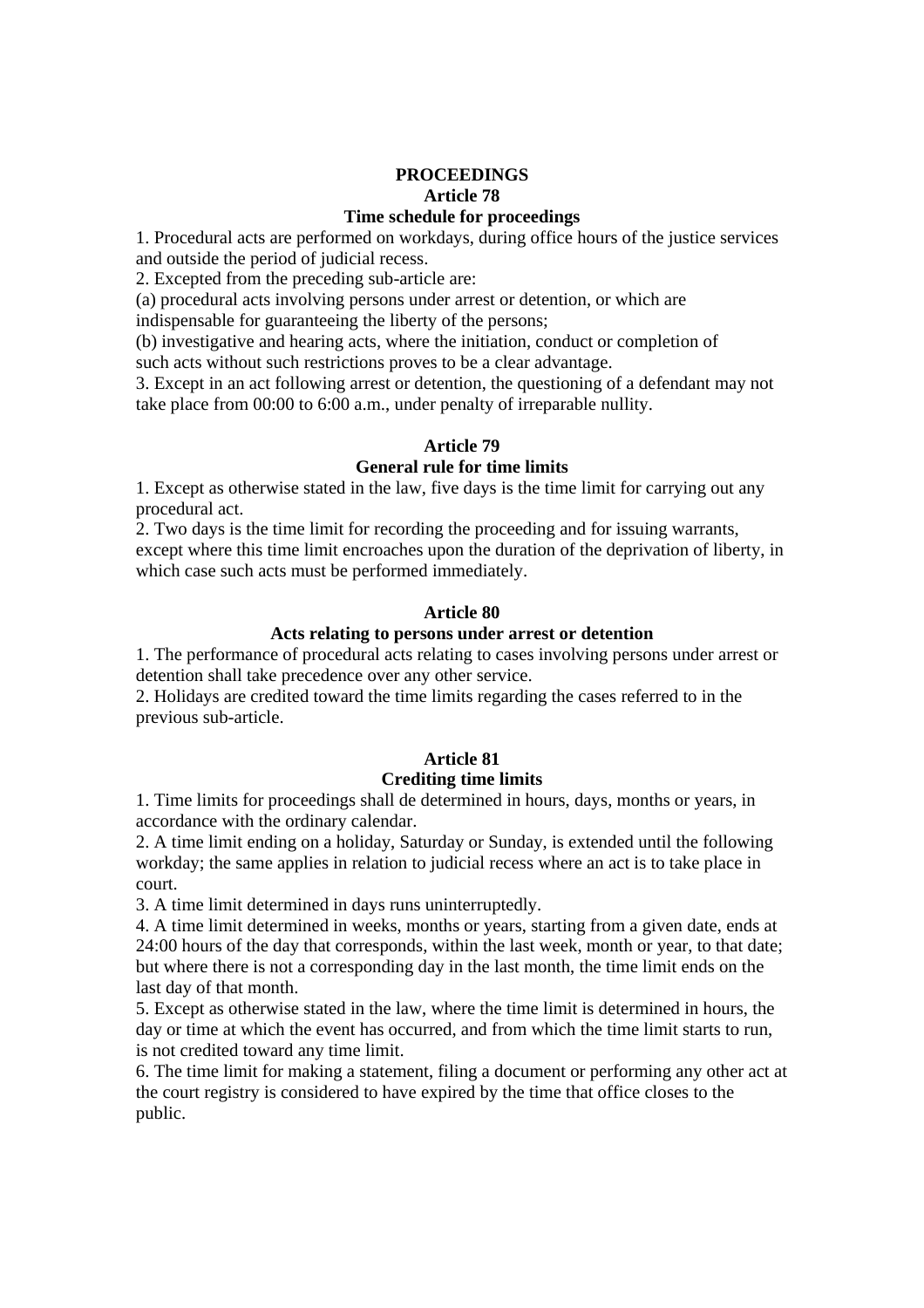## PROCEEDINGS

### Article 78

### Time schedule for proceedings

1. Procedural acts are performed on workdays, during office hours of the justice services and outside the period of judicial recess.
2. Excepted from the preceding sub-article are:
(a) procedural acts involving persons under arrest or detention, or which are indispensable for guaranteeing the liberty of the persons;
(b) investigative and hearing acts, where the initiation, conduct or completion of such acts without such restrictions proves to be a clear advantage.
3. Except in an act following arrest or detention, the questioning of a defendant may not take place from 00:00 to 6:00 a.m., under penalty of irreparable nullity.

### Article 79

### General rule for time limits

1. Except as otherwise stated in the law, five days is the time limit for carrying out any procedural act.
2. Two days is the time limit for recording the proceeding and for issuing warrants, except where this time limit encroaches upon the duration of the deprivation of liberty, in which case such acts must be performed immediately.

### Article 80

### Acts relating to persons under arrest or detention

1. The performance of procedural acts relating to cases involving persons under arrest or detention shall take precedence over any other service.
2. Holidays are credited toward the time limits regarding the cases referred to in the previous sub-article.

### Article 81

### Crediting time limits

1. Time limits for proceedings shall de determined in hours, days, months or years, in accordance with the ordinary calendar.
2. A time limit ending on a holiday, Saturday or Sunday, is extended until the following workday; the same applies in relation to judicial recess where an act is to take place in court.
3. A time limit determined in days runs uninterruptedly.
4. A time limit determined in weeks, months or years, starting from a given date, ends at 24:00 hours of the day that corresponds, within the last week, month or year, to that date; but where there is not a corresponding day in the last month, the time limit ends on the last day of that month.
5. Except as otherwise stated in the law, where the time limit is determined in hours, the day or time at which the event has occurred, and from which the time limit starts to run, is not credited toward any time limit.
6. The time limit for making a statement, filing a document or performing any other act at the court registry is considered to have expired by the time that office closes to the public.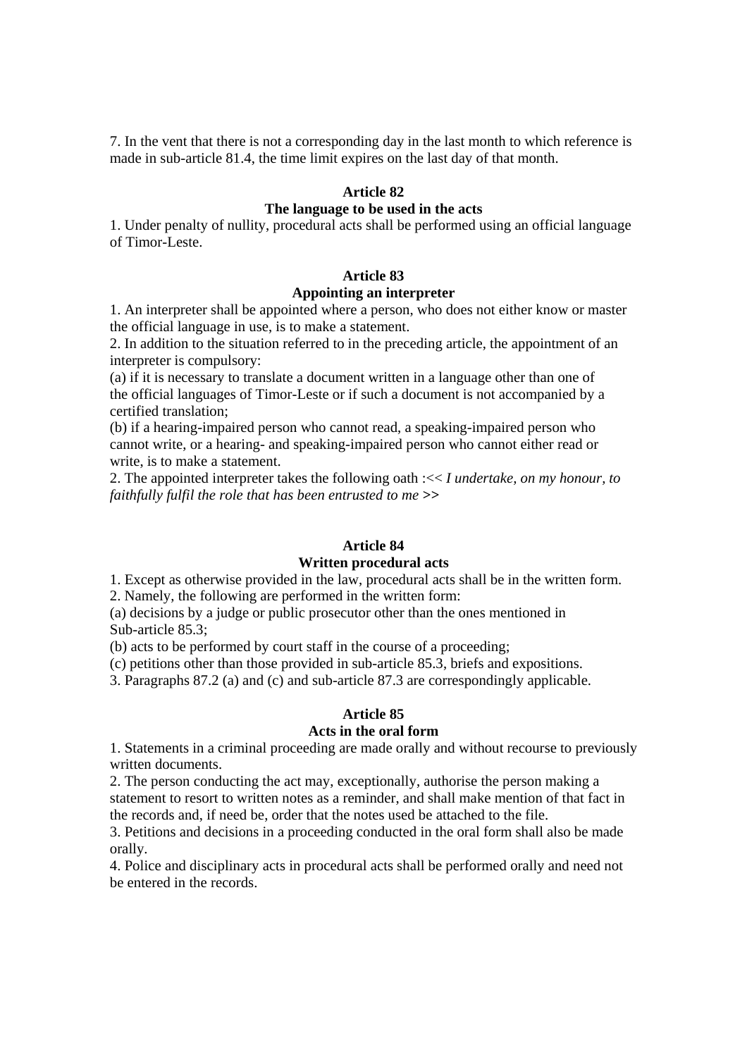7. In the vent that there is not a corresponding day in the last month to which reference is made in sub-article 81.4, the time limit expires on the last day of that month.

**Article 82**
**The language to be used in the acts**

1. Under penalty of nullity, procedural acts shall be performed using an official language of Timor-Leste.

**Article 83**
**Appointing an interpreter**

1. An interpreter shall be appointed where a person, who does not either know or master the official language in use, is to make a statement.
2. In addition to the situation referred to in the preceding article, the appointment of an interpreter is compulsory:
(a) if it is necessary to translate a document written in a language other than one of the official languages of Timor-Leste or if such a document is not accompanied by a certified translation;
(b) if a hearing-impaired person who cannot read, a speaking-impaired person who cannot write, or a hearing- and speaking-impaired person who cannot either read or write, is to make a statement.
2. The appointed interpreter takes the following oath :<< *I undertake, on my honour, to faithfully fulfil the role that has been entrusted to me* >>

**Article 84**
**Written procedural acts**

1. Except as otherwise provided in the law, procedural acts shall be in the written form.
2. Namely, the following are performed in the written form:
(a) decisions by a judge or public prosecutor other than the ones mentioned in Sub-article 85.3;
(b) acts to be performed by court staff in the course of a proceeding;
(c) petitions other than those provided in sub-article 85.3, briefs and expositions.
3. Paragraphs 87.2 (a) and (c) and sub-article 87.3 are correspondingly applicable.

**Article 85**
**Acts in the oral form**

1. Statements in a criminal proceeding are made orally and without recourse to previously written documents.
2. The person conducting the act may, exceptionally, authorise the person making a statement to resort to written notes as a reminder, and shall make mention of that fact in the records and, if need be, order that the notes used be attached to the file.
3. Petitions and decisions in a proceeding conducted in the oral form shall also be made orally.
4. Police and disciplinary acts in procedural acts shall be performed orally and need not be entered in the records.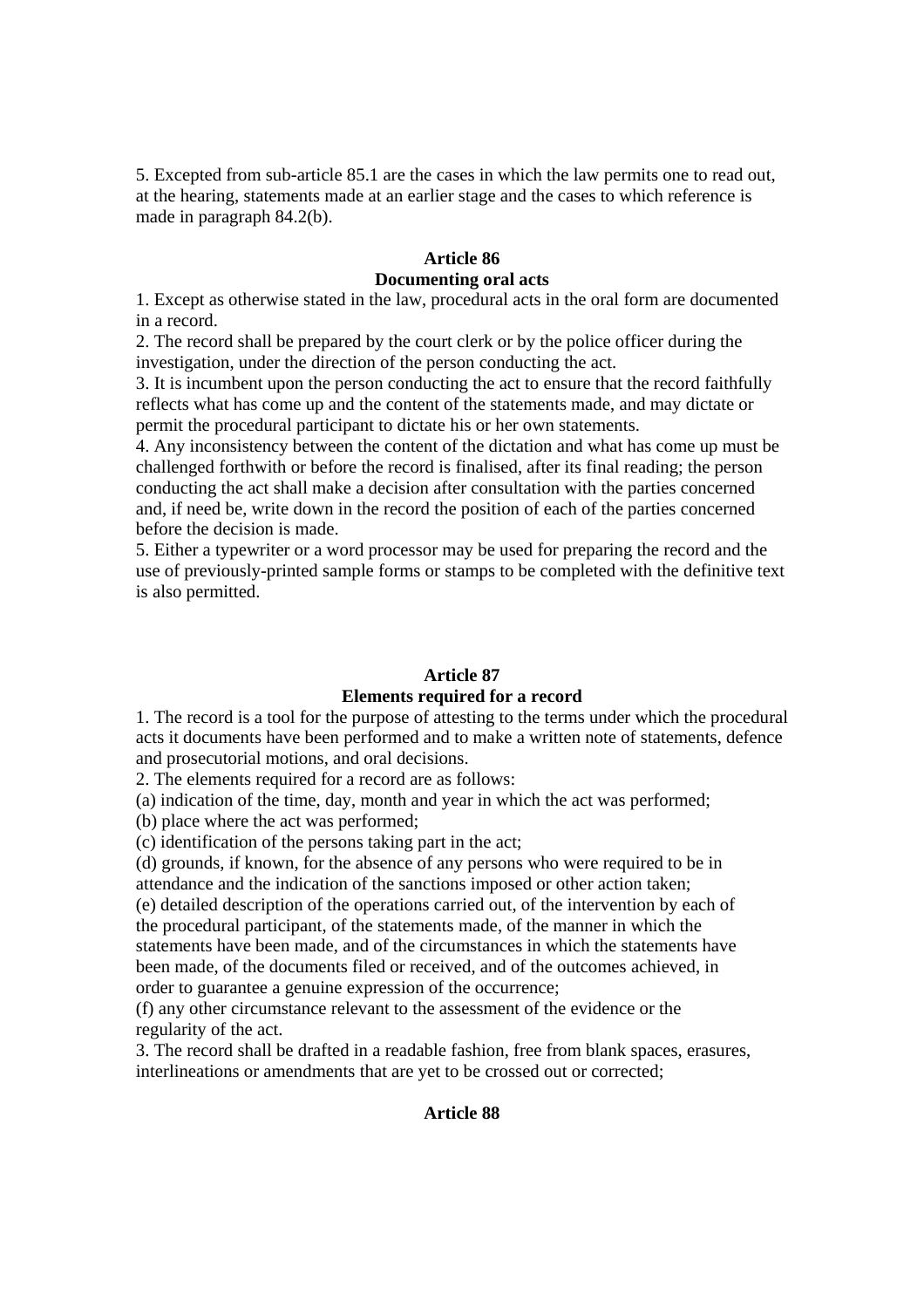5. Excepted from sub-article 85.1 are the cases in which the law permits one to read out, at the hearing, statements made at an earlier stage and the cases to which reference is made in paragraph 84.2(b).

### Article 86
### Documenting oral acts

1. Except as otherwise stated in the law, procedural acts in the oral form are documented in a record.
2. The record shall be prepared by the court clerk or by the police officer during the investigation, under the direction of the person conducting the act.
3. It is incumbent upon the person conducting the act to ensure that the record faithfully reflects what has come up and the content of the statements made, and may dictate or permit the procedural participant to dictate his or her own statements.
4. Any inconsistency between the content of the dictation and what has come up must be challenged forthwith or before the record is finalised, after its final reading; the person conducting the act shall make a decision after consultation with the parties concerned and, if need be, write down in the record the position of each of the parties concerned before the decision is made.
5. Either a typewriter or a word processor may be used for preparing the record and the use of previously-printed sample forms or stamps to be completed with the definitive text is also permitted.

### Article 87
### Elements required for a record

1. The record is a tool for the purpose of attesting to the terms under which the procedural acts it documents have been performed and to make a written note of statements, defence and prosecutorial motions, and oral decisions.
2. The elements required for a record are as follows:
(a) indication of the time, day, month and year in which the act was performed;
(b) place where the act was performed;
(c) identification of the persons taking part in the act;
(d) grounds, if known, for the absence of any persons who were required to be in attendance and the indication of the sanctions imposed or other action taken;
(e) detailed description of the operations carried out, of the intervention by each of the procedural participant, of the statements made, of the manner in which the statements have been made, and of the circumstances in which the statements have been made, of the documents filed or received, and of the outcomes achieved, in order to guarantee a genuine expression of the occurrence;
(f) any other circumstance relevant to the assessment of the evidence or the regularity of the act.
3. The record shall be drafted in a readable fashion, free from blank spaces, erasures, interlineations or amendments that are yet to be crossed out or corrected;

### Article 88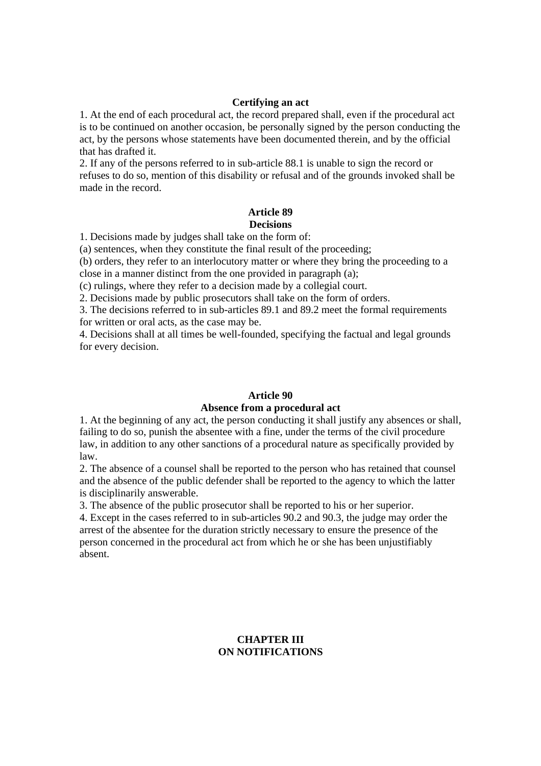**Certifying an act**

1. At the end of each procedural act, the record prepared shall, even if the procedural act is to be continued on another occasion, be personally signed by the person conducting the act, by the persons whose statements have been documented therein, and by the official that has drafted it.
2. If any of the persons referred to in sub-article 88.1 is unable to sign the record or refuses to do so, mention of this disability or refusal and of the grounds invoked shall be made in the record.

**Article 89**
**Decisions**

1. Decisions made by judges shall take on the form of:
(a) sentences, when they constitute the final result of the proceeding;
(b) orders, they refer to an interlocutory matter or where they bring the proceeding to a close in a manner distinct from the one provided in paragraph (a);
(c) rulings, where they refer to a decision made by a collegial court.
2. Decisions made by public prosecutors shall take on the form of orders.
3. The decisions referred to in sub-articles 89.1 and 89.2 meet the formal requirements for written or oral acts, as the case may be.
4. Decisions shall at all times be well-founded, specifying the factual and legal grounds for every decision.

**Article 90**
**Absence from a procedural act**

1. At the beginning of any act, the person conducting it shall justify any absences or shall, failing to do so, punish the absentee with a fine, under the terms of the civil procedure law, in addition to any other sanctions of a procedural nature as specifically provided by law.
2. The absence of a counsel shall be reported to the person who has retained that counsel and the absence of the public defender shall be reported to the agency to which the latter is disciplinarily answerable.
3. The absence of the public prosecutor shall be reported to his or her superior.
4. Except in the cases referred to in sub-articles 90.2 and 90.3, the judge may order the arrest of the absentee for the duration strictly necessary to ensure the presence of the person concerned in the procedural act from which he or she has been unjustifiably absent.

## CHAPTER III
## ON NOTIFICATIONS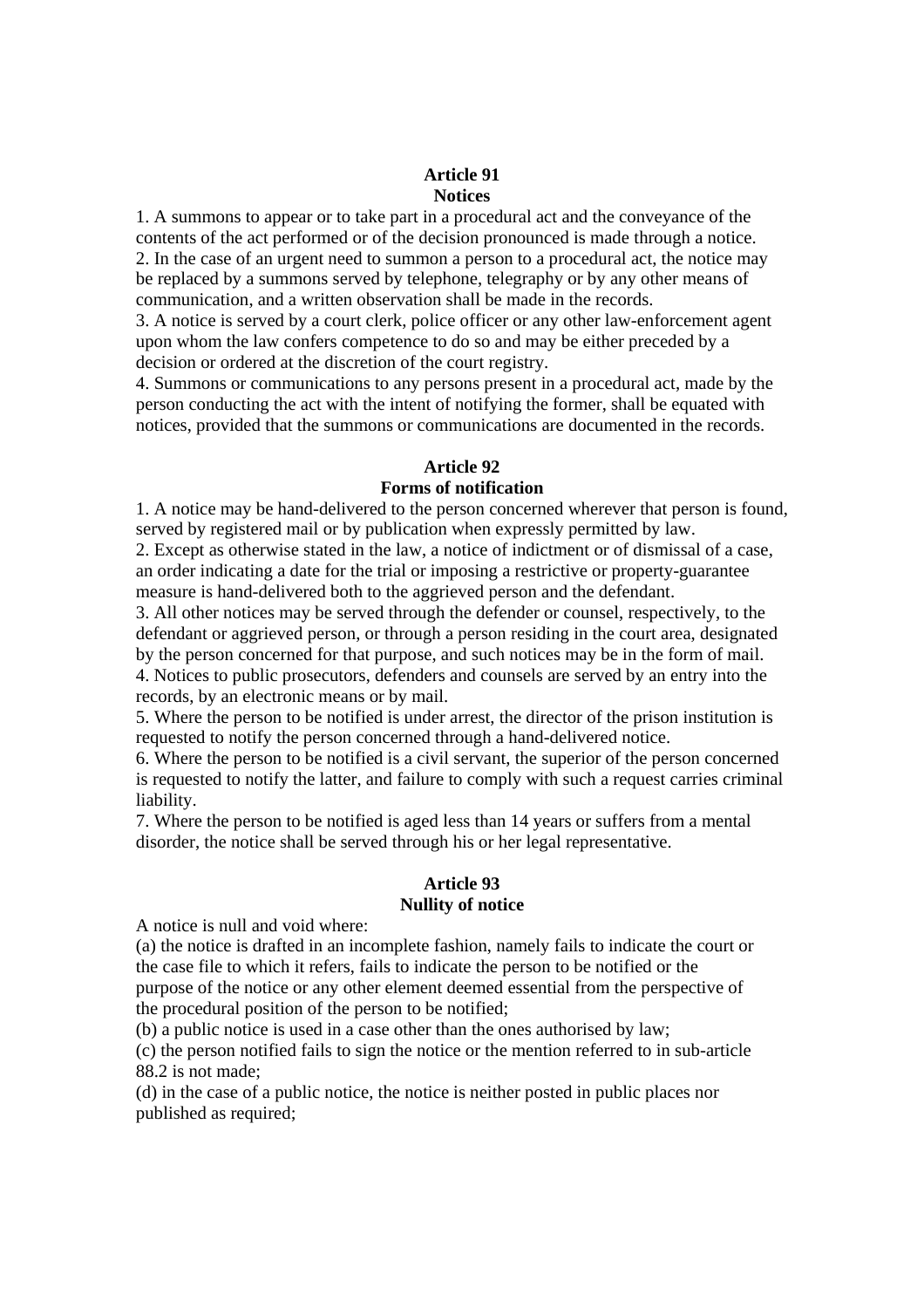## Article 91
## Notices

1. A summons to appear or to take part in a procedural act and the conveyance of the contents of the act performed or of the decision pronounced is made through a notice.
2. In the case of an urgent need to summon a person to a procedural act, the notice may be replaced by a summons served by telephone, telegraphy or by any other means of communication, and a written observation shall be made in the records.
3. A notice is served by a court clerk, police officer or any other law-enforcement agent upon whom the law confers competence to do so and may be either preceded by a decision or ordered at the discretion of the court registry.
4. Summons or communications to any persons present in a procedural act, made by the person conducting the act with the intent of notifying the former, shall be equated with notices, provided that the summons or communications are documented in the records.

## Article 92
## Forms of notification

1. A notice may be hand-delivered to the person concerned wherever that person is found, served by registered mail or by publication when expressly permitted by law.
2. Except as otherwise stated in the law, a notice of indictment or of dismissal of a case, an order indicating a date for the trial or imposing a restrictive or property-guarantee measure is hand-delivered both to the aggrieved person and the defendant.
3. All other notices may be served through the defender or counsel, respectively, to the defendant or aggrieved person, or through a person residing in the court area, designated by the person concerned for that purpose, and such notices may be in the form of mail.
4. Notices to public prosecutors, defenders and counsels are served by an entry into the records, by an electronic means or by mail.
5. Where the person to be notified is under arrest, the director of the prison institution is requested to notify the person concerned through a hand-delivered notice.
6. Where the person to be notified is a civil servant, the superior of the person concerned is requested to notify the latter, and failure to comply with such a request carries criminal liability.
7. Where the person to be notified is aged less than 14 years or suffers from a mental disorder, the notice shall be served through his or her legal representative.

## Article 93
## Nullity of notice

A notice is null and void where:

(a) the notice is drafted in an incomplete fashion, namely fails to indicate the court or the case file to which it refers, fails to indicate the person to be notified or the purpose of the notice or any other element deemed essential from the perspective of the procedural position of the person to be notified;

(b) a public notice is used in a case other than the ones authorised by law;

(c) the person notified fails to sign the notice or the mention referred to in sub-article 88.2 is not made;

(d) in the case of a public notice, the notice is neither posted in public places nor published as required;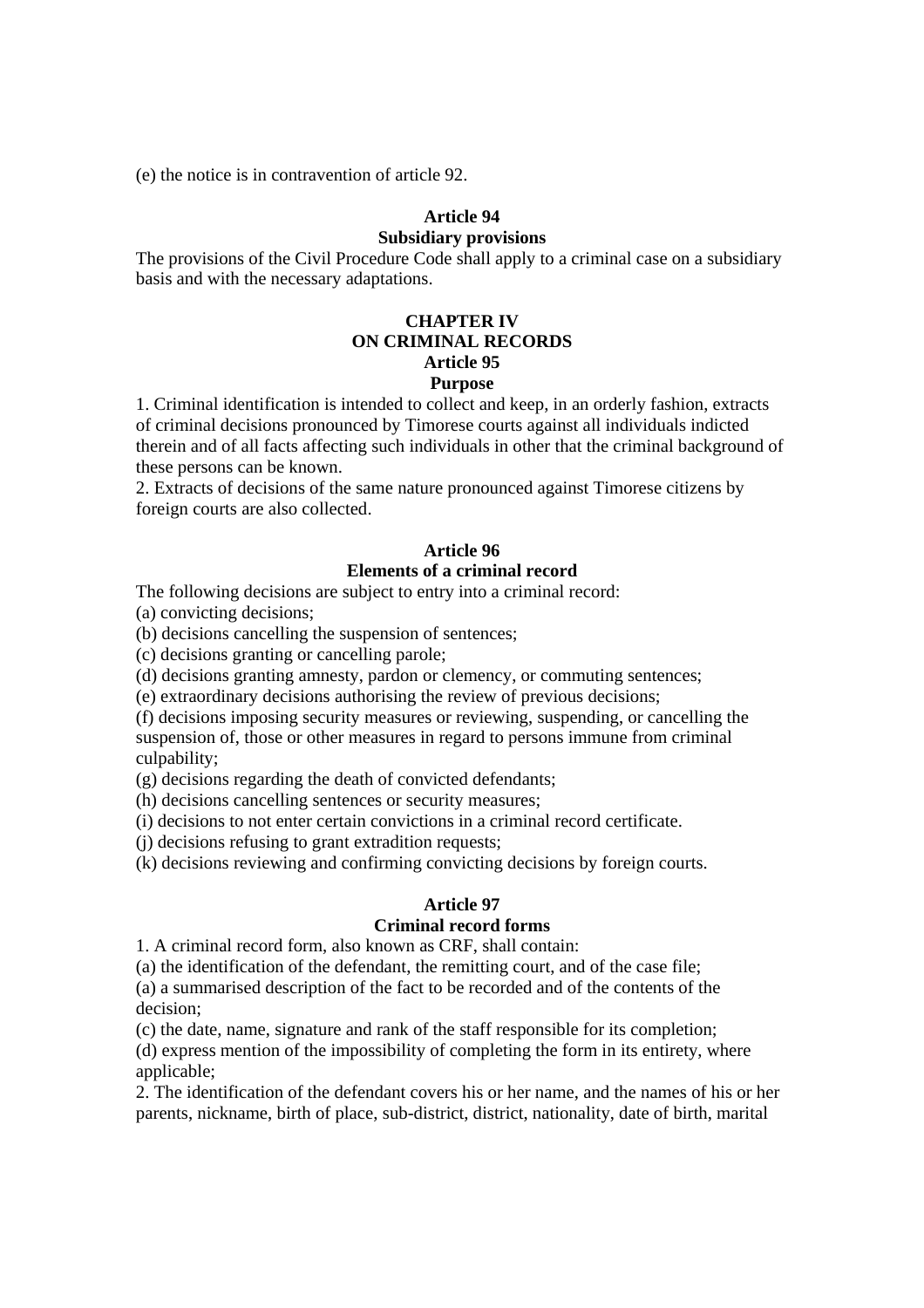(e) the notice is in contravention of article 92.

### Article 94
### Subsidiary provisions

The provisions of the Civil Procedure Code shall apply to a criminal case on a subsidiary basis and with the necessary adaptations.

## CHAPTER IV
## ON CRIMINAL RECORDS

### Article 95
### Purpose

1. Criminal identification is intended to collect and keep, in an orderly fashion, extracts of criminal decisions pronounced by Timorese courts against all individuals indicted therein and of all facts affecting such individuals in other that the criminal background of these persons can be known.
2. Extracts of decisions of the same nature pronounced against Timorese citizens by foreign courts are also collected.

### Article 96
### Elements of a criminal record

The following decisions are subject to entry into a criminal record:
(a) convicting decisions;
(b) decisions cancelling the suspension of sentences;
(c) decisions granting or cancelling parole;
(d) decisions granting amnesty, pardon or clemency, or commuting sentences;
(e) extraordinary decisions authorising the review of previous decisions;
(f) decisions imposing security measures or reviewing, suspending, or cancelling the suspension of, those or other measures in regard to persons immune from criminal culpability;
(g) decisions regarding the death of convicted defendants;
(h) decisions cancelling sentences or security measures;
(i) decisions to not enter certain convictions in a criminal record certificate.
(j) decisions refusing to grant extradition requests;
(k) decisions reviewing and confirming convicting decisions by foreign courts.

### Article 97
### Criminal record forms

1. A criminal record form, also known as CRF, shall contain:
(a) the identification of the defendant, the remitting court, and of the case file;
(a) a summarised description of the fact to be recorded and of the contents of the decision;
(c) the date, name, signature and rank of the staff responsible for its completion;
(d) express mention of the impossibility of completing the form in its entirety, where applicable;
2. The identification of the defendant covers his or her name, and the names of his or her parents, nickname, birth of place, sub-district, district, nationality, date of birth, marital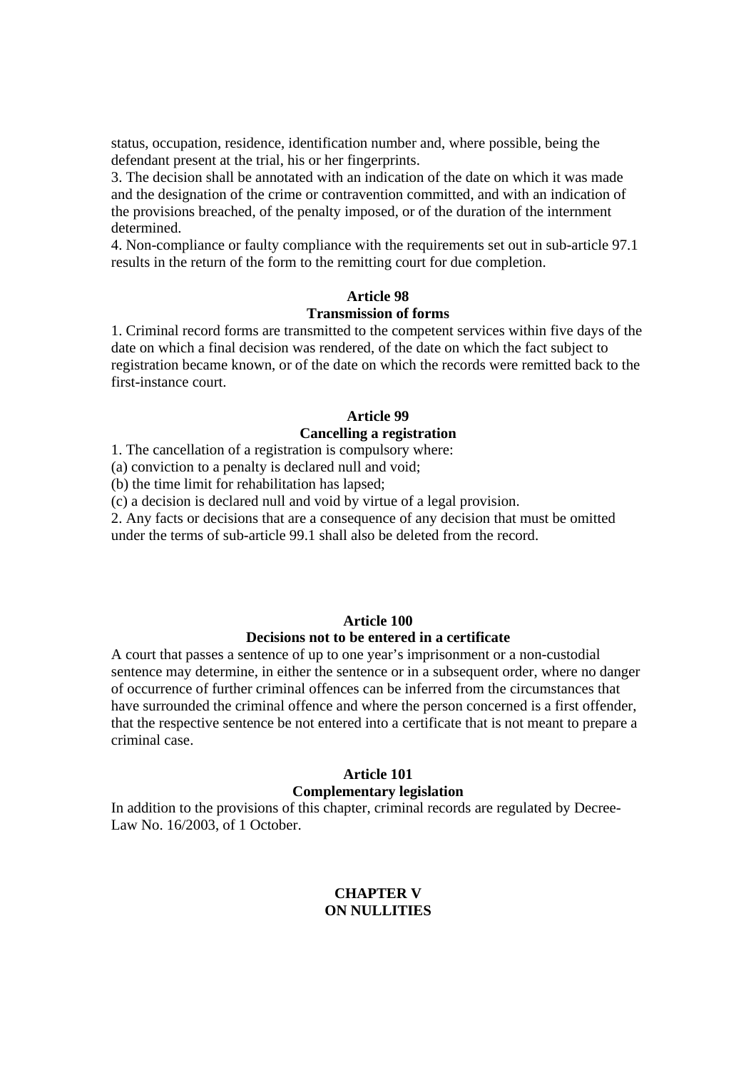status, occupation, residence, identification number and, where possible, being the defendant present at the trial, his or her fingerprints.

3. The decision shall be annotated with an indication of the date on which it was made and the designation of the crime or contravention committed, and with an indication of the provisions breached, of the penalty imposed, or of the duration of the internment determined.

4. Non-compliance or faulty compliance with the requirements set out in sub-article 97.1 results in the return of the form to the remitting court for due completion.

**Article 98**
**Transmission of forms**

1. Criminal record forms are transmitted to the competent services within five days of the date on which a final decision was rendered, of the date on which the fact subject to registration became known, or of the date on which the records were remitted back to the first-instance court.

**Article 99**
**Cancelling a registration**

1. The cancellation of a registration is compulsory where:
(a) conviction to a penalty is declared null and void;
(b) the time limit for rehabilitation has lapsed;
(c) a decision is declared null and void by virtue of a legal provision.

2. Any facts or decisions that are a consequence of any decision that must be omitted under the terms of sub-article 99.1 shall also be deleted from the record.

**Article 100**
**Decisions not to be entered in a certificate**

A court that passes a sentence of up to one year's imprisonment or a non-custodial sentence may determine, in either the sentence or in a subsequent order, where no danger of occurrence of further criminal offences can be inferred from the circumstances that have surrounded the criminal offence and where the person concerned is a first offender, that the respective sentence be not entered into a certificate that is not meant to prepare a criminal case.

**Article 101**
**Complementary legislation**

In addition to the provisions of this chapter, criminal records are regulated by Decree-Law No. 16/2003, of 1 October.

## CHAPTER V
## ON NULLITIES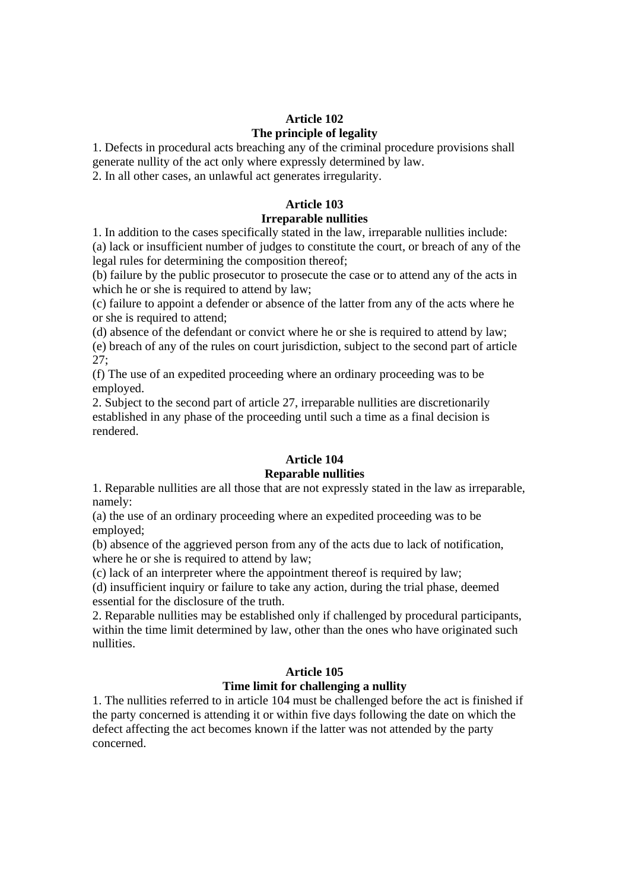**Article 102**
**The principle of legality**

1. Defects in procedural acts breaching any of the criminal procedure provisions shall generate nullity of the act only where expressly determined by law.
2. In all other cases, an unlawful act generates irregularity.

**Article 103**
**Irreparable nullities**

1. In addition to the cases specifically stated in the law, irreparable nullities include:
(a) lack or insufficient number of judges to constitute the court, or breach of any of the legal rules for determining the composition thereof;
(b) failure by the public prosecutor to prosecute the case or to attend any of the acts in which he or she is required to attend by law;
(c) failure to appoint a defender or absence of the latter from any of the acts where he or she is required to attend;
(d) absence of the defendant or convict where he or she is required to attend by law;
(e) breach of any of the rules on court jurisdiction, subject to the second part of article 27;
(f) The use of an expedited proceeding where an ordinary proceeding was to be employed.
2. Subject to the second part of article 27, irreparable nullities are discretionarily established in any phase of the proceeding until such a time as a final decision is rendered.

**Article 104**
**Reparable nullities**

1. Reparable nullities are all those that are not expressly stated in the law as irreparable, namely:
(a) the use of an ordinary proceeding where an expedited proceeding was to be employed;
(b) absence of the aggrieved person from any of the acts due to lack of notification, where he or she is required to attend by law;
(c) lack of an interpreter where the appointment thereof is required by law;
(d) insufficient inquiry or failure to take any action, during the trial phase, deemed essential for the disclosure of the truth.
2. Reparable nullities may be established only if challenged by procedural participants, within the time limit determined by law, other than the ones who have originated such nullities.

**Article 105**
**Time limit for challenging a nullity**

1. The nullities referred to in article 104 must be challenged before the act is finished if the party concerned is attending it or within five days following the date on which the defect affecting the act becomes known if the latter was not attended by the party concerned.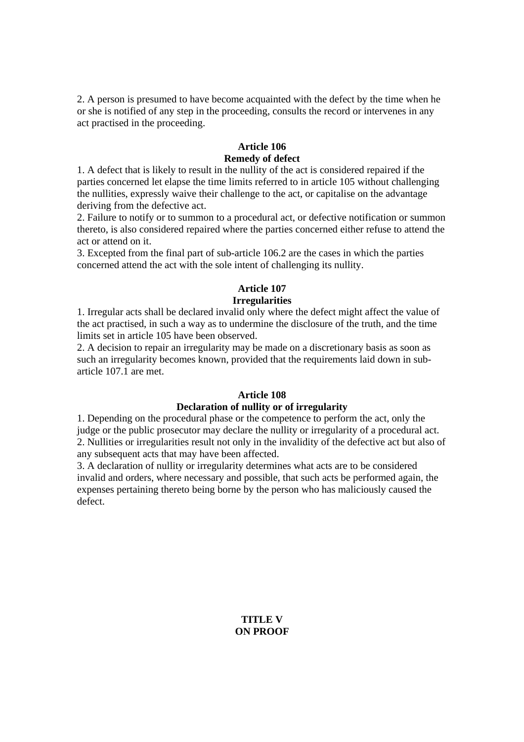2. A person is presumed to have become acquainted with the defect by the time when he or she is notified of any step in the proceeding, consults the record or intervenes in any act practised in the proceeding.

### Article 106
### Remedy of defect

1. A defect that is likely to result in the nullity of the act is considered repaired if the parties concerned let elapse the time limits referred to in article 105 without challenging the nullities, expressly waive their challenge to the act, or capitalise on the advantage deriving from the defective act.
2. Failure to notify or to summon to a procedural act, or defective notification or summon thereto, is also considered repaired where the parties concerned either refuse to attend the act or attend on it.
3. Excepted from the final part of sub-article 106.2 are the cases in which the parties concerned attend the act with the sole intent of challenging its nullity.

### Article 107
### Irregularities

1. Irregular acts shall be declared invalid only where the defect might affect the value of the act practised, in such a way as to undermine the disclosure of the truth, and the time limits set in article 105 have been observed.
2. A decision to repair an irregularity may be made on a discretionary basis as soon as such an irregularity becomes known, provided that the requirements laid down in sub-article 107.1 are met.

### Article 108
### Declaration of nullity or of irregularity

1. Depending on the procedural phase or the competence to perform the act, only the judge or the public prosecutor may declare the nullity or irregularity of a procedural act.
2. Nullities or irregularities result not only in the invalidity of the defective act but also of any subsequent acts that may have been affected.
3. A declaration of nullity or irregularity determines what acts are to be considered invalid and orders, where necessary and possible, that such acts be performed again, the expenses pertaining thereto being borne by the person who has maliciously caused the defect.

## TITLE V
## ON PROOF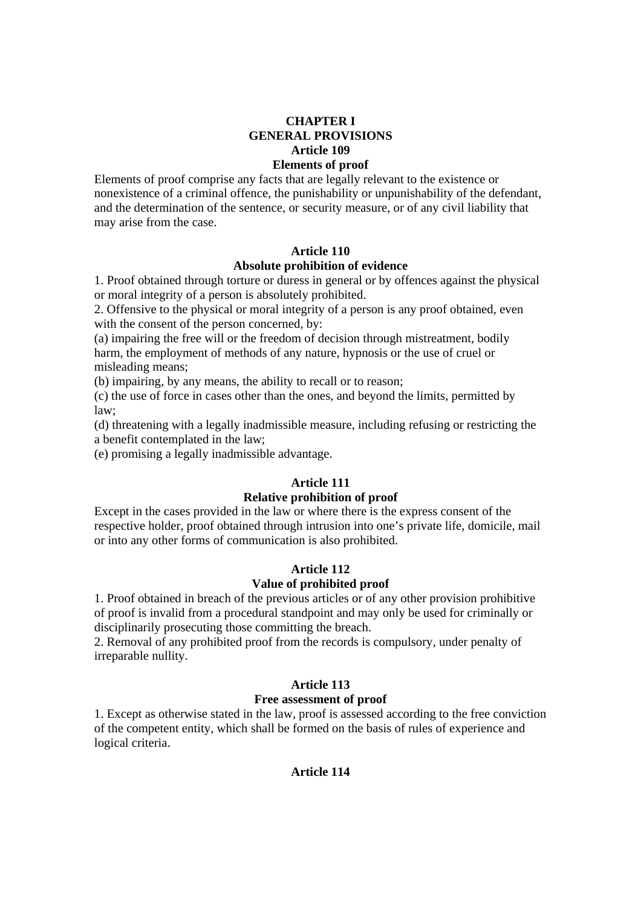## CHAPTER I
## GENERAL PROVISIONS

### Article 109
### Elements of proof

Elements of proof comprise any facts that are legally relevant to the existence or nonexistence of a criminal offence, the punishability or unpunishability of the defendant, and the determination of the sentence, or security measure, or of any civil liability that may arise from the case.

### Article 110
### Absolute prohibition of evidence

1. Proof obtained through torture or duress in general or by offences against the physical or moral integrity of a person is absolutely prohibited.
2. Offensive to the physical or moral integrity of a person is any proof obtained, even with the consent of the person concerned, by:
(a) impairing the free will or the freedom of decision through mistreatment, bodily harm, the employment of methods of any nature, hypnosis or the use of cruel or misleading means;
(b) impairing, by any means, the ability to recall or to reason;
(c) the use of force in cases other than the ones, and beyond the limits, permitted by law;
(d) threatening with a legally inadmissible measure, including refusing or restricting the a benefit contemplated in the law;
(e) promising a legally inadmissible advantage.

### Article 111
### Relative prohibition of proof

Except in the cases provided in the law or where there is the express consent of the respective holder, proof obtained through intrusion into one's private life, domicile, mail or into any other forms of communication is also prohibited.

### Article 112
### Value of prohibited proof

1. Proof obtained in breach of the previous articles or of any other provision prohibitive of proof is invalid from a procedural standpoint and may only be used for criminally or disciplinarily prosecuting those committing the breach.
2. Removal of any prohibited proof from the records is compulsory, under penalty of irreparable nullity.

### Article 113
### Free assessment of proof

1. Except as otherwise stated in the law, proof is assessed according to the free conviction of the competent entity, which shall be formed on the basis of rules of experience and logical criteria.

### Article 114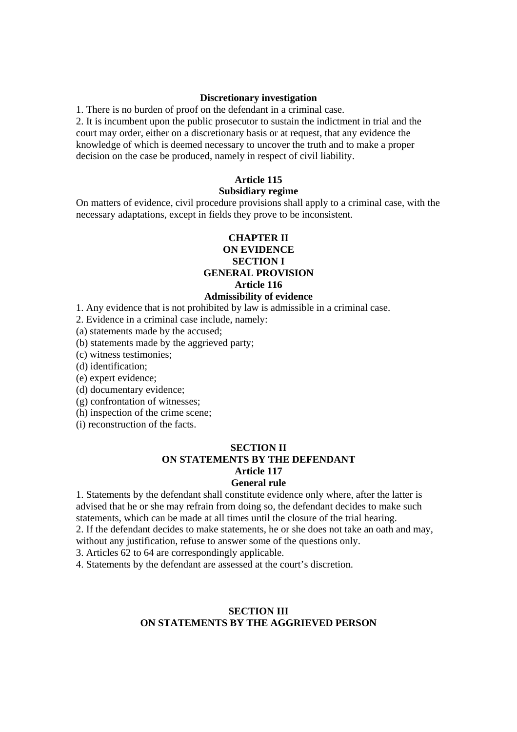**Discretionary investigation**

1. There is no burden of proof on the defendant in a criminal case.
2. It is incumbent upon the public prosecutor to sustain the indictment in trial and the court may order, either on a discretionary basis or at request, that any evidence the knowledge of which is deemed necessary to uncover the truth and to make a proper decision on the case be produced, namely in respect of civil liability.

**Article 115**
**Subsidiary regime**

On matters of evidence, civil procedure provisions shall apply to a criminal case, with the necessary adaptations, except in fields they prove to be inconsistent.

## CHAPTER II
## ON EVIDENCE
### SECTION I
### GENERAL PROVISION

**Article 116**
**Admissibility of evidence**

1. Any evidence that is not prohibited by law is admissible in a criminal case.
2. Evidence in a criminal case include, namely:
(a) statements made by the accused;
(b) statements made by the aggrieved party;
(c) witness testimonies;
(d) identification;
(e) expert evidence;
(d) documentary evidence;
(g) confrontation of witnesses;
(h) inspection of the crime scene;
(i) reconstruction of the facts.

### SECTION II
### ON STATEMENTS BY THE DEFENDANT

**Article 117**
**General rule**

1. Statements by the defendant shall constitute evidence only where, after the latter is advised that he or she may refrain from doing so, the defendant decides to make such statements, which can be made at all times until the closure of the trial hearing.
2. If the defendant decides to make statements, he or she does not take an oath and may, without any justification, refuse to answer some of the questions only.
3. Articles 62 to 64 are correspondingly applicable.
4. Statements by the defendant are assessed at the court's discretion.

### SECTION III
### ON STATEMENTS BY THE AGGRIEVED PERSON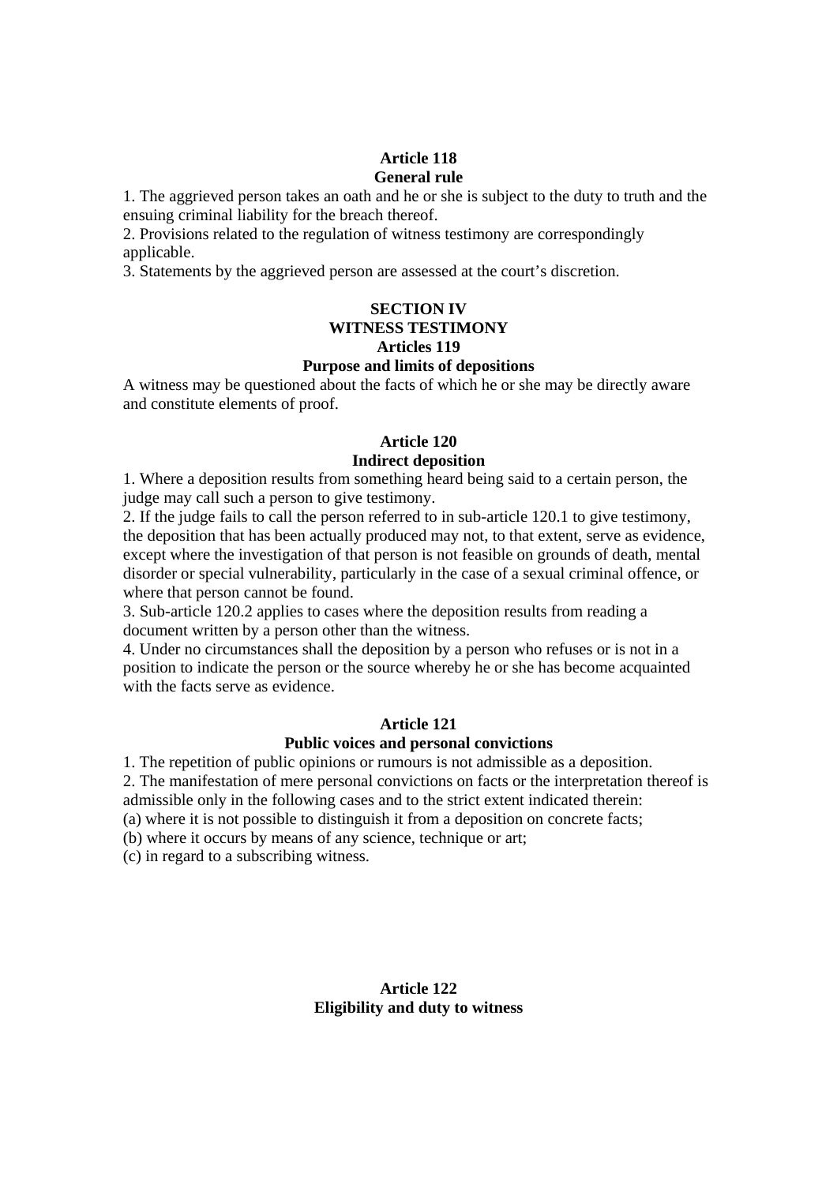**Article 118**
**General rule**

1. The aggrieved person takes an oath and he or she is subject to the duty to truth and the ensuing criminal liability for the breach thereof.
2. Provisions related to the regulation of witness testimony are correspondingly applicable.
3. Statements by the aggrieved person are assessed at the court's discretion.

## SECTION IV
## WITNESS TESTIMONY

**Articles 119**
**Purpose and limits of depositions**

A witness may be questioned about the facts of which he or she may be directly aware and constitute elements of proof.

**Article 120**
**Indirect deposition**

1. Where a deposition results from something heard being said to a certain person, the judge may call such a person to give testimony.
2. If the judge fails to call the person referred to in sub-article 120.1 to give testimony, the deposition that has been actually produced may not, to that extent, serve as evidence, except where the investigation of that person is not feasible on grounds of death, mental disorder or special vulnerability, particularly in the case of a sexual criminal offence, or where that person cannot be found.
3. Sub-article 120.2 applies to cases where the deposition results from reading a document written by a person other than the witness.
4. Under no circumstances shall the deposition by a person who refuses or is not in a position to indicate the person or the source whereby he or she has become acquainted with the facts serve as evidence.

**Article 121**
**Public voices and personal convictions**

1. The repetition of public opinions or rumours is not admissible as a deposition.
2. The manifestation of mere personal convictions on facts or the interpretation thereof is admissible only in the following cases and to the strict extent indicated therein:
(a) where it is not possible to distinguish it from a deposition on concrete facts;
(b) where it occurs by means of any science, technique or art;
(c) in regard to a subscribing witness.

**Article 122**
**Eligibility and duty to witness**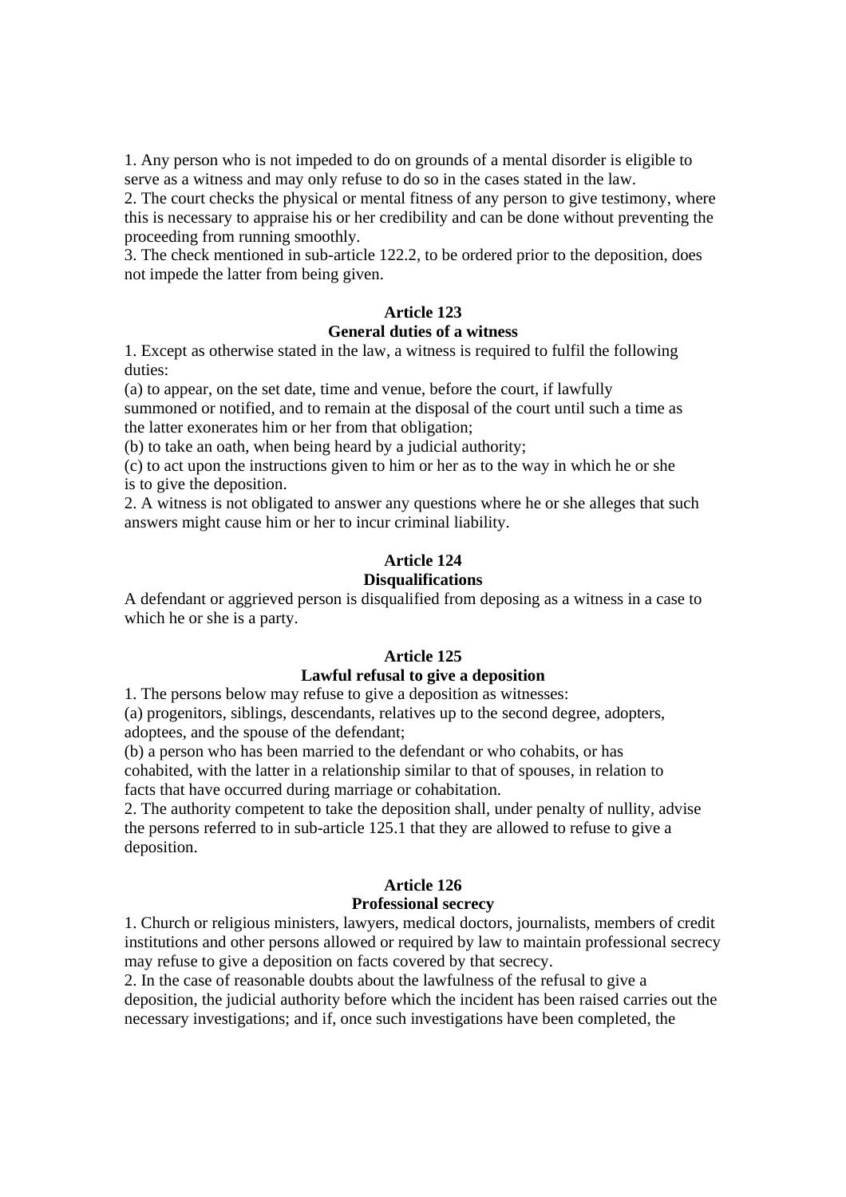1. Any person who is not impeded to do on grounds of a mental disorder is eligible to serve as a witness and may only refuse to do so in the cases stated in the law.
2. The court checks the physical or mental fitness of any person to give testimony, where this is necessary to appraise his or her credibility and can be done without preventing the proceeding from running smoothly.
3. The check mentioned in sub-article 122.2, to be ordered prior to the deposition, does not impede the latter from being given.

**Article 123**
**General duties of a witness**

1. Except as otherwise stated in the law, a witness is required to fulfil the following duties:
(a) to appear, on the set date, time and venue, before the court, if lawfully summoned or notified, and to remain at the disposal of the court until such a time as the latter exonerates him or her from that obligation;
(b) to take an oath, when being heard by a judicial authority;
(c) to act upon the instructions given to him or her as to the way in which he or she is to give the deposition.
2. A witness is not obligated to answer any questions where he or she alleges that such answers might cause him or her to incur criminal liability.

**Article 124**
**Disqualifications**

A defendant or aggrieved person is disqualified from deposing as a witness in a case to which he or she is a party.

**Article 125**
**Lawful refusal to give a deposition**

1. The persons below may refuse to give a deposition as witnesses:
(a) progenitors, siblings, descendants, relatives up to the second degree, adopters, adoptees, and the spouse of the defendant;
(b) a person who has been married to the defendant or who cohabits, or has cohabited, with the latter in a relationship similar to that of spouses, in relation to facts that have occurred during marriage or cohabitation.
2. The authority competent to take the deposition shall, under penalty of nullity, advise the persons referred to in sub-article 125.1 that they are allowed to refuse to give a deposition.

**Article 126**
**Professional secrecy**

1. Church or religious ministers, lawyers, medical doctors, journalists, members of credit institutions and other persons allowed or required by law to maintain professional secrecy may refuse to give a deposition on facts covered by that secrecy.
2. In the case of reasonable doubts about the lawfulness of the refusal to give a deposition, the judicial authority before which the incident has been raised carries out the necessary investigations; and if, once such investigations have been completed, the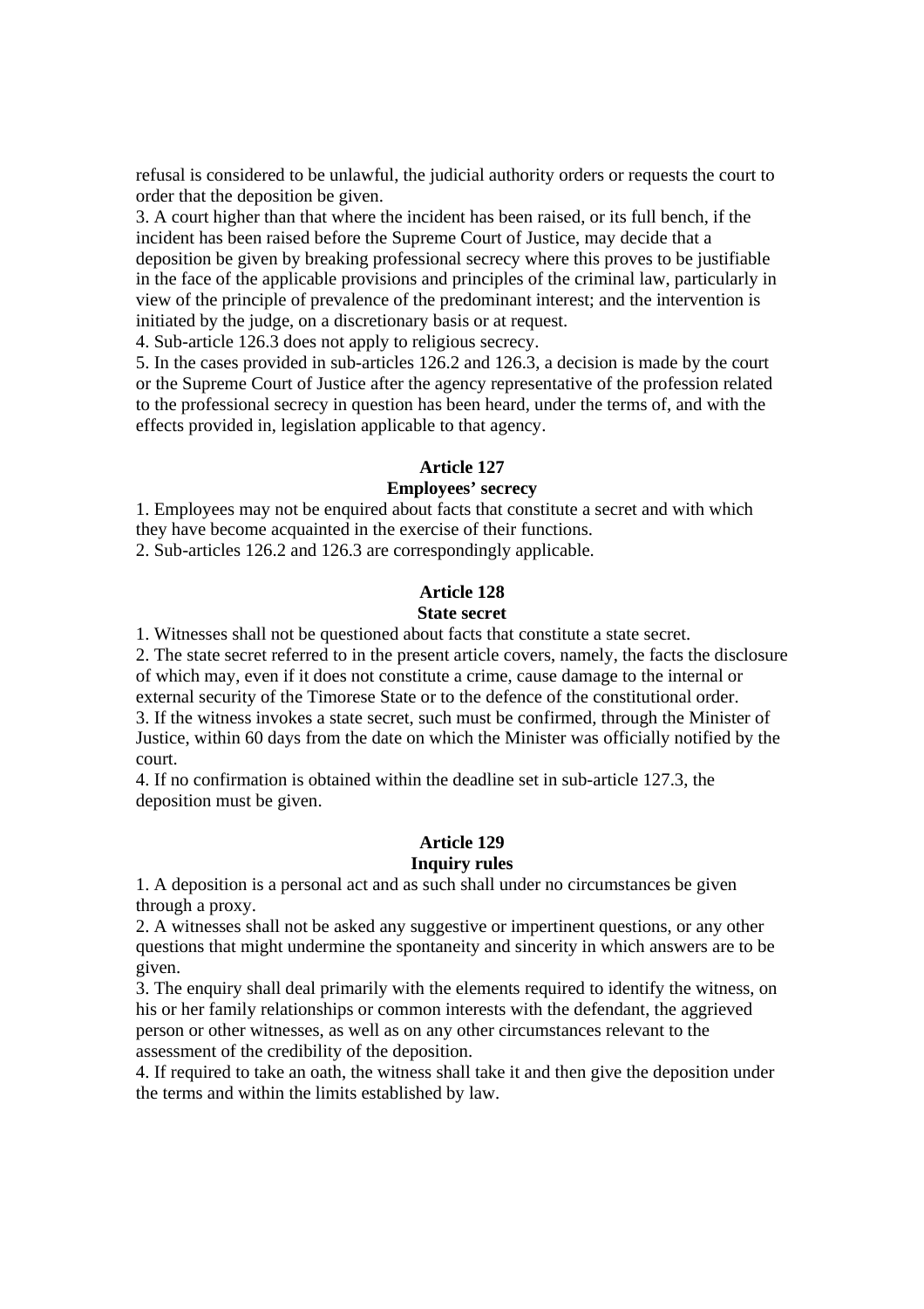refusal is considered to be unlawful, the judicial authority orders or requests the court to order that the deposition be given.

3. A court higher than that where the incident has been raised, or its full bench, if the incident has been raised before the Supreme Court of Justice, may decide that a deposition be given by breaking professional secrecy where this proves to be justifiable in the face of the applicable provisions and principles of the criminal law, particularly in view of the principle of prevalence of the predominant interest; and the intervention is initiated by the judge, on a discretionary basis or at request.

4. Sub-article 126.3 does not apply to religious secrecy.

5. In the cases provided in sub-articles 126.2 and 126.3, a decision is made by the court or the Supreme Court of Justice after the agency representative of the profession related to the professional secrecy in question has been heard, under the terms of, and with the effects provided in, legislation applicable to that agency.

**Article 127**
**Employees' secrecy**

1. Employees may not be enquired about facts that constitute a secret and with which they have become acquainted in the exercise of their functions.

2. Sub-articles 126.2 and 126.3 are correspondingly applicable.

**Article 128**
**State secret**

1. Witnesses shall not be questioned about facts that constitute a state secret.

2. The state secret referred to in the present article covers, namely, the facts the disclosure of which may, even if it does not constitute a crime, cause damage to the internal or external security of the Timorese State or to the defence of the constitutional order.

3. If the witness invokes a state secret, such must be confirmed, through the Minister of Justice, within 60 days from the date on which the Minister was officially notified by the court.

4. If no confirmation is obtained within the deadline set in sub-article 127.3, the deposition must be given.

**Article 129**
**Inquiry rules**

1. A deposition is a personal act and as such shall under no circumstances be given through a proxy.

2. A witnesses shall not be asked any suggestive or impertinent questions, or any other questions that might undermine the spontaneity and sincerity in which answers are to be given.

3. The enquiry shall deal primarily with the elements required to identify the witness, on his or her family relationships or common interests with the defendant, the aggrieved person or other witnesses, as well as on any other circumstances relevant to the assessment of the credibility of the deposition.

4. If required to take an oath, the witness shall take it and then give the deposition under the terms and within the limits established by law.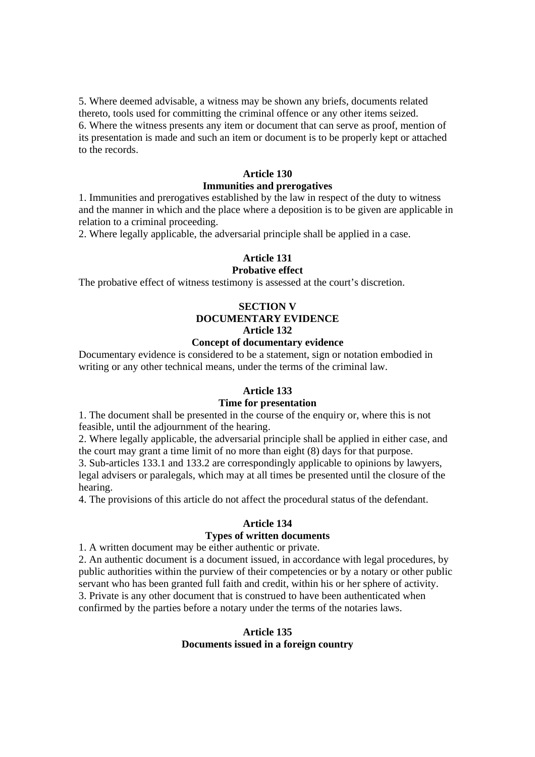5. Where deemed advisable, a witness may be shown any briefs, documents related thereto, tools used for committing the criminal offence or any other items seized.
6. Where the witness presents any item or document that can serve as proof, mention of its presentation is made and such an item or document is to be properly kept or attached to the records.

**Article 130**
**Immunities and prerogatives**

1. Immunities and prerogatives established by the law in respect of the duty to witness and the manner in which and the place where a deposition is to be given are applicable in relation to a criminal proceeding.
2. Where legally applicable, the adversarial principle shall be applied in a case.

**Article 131**
**Probative effect**

The probative effect of witness testimony is assessed at the court's discretion.

**SECTION V**
**DOCUMENTARY EVIDENCE**
**Article 132**
**Concept of documentary evidence**

Documentary evidence is considered to be a statement, sign or notation embodied in writing or any other technical means, under the terms of the criminal law.

**Article 133**
**Time for presentation**

1. The document shall be presented in the course of the enquiry or, where this is not feasible, until the adjournment of the hearing.
2. Where legally applicable, the adversarial principle shall be applied in either case, and the court may grant a time limit of no more than eight (8) days for that purpose.
3. Sub-articles 133.1 and 133.2 are correspondingly applicable to opinions by lawyers, legal advisers or paralegals, which may at all times be presented until the closure of the hearing.
4. The provisions of this article do not affect the procedural status of the defendant.

**Article 134**
**Types of written documents**

1. A written document may be either authentic or private.
2. An authentic document is a document issued, in accordance with legal procedures, by public authorities within the purview of their competencies or by a notary or other public servant who has been granted full faith and credit, within his or her sphere of activity.
3. Private is any other document that is construed to have been authenticated when confirmed by the parties before a notary under the terms of the notaries laws.

**Article 135**
**Documents issued in a foreign country**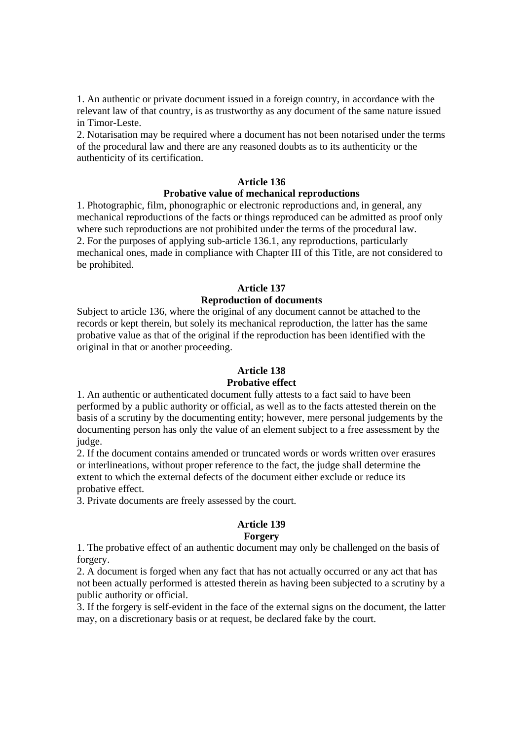1. An authentic or private document issued in a foreign country, in accordance with the relevant law of that country, is as trustworthy as any document of the same nature issued in Timor-Leste.
2. Notarisation may be required where a document has not been notarised under the terms of the procedural law and there are any reasoned doubts as to its authenticity or the authenticity of its certification.

**Article 136**
**Probative value of mechanical reproductions**

1. Photographic, film, phonographic or electronic reproductions and, in general, any mechanical reproductions of the facts or things reproduced can be admitted as proof only where such reproductions are not prohibited under the terms of the procedural law.
2. For the purposes of applying sub-article 136.1, any reproductions, particularly mechanical ones, made in compliance with Chapter III of this Title, are not considered to be prohibited.

**Article 137**
**Reproduction of documents**

Subject to article 136, where the original of any document cannot be attached to the records or kept therein, but solely its mechanical reproduction, the latter has the same probative value as that of the original if the reproduction has been identified with the original in that or another proceeding.

**Article 138**
**Probative effect**

1. An authentic or authenticated document fully attests to a fact said to have been performed by a public authority or official, as well as to the facts attested therein on the basis of a scrutiny by the documenting entity; however, mere personal judgements by the documenting person has only the value of an element subject to a free assessment by the judge.
2. If the document contains amended or truncated words or words written over erasures or interlineations, without proper reference to the fact, the judge shall determine the extent to which the external defects of the document either exclude or reduce its probative effect.
3. Private documents are freely assessed by the court.

**Article 139**
**Forgery**

1. The probative effect of an authentic document may only be challenged on the basis of forgery.
2. A document is forged when any fact that has not actually occurred or any act that has not been actually performed is attested therein as having been subjected to a scrutiny by a public authority or official.
3. If the forgery is self-evident in the face of the external signs on the document, the latter may, on a discretionary basis or at request, be declared fake by the court.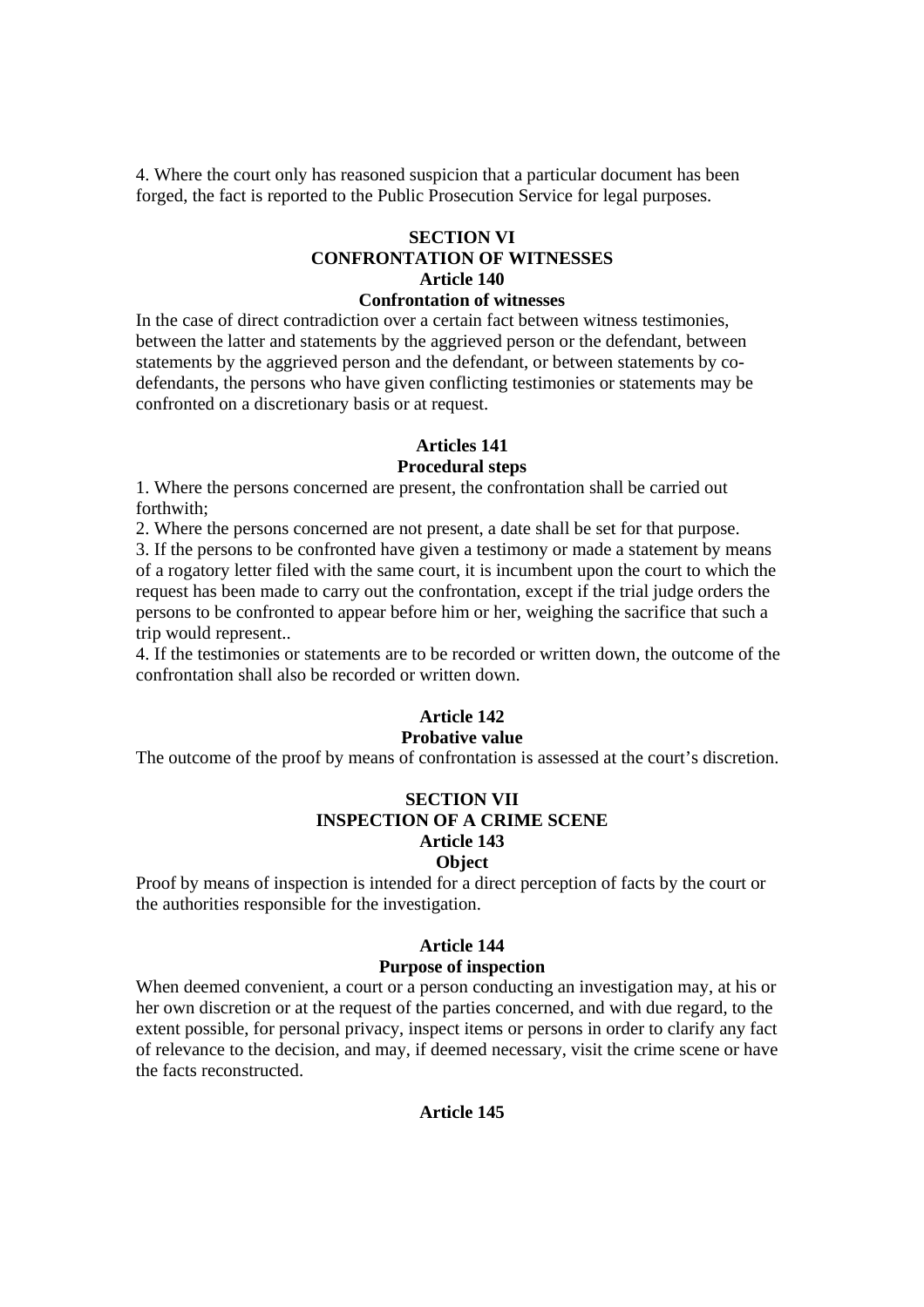4. Where the court only has reasoned suspicion that a particular document has been forged, the fact is reported to the Public Prosecution Service for legal purposes.

## SECTION VI
## CONFRONTATION OF WITNESSES
### Article 140
### Confrontation of witnesses

In the case of direct contradiction over a certain fact between witness testimonies, between the latter and statements by the aggrieved person or the defendant, between statements by the aggrieved person and the defendant, or between statements by co-defendants, the persons who have given conflicting testimonies or statements may be confronted on a discretionary basis or at request.

### Articles 141
### Procedural steps

1. Where the persons concerned are present, the confrontation shall be carried out forthwith;
2. Where the persons concerned are not present, a date shall be set for that purpose.
3. If the persons to be confronted have given a testimony or made a statement by means of a rogatory letter filed with the same court, it is incumbent upon the court to which the request has been made to carry out the confrontation, except if the trial judge orders the persons to be confronted to appear before him or her, weighing the sacrifice that such a trip would represent..
4. If the testimonies or statements are to be recorded or written down, the outcome of the confrontation shall also be recorded or written down.

### Article 142
### Probative value

The outcome of the proof by means of confrontation is assessed at the court's discretion.

## SECTION VII
## INSPECTION OF A CRIME SCENE
### Article 143
### Object

Proof by means of inspection is intended for a direct perception of facts by the court or the authorities responsible for the investigation.

### Article 144
### Purpose of inspection

When deemed convenient, a court or a person conducting an investigation may, at his or her own discretion or at the request of the parties concerned, and with due regard, to the extent possible, for personal privacy, inspect items or persons in order to clarify any fact of relevance to the decision, and may, if deemed necessary, visit the crime scene or have the facts reconstructed.

### Article 145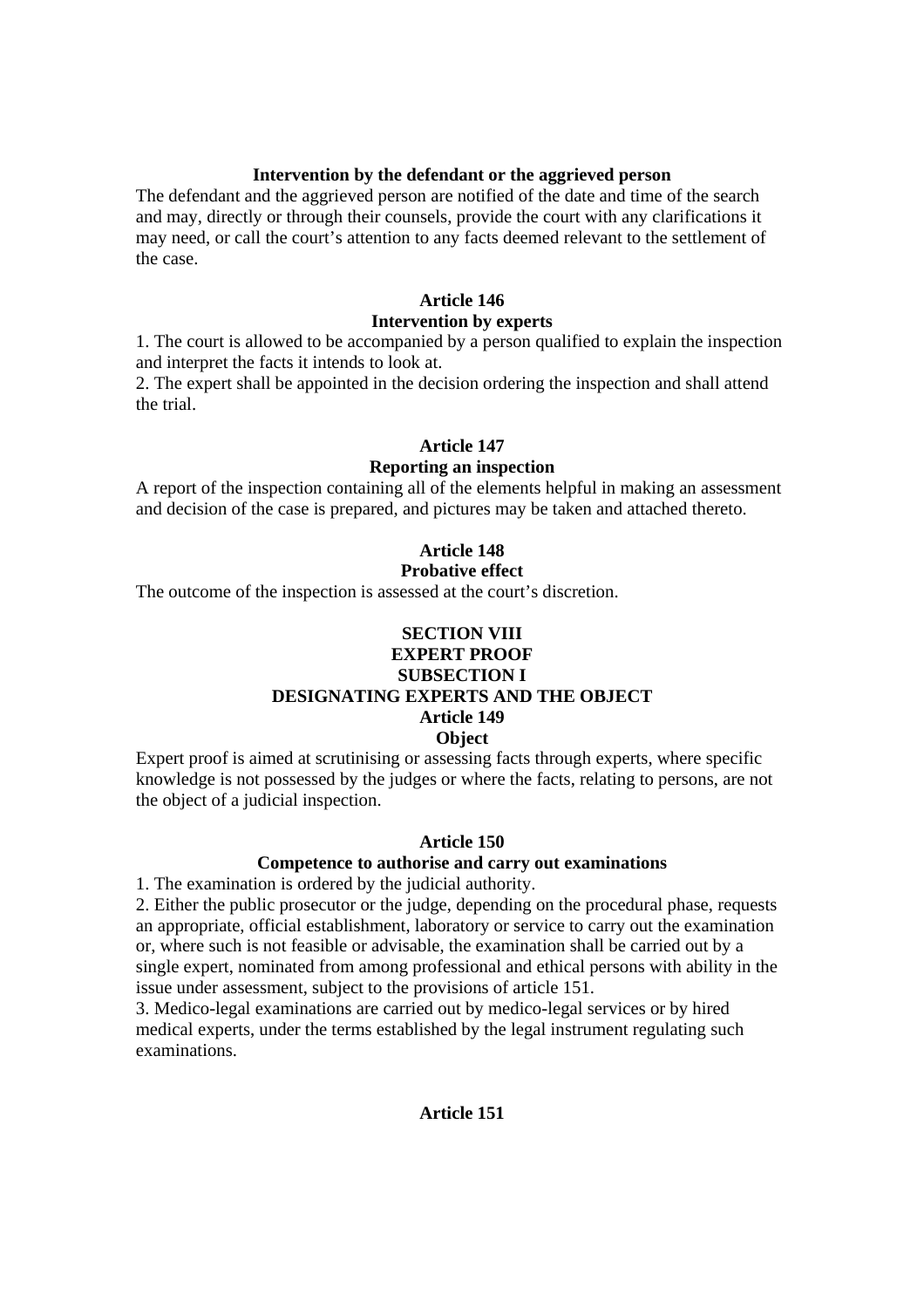**Intervention by the defendant or the aggrieved person**

The defendant and the aggrieved person are notified of the date and time of the search and may, directly or through their counsels, provide the court with any clarifications it may need, or call the court's attention to any facts deemed relevant to the settlement of the case.

**Article 146**
**Intervention by experts**

1. The court is allowed to be accompanied by a person qualified to explain the inspection and interpret the facts it intends to look at.
2. The expert shall be appointed in the decision ordering the inspection and shall attend the trial.

**Article 147**
**Reporting an inspection**

A report of the inspection containing all of the elements helpful in making an assessment and decision of the case is prepared, and pictures may be taken and attached thereto.

**Article 148**
**Probative effect**

The outcome of the inspection is assessed at the court's discretion.

## SECTION VIII
## EXPERT PROOF
### SUBSECTION I
### DESIGNATING EXPERTS AND THE OBJECT

**Article 149**
**Object**

Expert proof is aimed at scrutinising or assessing facts through experts, where specific knowledge is not possessed by the judges or where the facts, relating to persons, are not the object of a judicial inspection.

**Article 150**
**Competence to authorise and carry out examinations**

1. The examination is ordered by the judicial authority.
2. Either the public prosecutor or the judge, depending on the procedural phase, requests an appropriate, official establishment, laboratory or service to carry out the examination or, where such is not feasible or advisable, the examination shall be carried out by a single expert, nominated from among professional and ethical persons with ability in the issue under assessment, subject to the provisions of article 151.
3. Medico-legal examinations are carried out by medico-legal services or by hired medical experts, under the terms established by the legal instrument regulating such examinations.

**Article 151**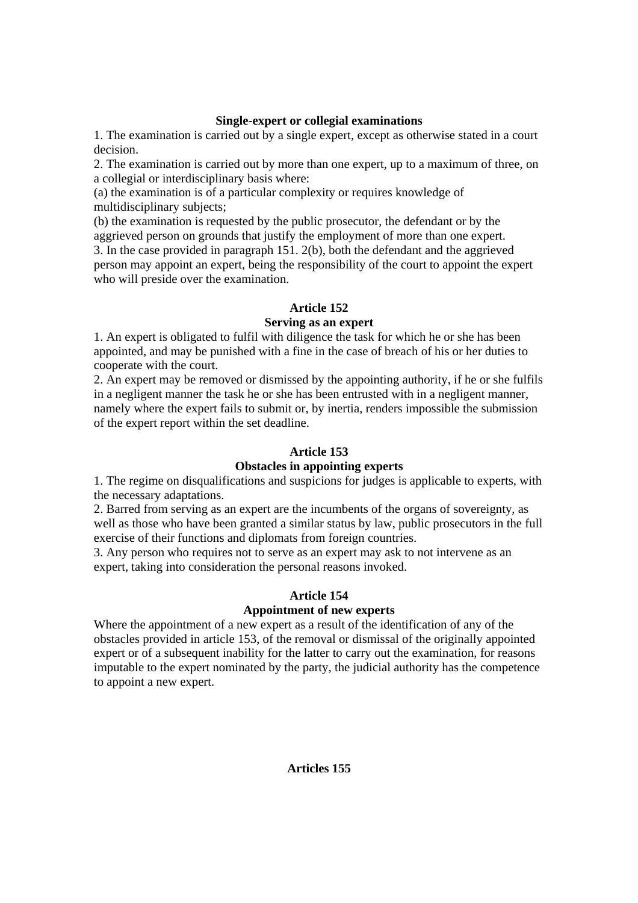**Single-expert or collegial examinations**

1. The examination is carried out by a single expert, except as otherwise stated in a court decision.
2. The examination is carried out by more than one expert, up to a maximum of three, on a collegial or interdisciplinary basis where:
(a) the examination is of a particular complexity or requires knowledge of multidisciplinary subjects;
(b) the examination is requested by the public prosecutor, the defendant or by the aggrieved person on grounds that justify the employment of more than one expert.
3. In the case provided in paragraph 151. 2(b), both the defendant and the aggrieved person may appoint an expert, being the responsibility of the court to appoint the expert who will preside over the examination.

## Article 152
**Serving as an expert**

1. An expert is obligated to fulfil with diligence the task for which he or she has been appointed, and may be punished with a fine in the case of breach of his or her duties to cooperate with the court.
2. An expert may be removed or dismissed by the appointing authority, if he or she fulfils in a negligent manner the task he or she has been entrusted with in a negligent manner, namely where the expert fails to submit or, by inertia, renders impossible the submission of the expert report within the set deadline.

## Article 153
**Obstacles in appointing experts**

1. The regime on disqualifications and suspicions for judges is applicable to experts, with the necessary adaptations.
2. Barred from serving as an expert are the incumbents of the organs of sovereignty, as well as those who have been granted a similar status by law, public prosecutors in the full exercise of their functions and diplomats from foreign countries.
3. Any person who requires not to serve as an expert may ask to not intervene as an expert, taking into consideration the personal reasons invoked.

## Article 154
**Appointment of new experts**

Where the appointment of a new expert as a result of the identification of any of the obstacles provided in article 153, of the removal or dismissal of the originally appointed expert or of a subsequent inability for the latter to carry out the examination, for reasons imputable to the expert nominated by the party, the judicial authority has the competence to appoint a new expert.

## Articles 155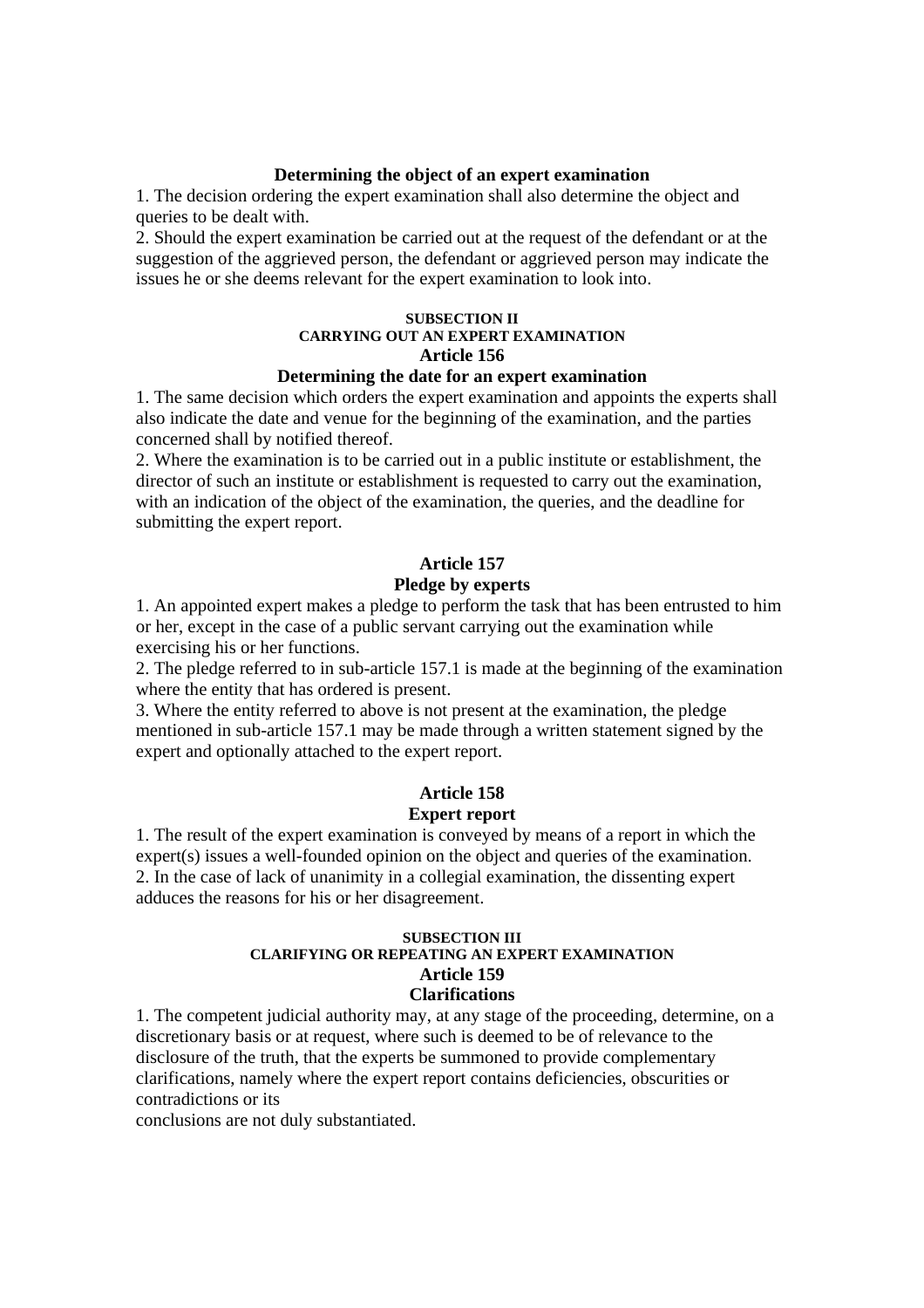**Determining the object of an expert examination**

1. The decision ordering the expert examination shall also determine the object and queries to be dealt with.
2. Should the expert examination be carried out at the request of the defendant or at the suggestion of the aggrieved person, the defendant or aggrieved person may indicate the issues he or she deems relevant for the expert examination to look into.

##### SUBSECTION II
##### CARRYING OUT AN EXPERT EXAMINATION

### Article 156
**Determining the date for an expert examination**

1. The same decision which orders the expert examination and appoints the experts shall also indicate the date and venue for the beginning of the examination, and the parties concerned shall by notified thereof.
2. Where the examination is to be carried out in a public institute or establishment, the director of such an institute or establishment is requested to carry out the examination, with an indication of the object of the examination, the queries, and the deadline for submitting the expert report.

### Article 157
**Pledge by experts**

1. An appointed expert makes a pledge to perform the task that has been entrusted to him or her, except in the case of a public servant carrying out the examination while exercising his or her functions.
2. The pledge referred to in sub-article 157.1 is made at the beginning of the examination where the entity that has ordered is present.
3. Where the entity referred to above is not present at the examination, the pledge mentioned in sub-article 157.1 may be made through a written statement signed by the expert and optionally attached to the expert report.

### Article 158
**Expert report**

1. The result of the expert examination is conveyed by means of a report in which the expert(s) issues a well-founded opinion on the object and queries of the examination.
2. In the case of lack of unanimity in a collegial examination, the dissenting expert adduces the reasons for his or her disagreement.

##### SUBSECTION III
##### CLARIFYING OR REPEATING AN EXPERT EXAMINATION

### Article 159
**Clarifications**

1. The competent judicial authority may, at any stage of the proceeding, determine, on a discretionary basis or at request, where such is deemed to be of relevance to the disclosure of the truth, that the experts be summoned to provide complementary clarifications, namely where the expert report contains deficiencies, obscurities or contradictions or its conclusions are not duly substantiated.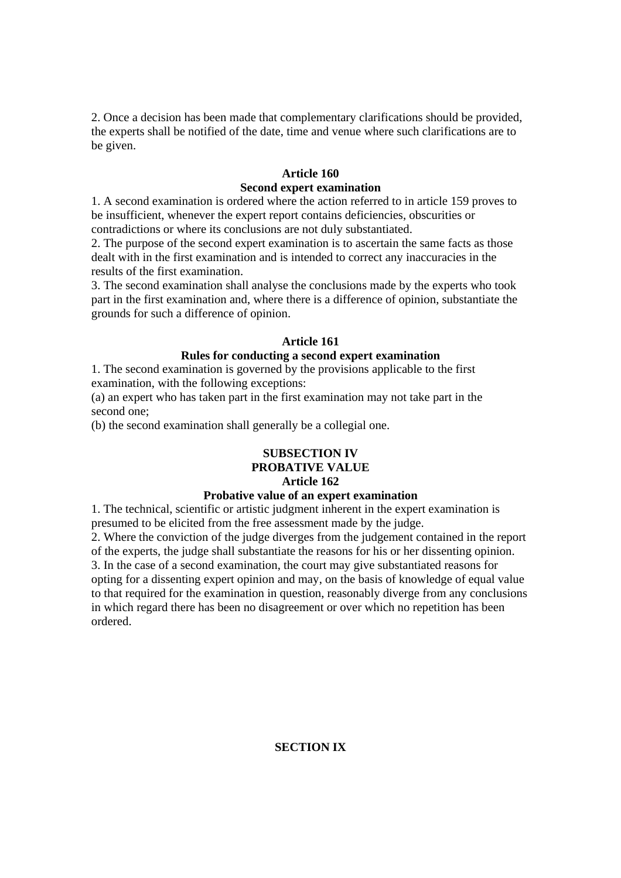2. Once a decision has been made that complementary clarifications should be provided, the experts shall be notified of the date, time and venue where such clarifications are to be given.

**Article 160**
**Second expert examination**

1. A second examination is ordered where the action referred to in article 159 proves to be insufficient, whenever the expert report contains deficiencies, obscurities or contradictions or where its conclusions are not duly substantiated.
2. The purpose of the second expert examination is to ascertain the same facts as those dealt with in the first examination and is intended to correct any inaccuracies in the results of the first examination.
3. The second examination shall analyse the conclusions made by the experts who took part in the first examination and, where there is a difference of opinion, substantiate the grounds for such a difference of opinion.

**Article 161**
**Rules for conducting a second expert examination**

1. The second examination is governed by the provisions applicable to the first examination, with the following exceptions:
(a) an expert who has taken part in the first examination may not take part in the second one;
(b) the second examination shall generally be a collegial one.

**SUBSECTION IV**
**PROBATIVE VALUE**
**Article 162**
**Probative value of an expert examination**

1. The technical, scientific or artistic judgment inherent in the expert examination is presumed to be elicited from the free assessment made by the judge.
2. Where the conviction of the judge diverges from the judgement contained in the report of the experts, the judge shall substantiate the reasons for his or her dissenting opinion.
3. In the case of a second examination, the court may give substantiated reasons for opting for a dissenting expert opinion and may, on the basis of knowledge of equal value to that required for the examination in question, reasonably diverge from any conclusions in which regard there has been no disagreement or over which no repetition has been ordered.

**SECTION IX**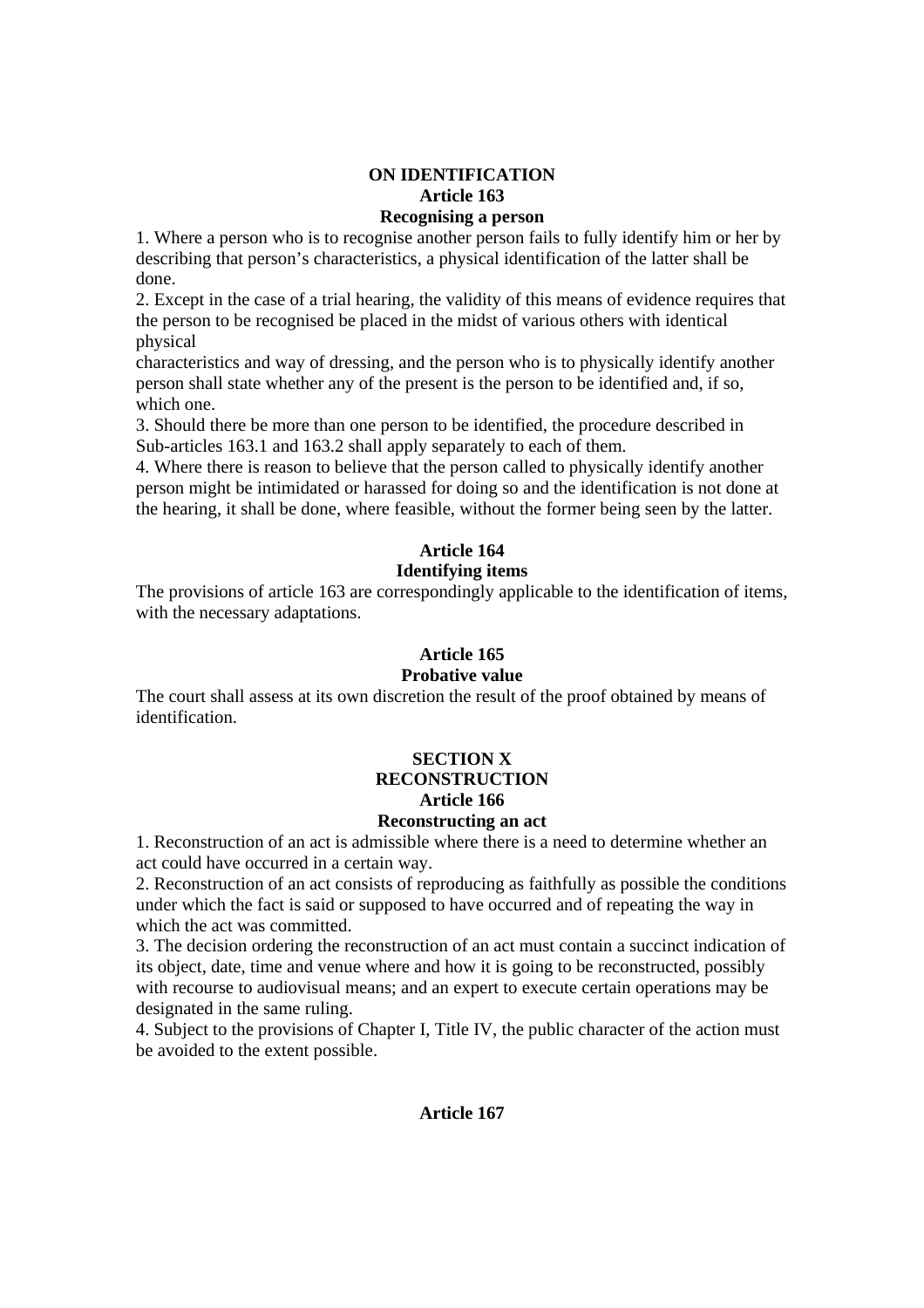## ON IDENTIFICATION

### Article 163

### Recognising a person

1. Where a person who is to recognise another person fails to fully identify him or her by describing that person's characteristics, a physical identification of the latter shall be done.
2. Except in the case of a trial hearing, the validity of this means of evidence requires that the person to be recognised be placed in the midst of various others with identical physical characteristics and way of dressing, and the person who is to physically identify another person shall state whether any of the present is the person to be identified and, if so, which one.
3. Should there be more than one person to be identified, the procedure described in Sub-articles 163.1 and 163.2 shall apply separately to each of them.
4. Where there is reason to believe that the person called to physically identify another person might be intimidated or harassed for doing so and the identification is not done at the hearing, it shall be done, where feasible, without the former being seen by the latter.

### Article 164

### Identifying items

The provisions of article 163 are correspondingly applicable to the identification of items, with the necessary adaptations.

### Article 165

### Probative value

The court shall assess at its own discretion the result of the proof obtained by means of identification.

## SECTION X
## RECONSTRUCTION

### Article 166

### Reconstructing an act

1. Reconstruction of an act is admissible where there is a need to determine whether an act could have occurred in a certain way.
2. Reconstruction of an act consists of reproducing as faithfully as possible the conditions under which the fact is said or supposed to have occurred and of repeating the way in which the act was committed.
3. The decision ordering the reconstruction of an act must contain a succinct indication of its object, date, time and venue where and how it is going to be reconstructed, possibly with recourse to audiovisual means; and an expert to execute certain operations may be designated in the same ruling.
4. Subject to the provisions of Chapter I, Title IV, the public character of the action must be avoided to the extent possible.

### Article 167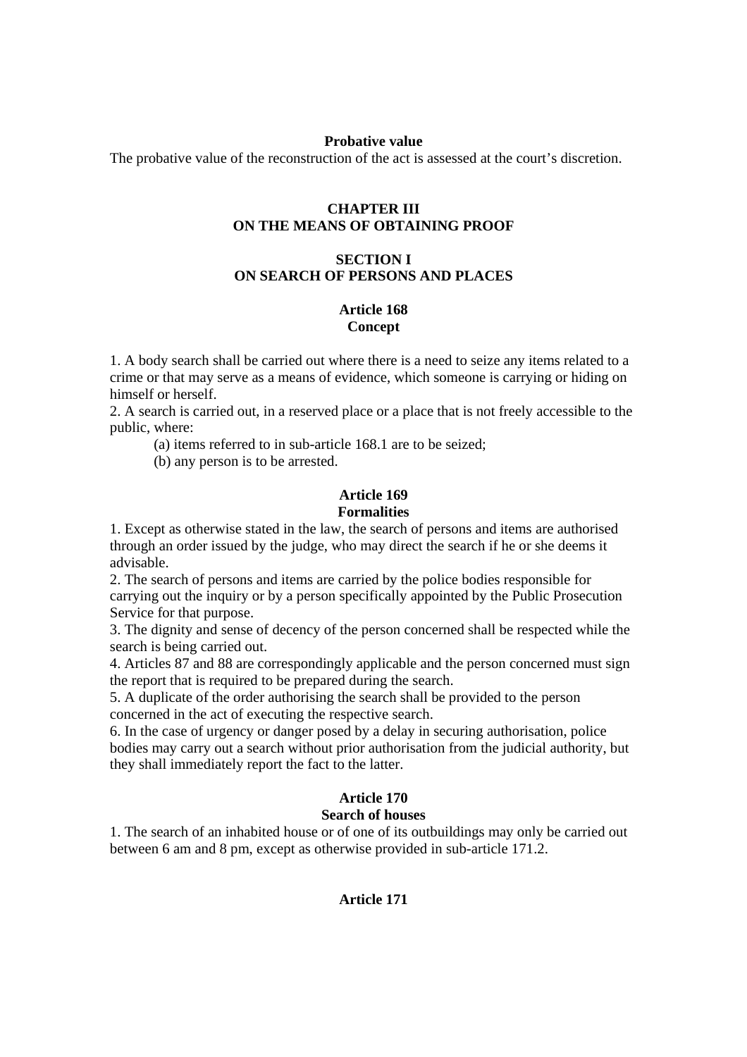**Probative value**

The probative value of the reconstruction of the act is assessed at the court's discretion.

## CHAPTER III
## ON THE MEANS OF OBTAINING PROOF

### SECTION I
### ON SEARCH OF PERSONS AND PLACES

#### Article 168
#### Concept

1. A body search shall be carried out where there is a need to seize any items related to a crime or that may serve as a means of evidence, which someone is carrying or hiding on himself or herself.
2. A search is carried out, in a reserved place or a place that is not freely accessible to the public, where:
   (a) items referred to in sub-article 168.1 are to be seized;
   (b) any person is to be arrested.

#### Article 169
#### Formalities

1. Except as otherwise stated in the law, the search of persons and items are authorised through an order issued by the judge, who may direct the search if he or she deems it advisable.
2. The search of persons and items are carried by the police bodies responsible for carrying out the inquiry or by a person specifically appointed by the Public Prosecution Service for that purpose.
3. The dignity and sense of decency of the person concerned shall be respected while the search is being carried out.
4. Articles 87 and 88 are correspondingly applicable and the person concerned must sign the report that is required to be prepared during the search.
5. A duplicate of the order authorising the search shall be provided to the person concerned in the act of executing the respective search.
6. In the case of urgency or danger posed by a delay in securing authorisation, police bodies may carry out a search without prior authorisation from the judicial authority, but they shall immediately report the fact to the latter.

#### Article 170
#### Search of houses

1. The search of an inhabited house or of one of its outbuildings may only be carried out between 6 am and 8 pm, except as otherwise provided in sub-article 171.2.

#### Article 171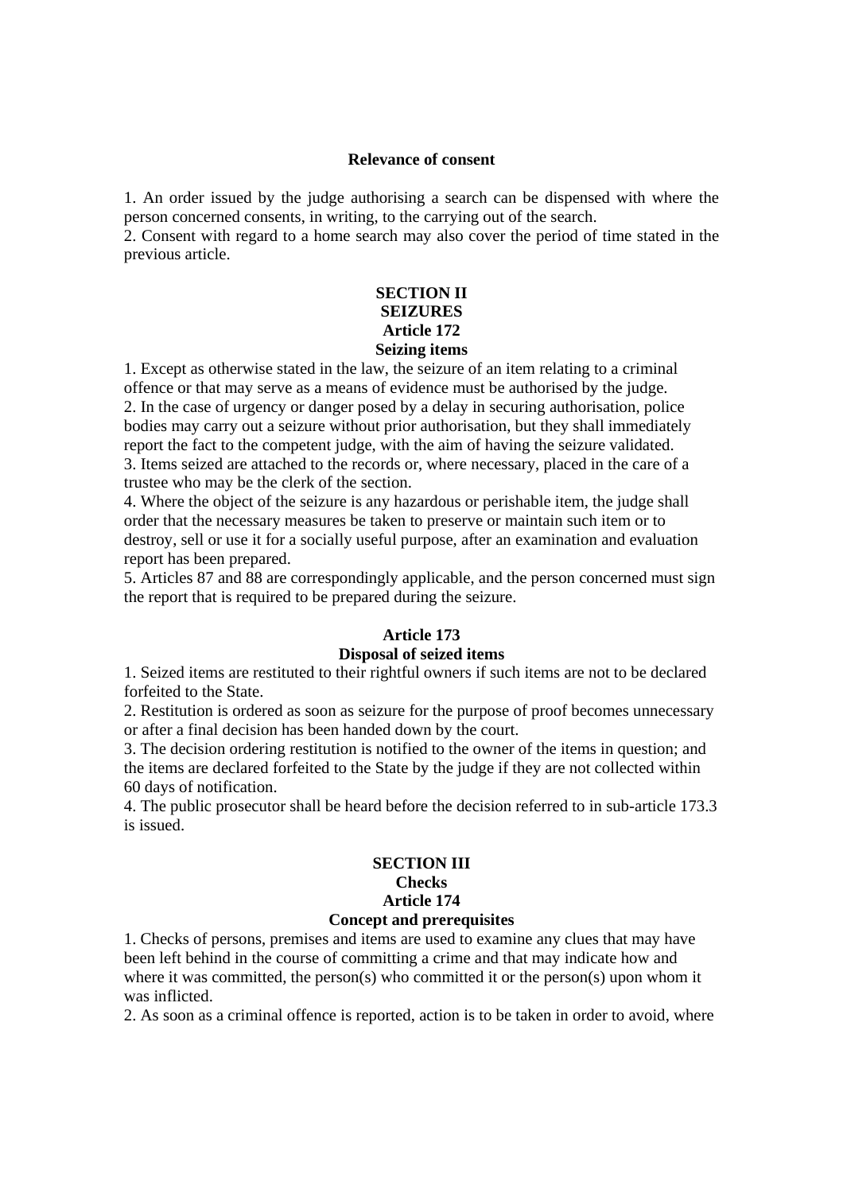**Relevance of consent**

1. An order issued by the judge authorising a search can be dispensed with where the person concerned consents, in writing, to the carrying out of the search.
2. Consent with regard to a home search may also cover the period of time stated in the previous article.

## SECTION II
## SEIZURES
### Article 172
### Seizing items

1. Except as otherwise stated in the law, the seizure of an item relating to a criminal offence or that may serve as a means of evidence must be authorised by the judge.
2. In the case of urgency or danger posed by a delay in securing authorisation, police bodies may carry out a seizure without prior authorisation, but they shall immediately report the fact to the competent judge, with the aim of having the seizure validated.
3. Items seized are attached to the records or, where necessary, placed in the care of a trustee who may be the clerk of the section.
4. Where the object of the seizure is any hazardous or perishable item, the judge shall order that the necessary measures be taken to preserve or maintain such item or to destroy, sell or use it for a socially useful purpose, after an examination and evaluation report has been prepared.
5. Articles 87 and 88 are correspondingly applicable, and the person concerned must sign the report that is required to be prepared during the seizure.

### Article 173
### Disposal of seized items

1. Seized items are restituted to their rightful owners if such items are not to be declared forfeited to the State.
2. Restitution is ordered as soon as seizure for the purpose of proof becomes unnecessary or after a final decision has been handed down by the court.
3. The decision ordering restitution is notified to the owner of the items in question; and the items are declared forfeited to the State by the judge if they are not collected within 60 days of notification.
4. The public prosecutor shall be heard before the decision referred to in sub-article 173.3 is issued.

## SECTION III
## Checks
### Article 174
### Concept and prerequisites

1. Checks of persons, premises and items are used to examine any clues that may have been left behind in the course of committing a crime and that may indicate how and where it was committed, the person(s) who committed it or the person(s) upon whom it was inflicted.
2. As soon as a criminal offence is reported, action is to be taken in order to avoid, where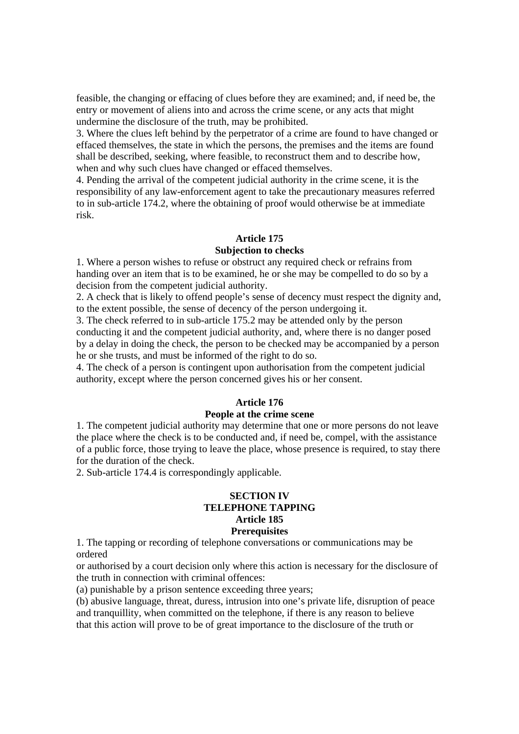feasible, the changing or effacing of clues before they are examined; and, if need be, the entry or movement of aliens into and across the crime scene, or any acts that might undermine the disclosure of the truth, may be prohibited.

3. Where the clues left behind by the perpetrator of a crime are found to have changed or effaced themselves, the state in which the persons, the premises and the items are found shall be described, seeking, where feasible, to reconstruct them and to describe how, when and why such clues have changed or effaced themselves.

4. Pending the arrival of the competent judicial authority in the crime scene, it is the responsibility of any law-enforcement agent to take the precautionary measures referred to in sub-article 174.2, where the obtaining of proof would otherwise be at immediate risk.

**Article 175**
**Subjection to checks**

1. Where a person wishes to refuse or obstruct any required check or refrains from handing over an item that is to be examined, he or she may be compelled to do so by a decision from the competent judicial authority.

2. A check that is likely to offend people's sense of decency must respect the dignity and, to the extent possible, the sense of decency of the person undergoing it.

3. The check referred to in sub-article 175.2 may be attended only by the person conducting it and the competent judicial authority, and, where there is no danger posed by a delay in doing the check, the person to be checked may be accompanied by a person he or she trusts, and must be informed of the right to do so.

4. The check of a person is contingent upon authorisation from the competent judicial authority, except where the person concerned gives his or her consent.

**Article 176**
**People at the crime scene**

1. The competent judicial authority may determine that one or more persons do not leave the place where the check is to be conducted and, if need be, compel, with the assistance of a public force, those trying to leave the place, whose presence is required, to stay there for the duration of the check.

2. Sub-article 174.4 is correspondingly applicable.

## SECTION IV
## TELEPHONE TAPPING

**Article 185**
**Prerequisites**

1. The tapping or recording of telephone conversations or communications may be ordered or authorised by a court decision only where this action is necessary for the disclosure of the truth in connection with criminal offences:

(a) punishable by a prison sentence exceeding three years;

(b) abusive language, threat, duress, intrusion into one's private life, disruption of peace and tranquillity, when committed on the telephone, if there is any reason to believe that this action will prove to be of great importance to the disclosure of the truth or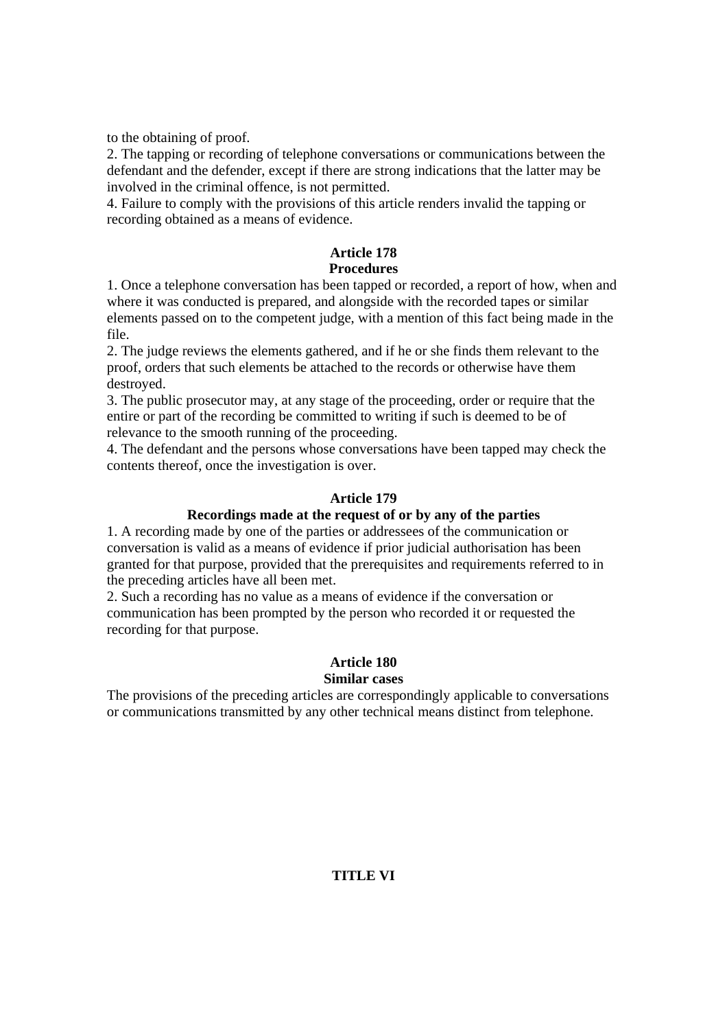to the obtaining of proof.

2. The tapping or recording of telephone conversations or communications between the defendant and the defender, except if there are strong indications that the latter may be involved in the criminal offence, is not permitted.

4. Failure to comply with the provisions of this article renders invalid the tapping or recording obtained as a means of evidence.

**Article 178**
**Procedures**

1. Once a telephone conversation has been tapped or recorded, a report of how, when and where it was conducted is prepared, and alongside with the recorded tapes or similar elements passed on to the competent judge, with a mention of this fact being made in the file.

2. The judge reviews the elements gathered, and if he or she finds them relevant to the proof, orders that such elements be attached to the records or otherwise have them destroyed.

3. The public prosecutor may, at any stage of the proceeding, order or require that the entire or part of the recording be committed to writing if such is deemed to be of relevance to the smooth running of the proceeding.

4. The defendant and the persons whose conversations have been tapped may check the contents thereof, once the investigation is over.

**Article 179**
**Recordings made at the request of or by any of the parties**

1. A recording made by one of the parties or addressees of the communication or conversation is valid as a means of evidence if prior judicial authorisation has been granted for that purpose, provided that the prerequisites and requirements referred to in the preceding articles have all been met.

2. Such a recording has no value as a means of evidence if the conversation or communication has been prompted by the person who recorded it or requested the recording for that purpose.

**Article 180**
**Similar cases**

The provisions of the preceding articles are correspondingly applicable to conversations or communications transmitted by any other technical means distinct from telephone.

**TITLE VI**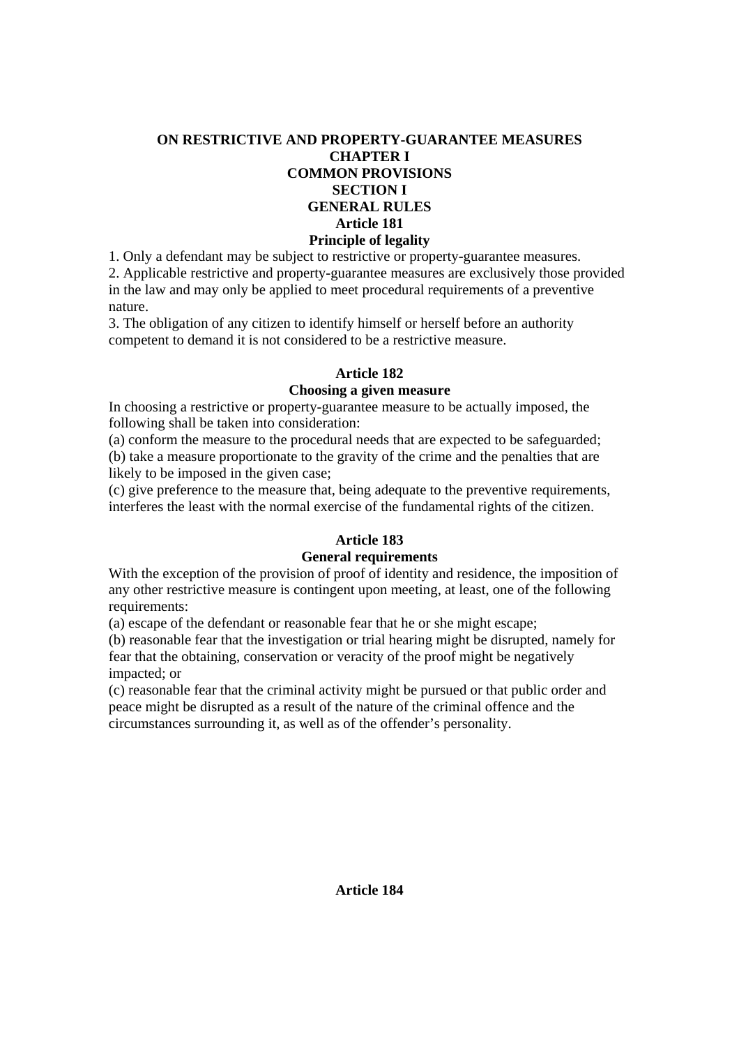# ON RESTRICTIVE AND PROPERTY-GUARANTEE MEASURES

## CHAPTER I

## COMMON PROVISIONS

### SECTION I

### GENERAL RULES

#### Article 181

#### Principle of legality

1. Only a defendant may be subject to restrictive or property-guarantee measures.
2. Applicable restrictive and property-guarantee measures are exclusively those provided in the law and may only be applied to meet procedural requirements of a preventive nature.
3. The obligation of any citizen to identify himself or herself before an authority competent to demand it is not considered to be a restrictive measure.

#### Article 182

#### Choosing a given measure

In choosing a restrictive or property-guarantee measure to be actually imposed, the following shall be taken into consideration:

(a) conform the measure to the procedural needs that are expected to be safeguarded;
(b) take a measure proportionate to the gravity of the crime and the penalties that are likely to be imposed in the given case;
(c) give preference to the measure that, being adequate to the preventive requirements, interferes the least with the normal exercise of the fundamental rights of the citizen.

#### Article 183

#### General requirements

With the exception of the provision of proof of identity and residence, the imposition of any other restrictive measure is contingent upon meeting, at least, one of the following requirements:

(a) escape of the defendant or reasonable fear that he or she might escape;
(b) reasonable fear that the investigation or trial hearing might be disrupted, namely for fear that the obtaining, conservation or veracity of the proof might be negatively impacted; or
(c) reasonable fear that the criminal activity might be pursued or that public order and peace might be disrupted as a result of the nature of the criminal offence and the circumstances surrounding it, as well as of the offender's personality.

#### Article 184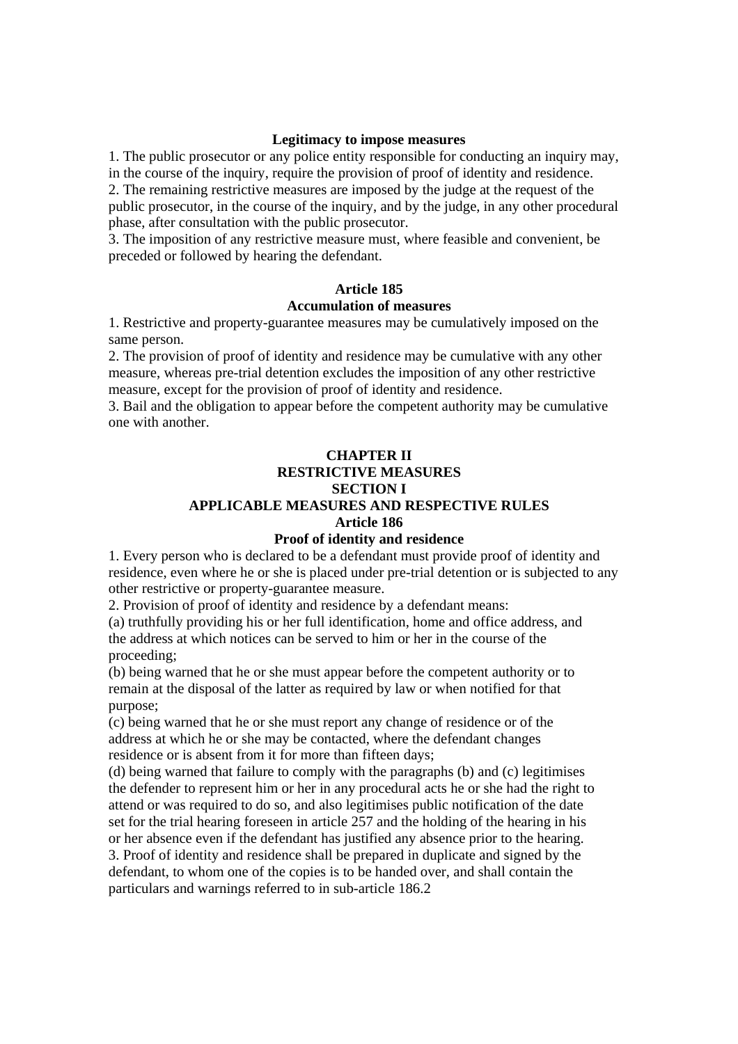### Legitimacy to impose measures

1. The public prosecutor or any police entity responsible for conducting an inquiry may, in the course of the inquiry, require the provision of proof of identity and residence.
2. The remaining restrictive measures are imposed by the judge at the request of the public prosecutor, in the course of the inquiry, and by the judge, in any other procedural phase, after consultation with the public prosecutor.
3. The imposition of any restrictive measure must, where feasible and convenient, be preceded or followed by hearing the defendant.

### Article 185
### Accumulation of measures

1. Restrictive and property-guarantee measures may be cumulatively imposed on the same person.
2. The provision of proof of identity and residence may be cumulative with any other measure, whereas pre-trial detention excludes the imposition of any other restrictive measure, except for the provision of proof of identity and residence.
3. Bail and the obligation to appear before the competent authority may be cumulative one with another.

## CHAPTER II
## RESTRICTIVE MEASURES
## SECTION I
## APPLICABLE MEASURES AND RESPECTIVE RULES

### Article 186
### Proof of identity and residence

1. Every person who is declared to be a defendant must provide proof of identity and residence, even where he or she is placed under pre-trial detention or is subjected to any other restrictive or property-guarantee measure.
2. Provision of proof of identity and residence by a defendant means:
(a) truthfully providing his or her full identification, home and office address, and the address at which notices can be served to him or her in the course of the proceeding;
(b) being warned that he or she must appear before the competent authority or to remain at the disposal of the latter as required by law or when notified for that purpose;
(c) being warned that he or she must report any change of residence or of the address at which he or she may be contacted, where the defendant changes residence or is absent from it for more than fifteen days;
(d) being warned that failure to comply with the paragraphs (b) and (c) legitimises the defender to represent him or her in any procedural acts he or she had the right to attend or was required to do so, and also legitimises public notification of the date set for the trial hearing foreseen in article 257 and the holding of the hearing in his or her absence even if the defendant has justified any absence prior to the hearing.
3. Proof of identity and residence shall be prepared in duplicate and signed by the defendant, to whom one of the copies is to be handed over, and shall contain the particulars and warnings referred to in sub-article 186.2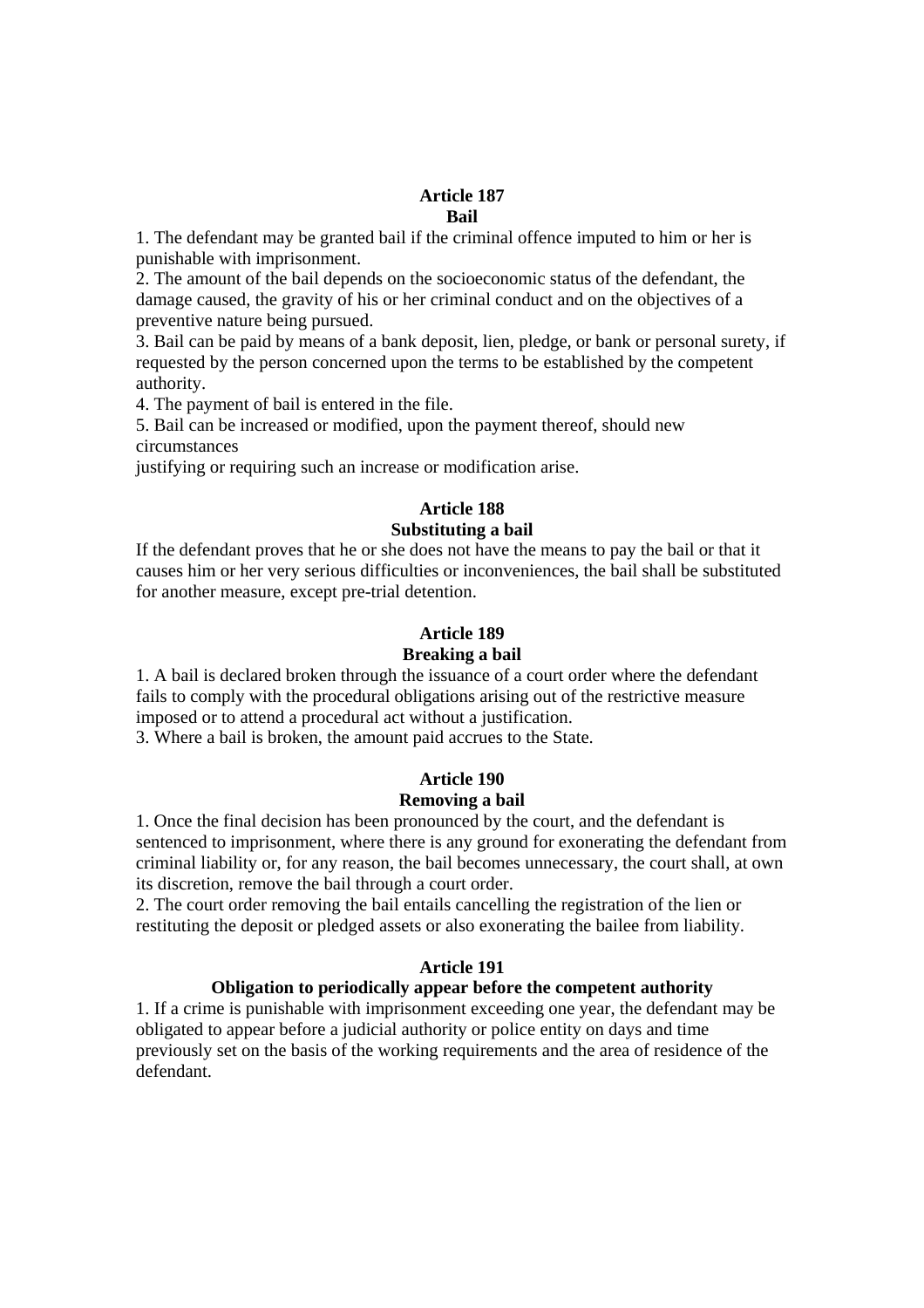**Article 187**
**Bail**

1. The defendant may be granted bail if the criminal offence imputed to him or her is punishable with imprisonment.
2. The amount of the bail depends on the socioeconomic status of the defendant, the damage caused, the gravity of his or her criminal conduct and on the objectives of a preventive nature being pursued.
3. Bail can be paid by means of a bank deposit, lien, pledge, or bank or personal surety, if requested by the person concerned upon the terms to be established by the competent authority.
4. The payment of bail is entered in the file.
5. Bail can be increased or modified, upon the payment thereof, should new circumstances
justifying or requiring such an increase or modification arise.

**Article 188**
**Substituting a bail**

If the defendant proves that he or she does not have the means to pay the bail or that it causes him or her very serious difficulties or inconveniences, the bail shall be substituted for another measure, except pre-trial detention.

**Article 189**
**Breaking a bail**

1. A bail is declared broken through the issuance of a court order where the defendant fails to comply with the procedural obligations arising out of the restrictive measure imposed or to attend a procedural act without a justification.
3. Where a bail is broken, the amount paid accrues to the State.

**Article 190**
**Removing a bail**

1. Once the final decision has been pronounced by the court, and the defendant is sentenced to imprisonment, where there is any ground for exonerating the defendant from criminal liability or, for any reason, the bail becomes unnecessary, the court shall, at own its discretion, remove the bail through a court order.
2. The court order removing the bail entails cancelling the registration of the lien or restituting the deposit or pledged assets or also exonerating the bailee from liability.

**Article 191**
**Obligation to periodically appear before the competent authority**

1. If a crime is punishable with imprisonment exceeding one year, the defendant may be obligated to appear before a judicial authority or police entity on days and time previously set on the basis of the working requirements and the area of residence of the defendant.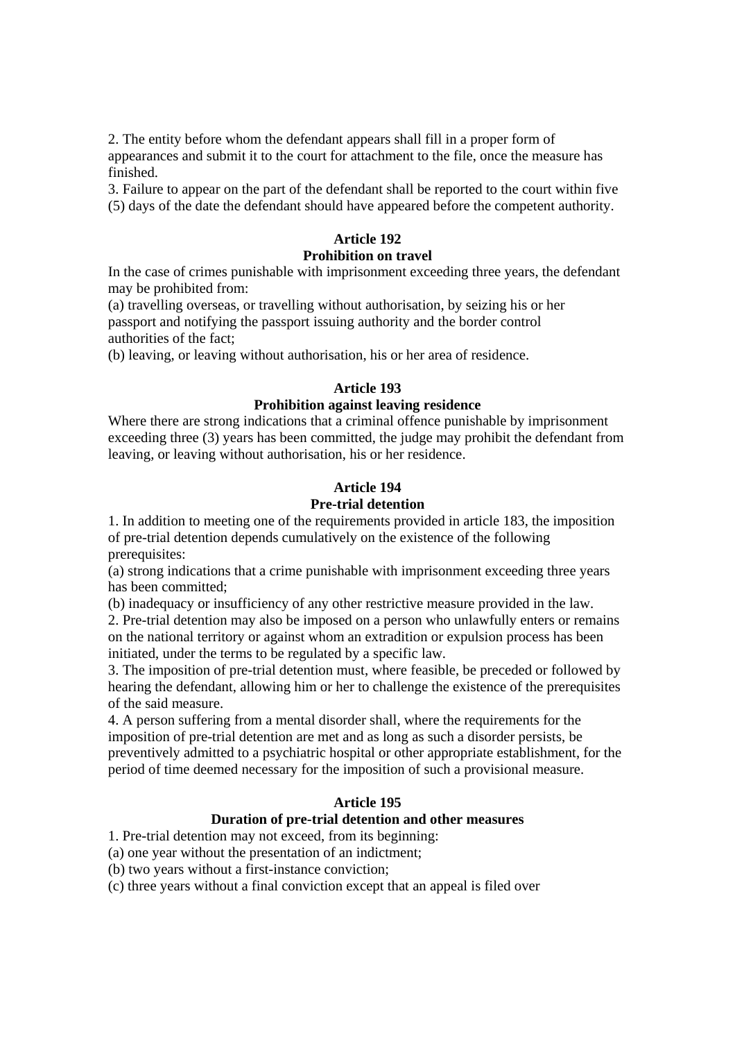2. The entity before whom the defendant appears shall fill in a proper form of appearances and submit it to the court for attachment to the file, once the measure has finished.

3. Failure to appear on the part of the defendant shall be reported to the court within five (5) days of the date the defendant should have appeared before the competent authority.

**Article 192**
**Prohibition on travel**

In the case of crimes punishable with imprisonment exceeding three years, the defendant may be prohibited from:

(a) travelling overseas, or travelling without authorisation, by seizing his or her passport and notifying the passport issuing authority and the border control authorities of the fact;

(b) leaving, or leaving without authorisation, his or her area of residence.

**Article 193**
**Prohibition against leaving residence**

Where there are strong indications that a criminal offence punishable by imprisonment exceeding three (3) years has been committed, the judge may prohibit the defendant from leaving, or leaving without authorisation, his or her residence.

**Article 194**
**Pre-trial detention**

1. In addition to meeting one of the requirements provided in article 183, the imposition of pre-trial detention depends cumulatively on the existence of the following prerequisites:

(a) strong indications that a crime punishable with imprisonment exceeding three years has been committed;

(b) inadequacy or insufficiency of any other restrictive measure provided in the law.

2. Pre-trial detention may also be imposed on a person who unlawfully enters or remains on the national territory or against whom an extradition or expulsion process has been initiated, under the terms to be regulated by a specific law.

3. The imposition of pre-trial detention must, where feasible, be preceded or followed by hearing the defendant, allowing him or her to challenge the existence of the prerequisites of the said measure.

4. A person suffering from a mental disorder shall, where the requirements for the imposition of pre-trial detention are met and as long as such a disorder persists, be preventively admitted to a psychiatric hospital or other appropriate establishment, for the period of time deemed necessary for the imposition of such a provisional measure.

**Article 195**
**Duration of pre-trial detention and other measures**

1. Pre-trial detention may not exceed, from its beginning:

(a) one year without the presentation of an indictment;

(b) two years without a first-instance conviction;

(c) three years without a final conviction except that an appeal is filed over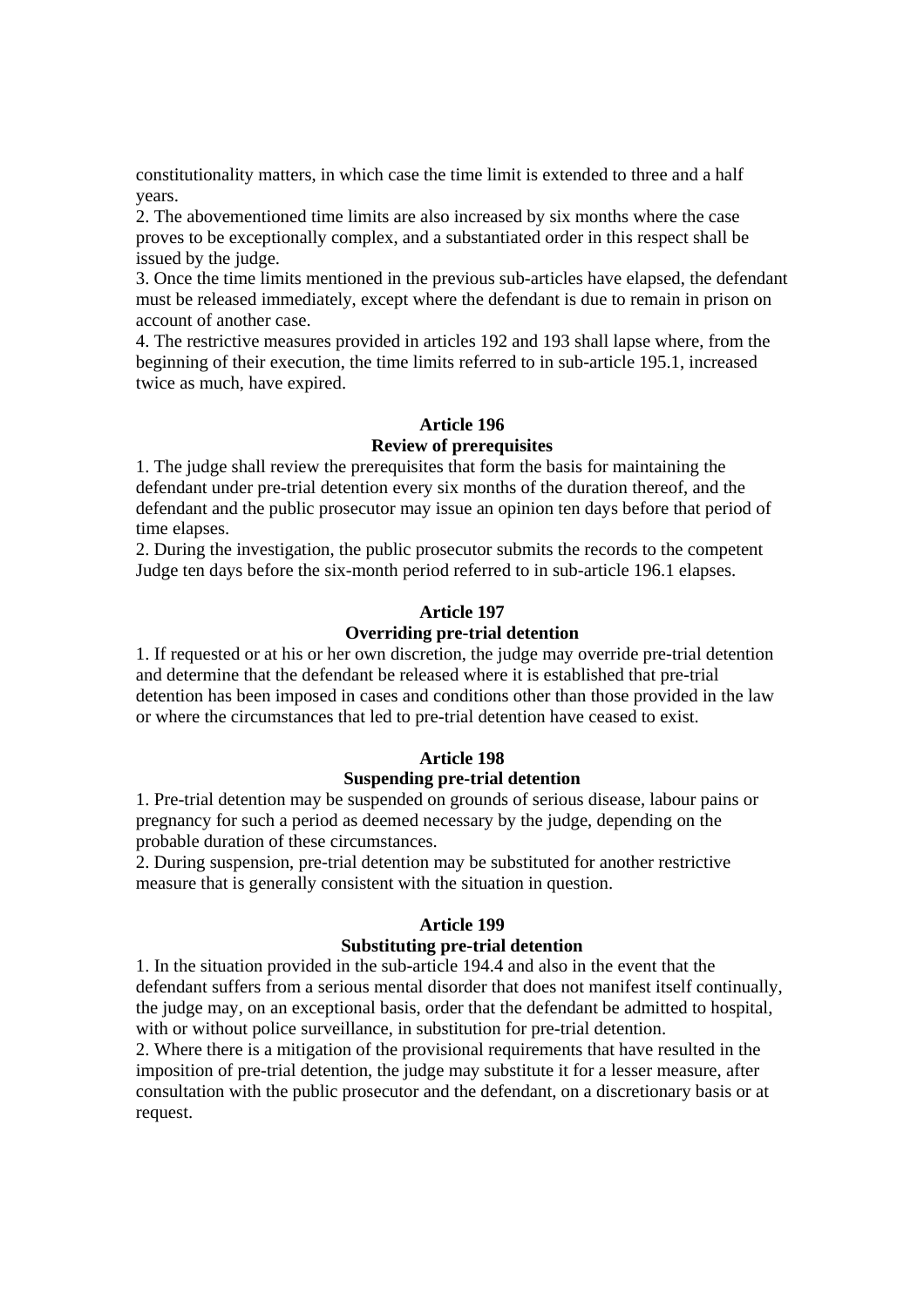constitutionality matters, in which case the time limit is extended to three and a half years.

2. The abovementioned time limits are also increased by six months where the case proves to be exceptionally complex, and a substantiated order in this respect shall be issued by the judge.

3. Once the time limits mentioned in the previous sub-articles have elapsed, the defendant must be released immediately, except where the defendant is due to remain in prison on account of another case.

4. The restrictive measures provided in articles 192 and 193 shall lapse where, from the beginning of their execution, the time limits referred to in sub-article 195.1, increased twice as much, have expired.

**Article 196**
**Review of prerequisites**

1. The judge shall review the prerequisites that form the basis for maintaining the defendant under pre-trial detention every six months of the duration thereof, and the defendant and the public prosecutor may issue an opinion ten days before that period of time elapses.

2. During the investigation, the public prosecutor submits the records to the competent Judge ten days before the six-month period referred to in sub-article 196.1 elapses.

**Article 197**
**Overriding pre-trial detention**

1. If requested or at his or her own discretion, the judge may override pre-trial detention and determine that the defendant be released where it is established that pre-trial detention has been imposed in cases and conditions other than those provided in the law or where the circumstances that led to pre-trial detention have ceased to exist.

**Article 198**
**Suspending pre-trial detention**

1. Pre-trial detention may be suspended on grounds of serious disease, labour pains or pregnancy for such a period as deemed necessary by the judge, depending on the probable duration of these circumstances.

2. During suspension, pre-trial detention may be substituted for another restrictive measure that is generally consistent with the situation in question.

**Article 199**
**Substituting pre-trial detention**

1. In the situation provided in the sub-article 194.4 and also in the event that the defendant suffers from a serious mental disorder that does not manifest itself continually, the judge may, on an exceptional basis, order that the defendant be admitted to hospital, with or without police surveillance, in substitution for pre-trial detention.

2. Where there is a mitigation of the provisional requirements that have resulted in the imposition of pre-trial detention, the judge may substitute it for a lesser measure, after consultation with the public prosecutor and the defendant, on a discretionary basis or at request.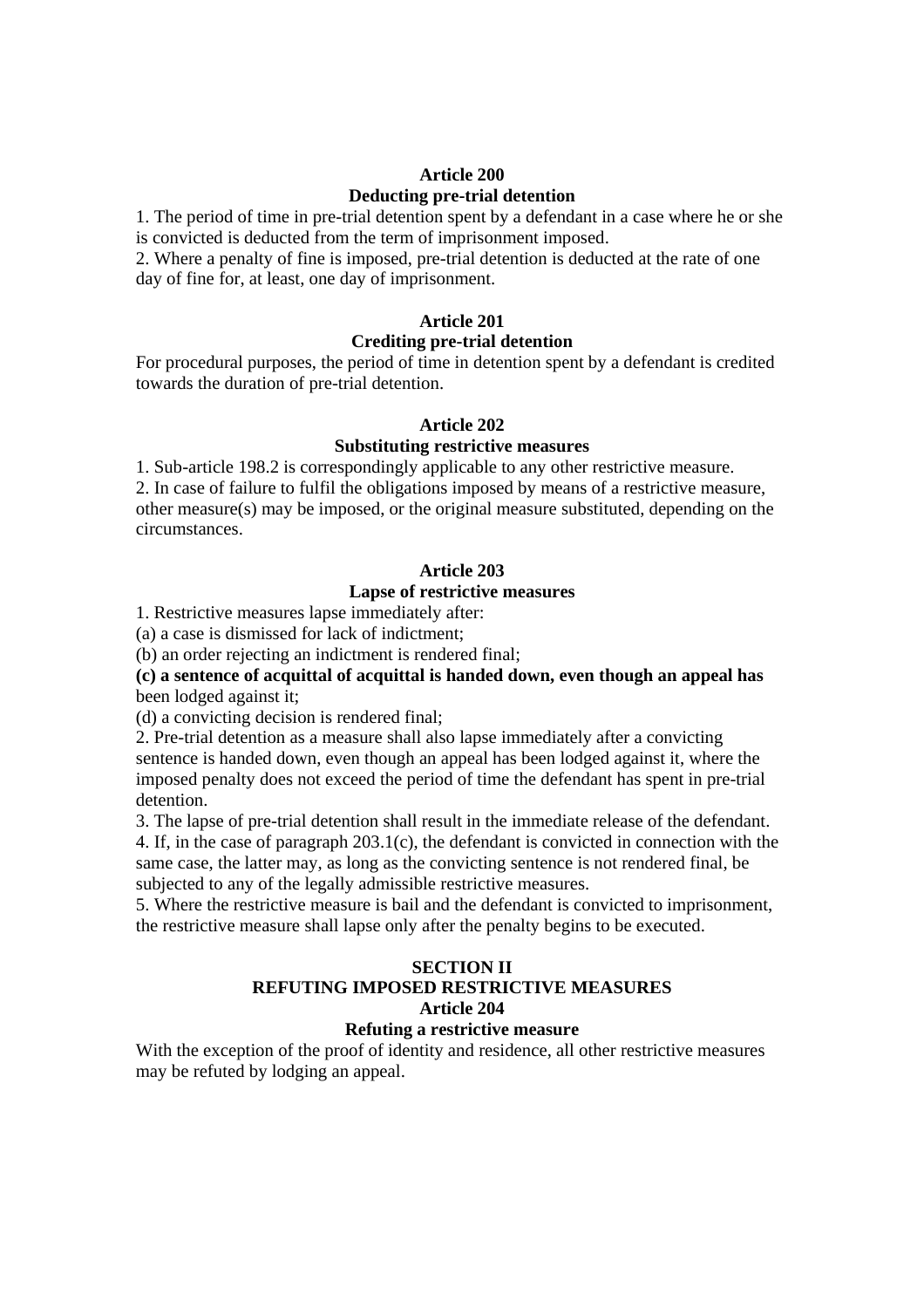### Article 200
### Deducting pre-trial detention

1. The period of time in pre-trial detention spent by a defendant in a case where he or she is convicted is deducted from the term of imprisonment imposed.
2. Where a penalty of fine is imposed, pre-trial detention is deducted at the rate of one day of fine for, at least, one day of imprisonment.

### Article 201
### Crediting pre-trial detention

For procedural purposes, the period of time in detention spent by a defendant is credited towards the duration of pre-trial detention.

### Article 202
### Substituting restrictive measures

1. Sub-article 198.2 is correspondingly applicable to any other restrictive measure.
2. In case of failure to fulfil the obligations imposed by means of a restrictive measure, other measure(s) may be imposed, or the original measure substituted, depending on the circumstances.

### Article 203
### Lapse of restrictive measures

1. Restrictive measures lapse immediately after:
(a) a case is dismissed for lack of indictment;
(b) an order rejecting an indictment is rendered final;
**(c) a sentence of acquittal of acquittal is handed down, even though an appeal has** been lodged against it;
(d) a convicting decision is rendered final;
2. Pre-trial detention as a measure shall also lapse immediately after a convicting sentence is handed down, even though an appeal has been lodged against it, where the imposed penalty does not exceed the period of time the defendant has spent in pre-trial detention.
3. The lapse of pre-trial detention shall result in the immediate release of the defendant.
4. If, in the case of paragraph 203.1(c), the defendant is convicted in connection with the same case, the latter may, as long as the convicting sentence is not rendered final, be subjected to any of the legally admissible restrictive measures.
5. Where the restrictive measure is bail and the defendant is convicted to imprisonment, the restrictive measure shall lapse only after the penalty begins to be executed.

## SECTION II
## REFUTING IMPOSED RESTRICTIVE MEASURES

### Article 204
### Refuting a restrictive measure

With the exception of the proof of identity and residence, all other restrictive measures may be refuted by lodging an appeal.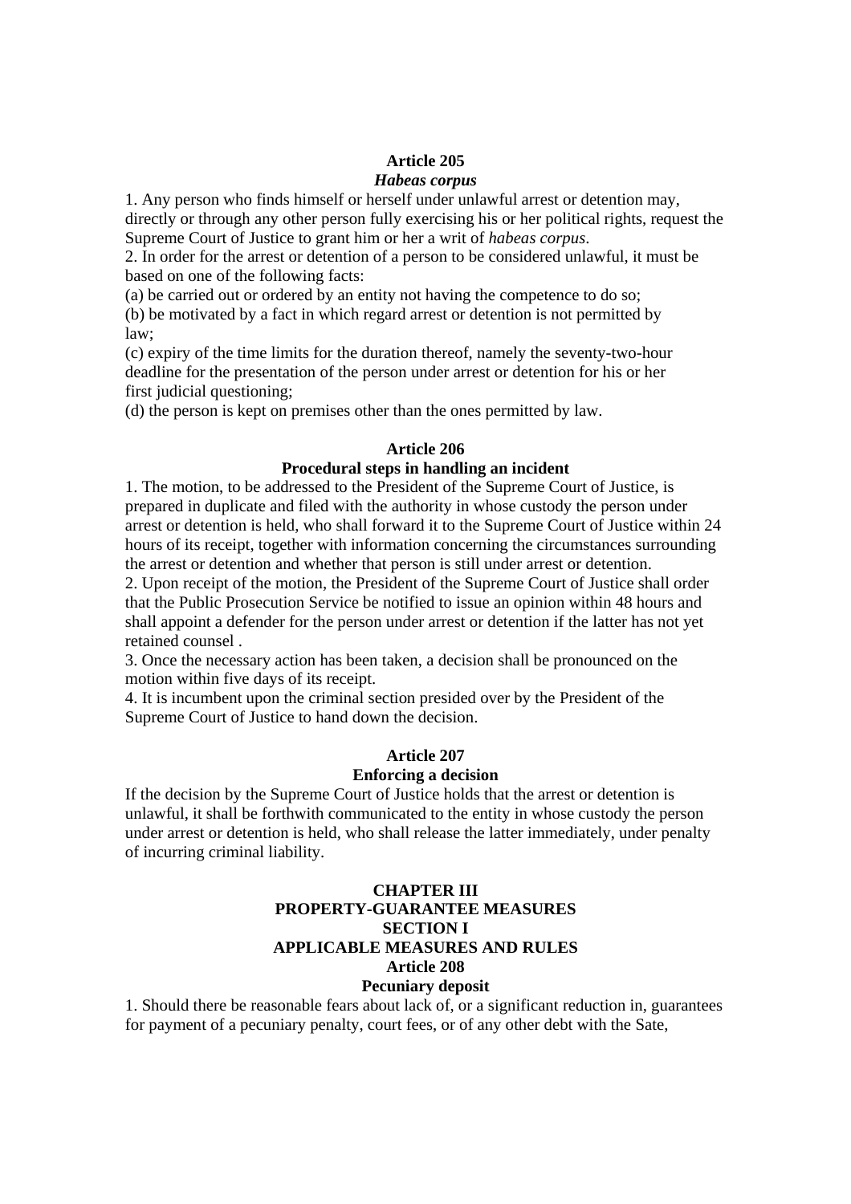**Article 205**
***Habeas corpus***

1. Any person who finds himself or herself under unlawful arrest or detention may, directly or through any other person fully exercising his or her political rights, request the Supreme Court of Justice to grant him or her a writ of *habeas corpus*.
2. In order for the arrest or detention of a person to be considered unlawful, it must be based on one of the following facts:
(a) be carried out or ordered by an entity not having the competence to do so;
(b) be motivated by a fact in which regard arrest or detention is not permitted by law;
(c) expiry of the time limits for the duration thereof, namely the seventy-two-hour deadline for the presentation of the person under arrest or detention for his or her first judicial questioning;
(d) the person is kept on premises other than the ones permitted by law.

**Article 206**
**Procedural steps in handling an incident**

1. The motion, to be addressed to the President of the Supreme Court of Justice, is prepared in duplicate and filed with the authority in whose custody the person under arrest or detention is held, who shall forward it to the Supreme Court of Justice within 24 hours of its receipt, together with information concerning the circumstances surrounding the arrest or detention and whether that person is still under arrest or detention.
2. Upon receipt of the motion, the President of the Supreme Court of Justice shall order that the Public Prosecution Service be notified to issue an opinion within 48 hours and shall appoint a defender for the person under arrest or detention if the latter has not yet retained counsel .
3. Once the necessary action has been taken, a decision shall be pronounced on the motion within five days of its receipt.
4. It is incumbent upon the criminal section presided over by the President of the Supreme Court of Justice to hand down the decision.

**Article 207**
**Enforcing a decision**

If the decision by the Supreme Court of Justice holds that the arrest or detention is unlawful, it shall be forthwith communicated to the entity in whose custody the person under arrest or detention is held, who shall release the latter immediately, under penalty of incurring criminal liability.

**CHAPTER III**
**PROPERTY-GUARANTEE MEASURES**
**SECTION I**
**APPLICABLE MEASURES AND RULES**

**Article 208**
**Pecuniary deposit**

1. Should there be reasonable fears about lack of, or a significant reduction in, guarantees for payment of a pecuniary penalty, court fees, or of any other debt with the Sate,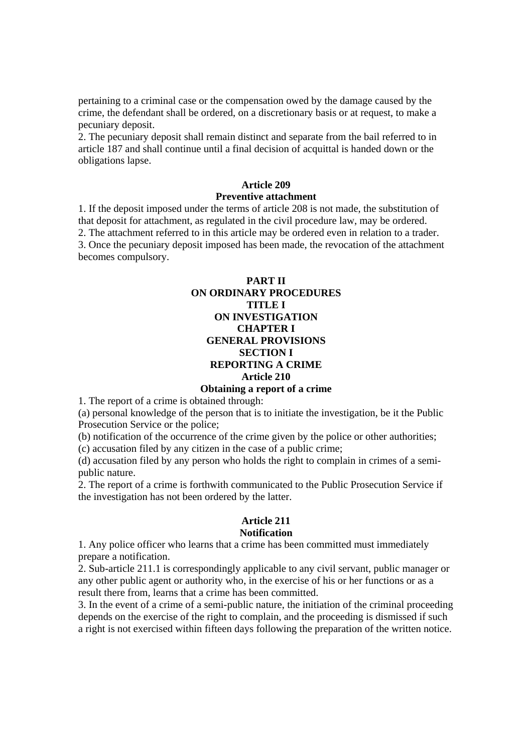pertaining to a criminal case or the compensation owed by the damage caused by the crime, the defendant shall be ordered, on a discretionary basis or at request, to make a pecuniary deposit.

2. The pecuniary deposit shall remain distinct and separate from the bail referred to in article 187 and shall continue until a final decision of acquittal is handed down or the obligations lapse.

**Article 209**
**Preventive attachment**

1. If the deposit imposed under the terms of article 208 is not made, the substitution of that deposit for attachment, as regulated in the civil procedure law, may be ordered.
2. The attachment referred to in this article may be ordered even in relation to a trader.
3. Once the pecuniary deposit imposed has been made, the revocation of the attachment becomes compulsory.

# PART II
# ON ORDINARY PROCEDURES
## TITLE I
## ON INVESTIGATION
### CHAPTER I
### GENERAL PROVISIONS
#### SECTION I
#### REPORTING A CRIME

**Article 210**
**Obtaining a report of a crime**

1. The report of a crime is obtained through:
(a) personal knowledge of the person that is to initiate the investigation, be it the Public Prosecution Service or the police;
(b) notification of the occurrence of the crime given by the police or other authorities;
(c) accusation filed by any citizen in the case of a public crime;
(d) accusation filed by any person who holds the right to complain in crimes of a semi-public nature.
2. The report of a crime is forthwith communicated to the Public Prosecution Service if the investigation has not been ordered by the latter.

**Article 211**
**Notification**

1. Any police officer who learns that a crime has been committed must immediately prepare a notification.
2. Sub-article 211.1 is correspondingly applicable to any civil servant, public manager or any other public agent or authority who, in the exercise of his or her functions or as a result there from, learns that a crime has been committed.
3. In the event of a crime of a semi-public nature, the initiation of the criminal proceeding depends on the exercise of the right to complain, and the proceeding is dismissed if such a right is not exercised within fifteen days following the preparation of the written notice.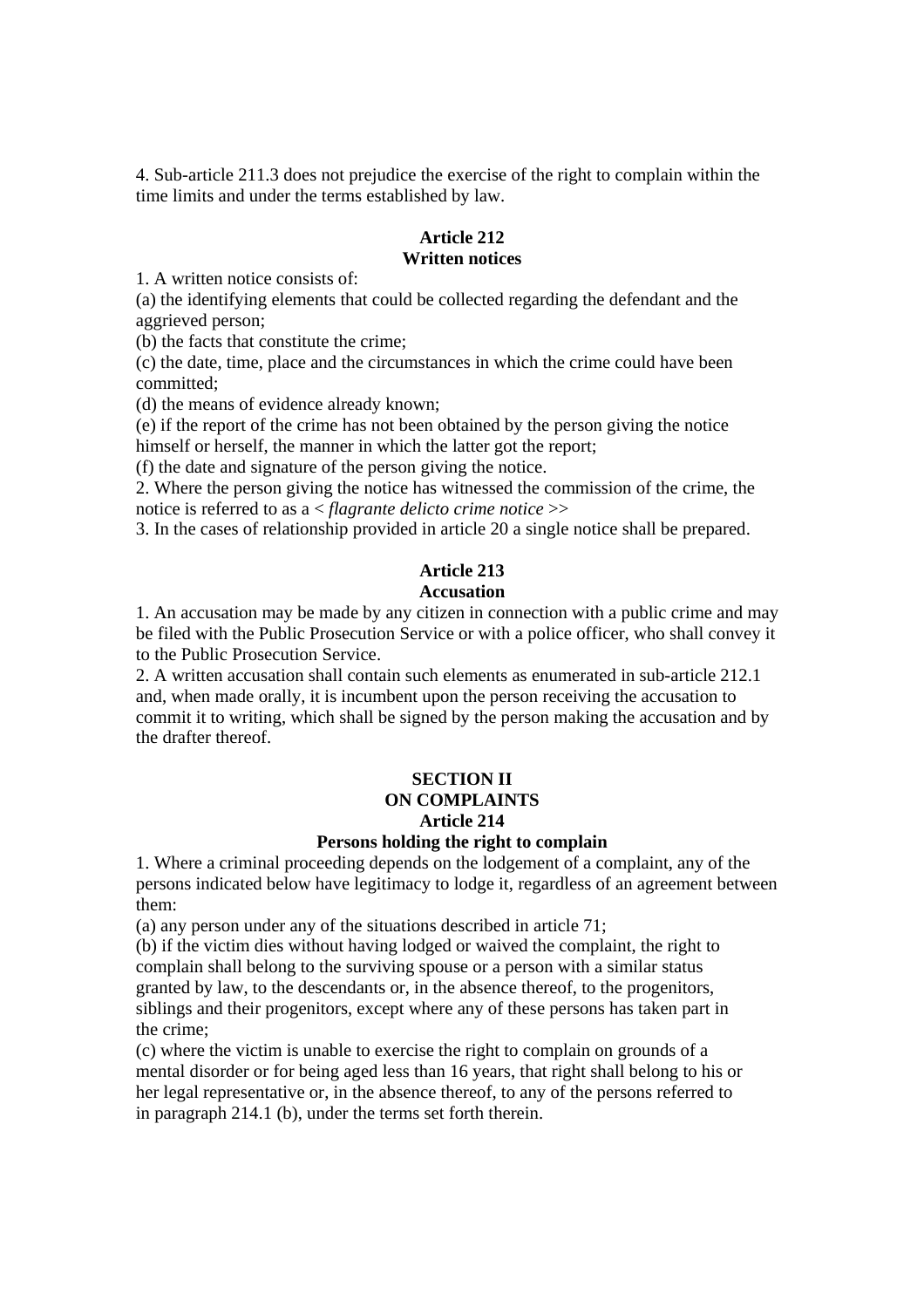4. Sub-article 211.3 does not prejudice the exercise of the right to complain within the time limits and under the terms established by law.

**Article 212**
**Written notices**

1. A written notice consists of:
(a) the identifying elements that could be collected regarding the defendant and the aggrieved person;
(b) the facts that constitute the crime;
(c) the date, time, place and the circumstances in which the crime could have been committed;
(d) the means of evidence already known;
(e) if the report of the crime has not been obtained by the person giving the notice himself or herself, the manner in which the latter got the report;
(f) the date and signature of the person giving the notice.
2. Where the person giving the notice has witnessed the commission of the crime, the notice is referred to as a < *flagrante delicto crime notice* >>
3. In the cases of relationship provided in article 20 a single notice shall be prepared.

**Article 213**
**Accusation**

1. An accusation may be made by any citizen in connection with a public crime and may be filed with the Public Prosecution Service or with a police officer, who shall convey it to the Public Prosecution Service.
2. A written accusation shall contain such elements as enumerated in sub-article 212.1 and, when made orally, it is incumbent upon the person receiving the accusation to commit it to writing, which shall be signed by the person making the accusation and by the drafter thereof.

**SECTION II**
**ON COMPLAINTS**
**Article 214**
**Persons holding the right to complain**

1. Where a criminal proceeding depends on the lodgement of a complaint, any of the persons indicated below have legitimacy to lodge it, regardless of an agreement between them:
(a) any person under any of the situations described in article 71;
(b) if the victim dies without having lodged or waived the complaint, the right to complain shall belong to the surviving spouse or a person with a similar status granted by law, to the descendants or, in the absence thereof, to the progenitors, siblings and their progenitors, except where any of these persons has taken part in the crime;
(c) where the victim is unable to exercise the right to complain on grounds of a mental disorder or for being aged less than 16 years, that right shall belong to his or her legal representative or, in the absence thereof, to any of the persons referred to in paragraph 214.1 (b), under the terms set forth therein.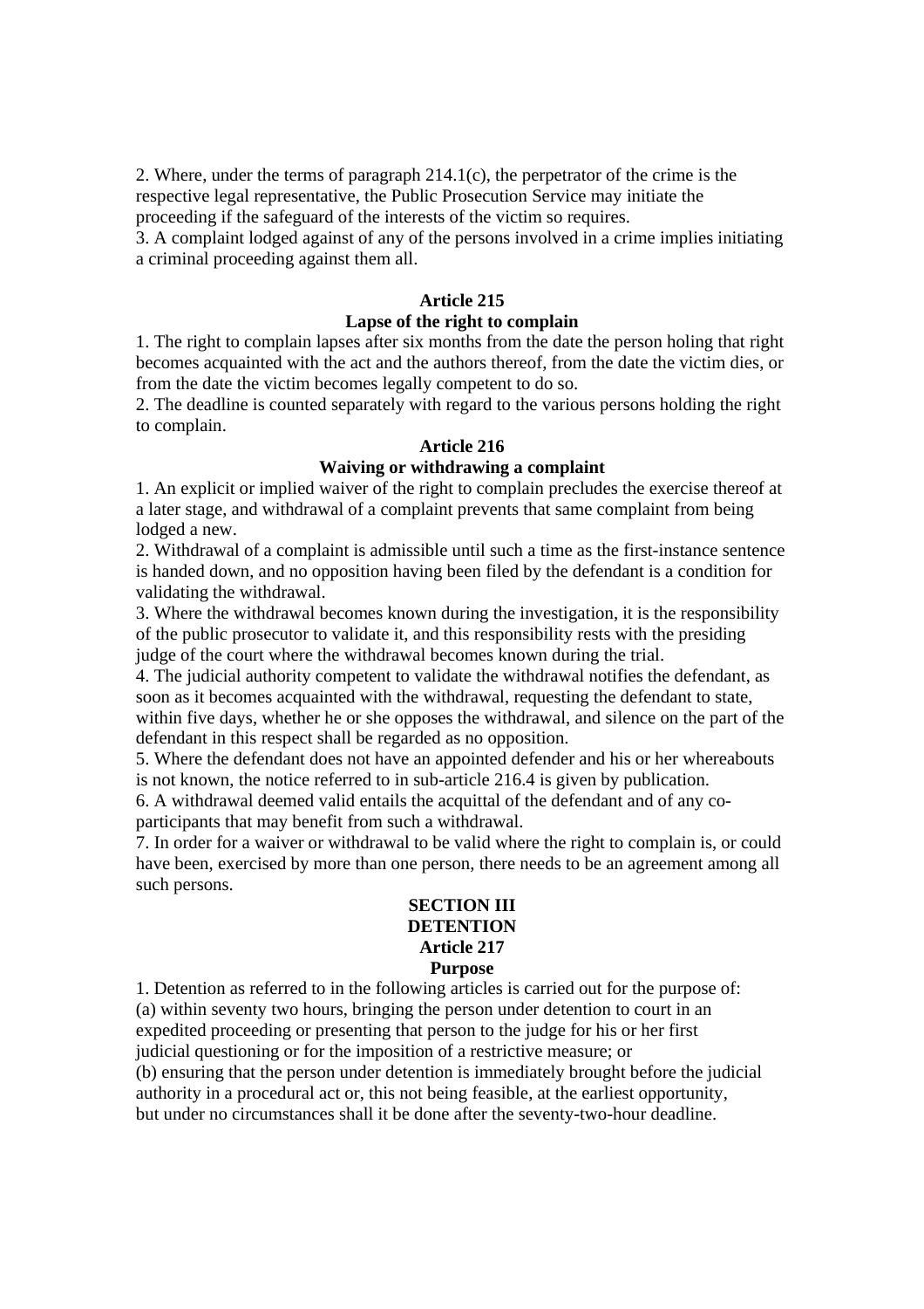2. Where, under the terms of paragraph 214.1(c), the perpetrator of the crime is the respective legal representative, the Public Prosecution Service may initiate the proceeding if the safeguard of the interests of the victim so requires.
3. A complaint lodged against of any of the persons involved in a crime implies initiating a criminal proceeding against them all.

**Article 215**
**Lapse of the right to complain**

1. The right to complain lapses after six months from the date the person holing that right becomes acquainted with the act and the authors thereof, from the date the victim dies, or from the date the victim becomes legally competent to do so.
2. The deadline is counted separately with regard to the various persons holding the right to complain.

**Article 216**
**Waiving or withdrawing a complaint**

1. An explicit or implied waiver of the right to complain precludes the exercise thereof at a later stage, and withdrawal of a complaint prevents that same complaint from being lodged a new.
2. Withdrawal of a complaint is admissible until such a time as the first-instance sentence is handed down, and no opposition having been filed by the defendant is a condition for validating the withdrawal.
3. Where the withdrawal becomes known during the investigation, it is the responsibility of the public prosecutor to validate it, and this responsibility rests with the presiding judge of the court where the withdrawal becomes known during the trial.
4. The judicial authority competent to validate the withdrawal notifies the defendant, as soon as it becomes acquainted with the withdrawal, requesting the defendant to state, within five days, whether he or she opposes the withdrawal, and silence on the part of the defendant in this respect shall be regarded as no opposition.
5. Where the defendant does not have an appointed defender and his or her whereabouts is not known, the notice referred to in sub-article 216.4 is given by publication.
6. A withdrawal deemed valid entails the acquittal of the defendant and of any co-participants that may benefit from such a withdrawal.
7. In order for a waiver or withdrawal to be valid where the right to complain is, or could have been, exercised by more than one person, there needs to be an agreement among all such persons.

**SECTION III**
**DETENTION**
**Article 217**
**Purpose**

1. Detention as referred to in the following articles is carried out for the purpose of:
(a) within seventy two hours, bringing the person under detention to court in an expedited proceeding or presenting that person to the judge for his or her first judicial questioning or for the imposition of a restrictive measure; or
(b) ensuring that the person under detention is immediately brought before the judicial authority in a procedural act or, this not being feasible, at the earliest opportunity, but under no circumstances shall it be done after the seventy-two-hour deadline.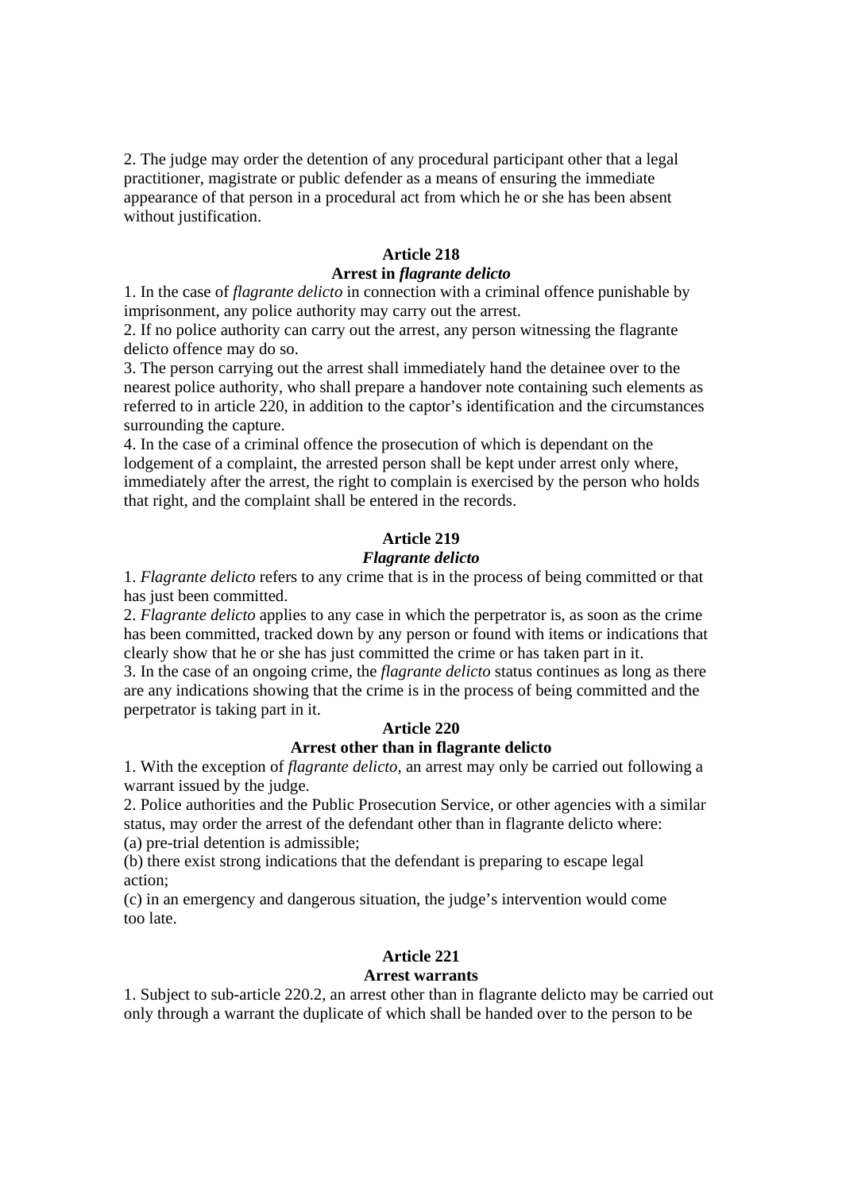2. The judge may order the detention of any procedural participant other that a legal practitioner, magistrate or public defender as a means of ensuring the immediate appearance of that person in a procedural act from which he or she has been absent without justification.

**Article 218**
**Arrest in *flagrante delicto***

1. In the case of *flagrante delicto* in connection with a criminal offence punishable by imprisonment, any police authority may carry out the arrest.
2. If no police authority can carry out the arrest, any person witnessing the flagrante delicto offence may do so.
3. The person carrying out the arrest shall immediately hand the detainee over to the nearest police authority, who shall prepare a handover note containing such elements as referred to in article 220, in addition to the captor's identification and the circumstances surrounding the capture.
4. In the case of a criminal offence the prosecution of which is dependant on the lodgement of a complaint, the arrested person shall be kept under arrest only where, immediately after the arrest, the right to complain is exercised by the person who holds that right, and the complaint shall be entered in the records.

**Article 219**
***Flagrante delicto***

1. *Flagrante delicto* refers to any crime that is in the process of being committed or that has just been committed.
2. *Flagrante delicto* applies to any case in which the perpetrator is, as soon as the crime has been committed, tracked down by any person or found with items or indications that clearly show that he or she has just committed the crime or has taken part in it.
3. In the case of an ongoing crime, the *flagrante delicto* status continues as long as there are any indications showing that the crime is in the process of being committed and the perpetrator is taking part in it.

**Article 220**
**Arrest other than in flagrante delicto**

1. With the exception of *flagrante delicto*, an arrest may only be carried out following a warrant issued by the judge.
2. Police authorities and the Public Prosecution Service, or other agencies with a similar status, may order the arrest of the defendant other than in flagrante delicto where:
(a) pre-trial detention is admissible;
(b) there exist strong indications that the defendant is preparing to escape legal action;
(c) in an emergency and dangerous situation, the judge's intervention would come too late.

**Article 221**
**Arrest warrants**

1. Subject to sub-article 220.2, an arrest other than in flagrante delicto may be carried out only through a warrant the duplicate of which shall be handed over to the person to be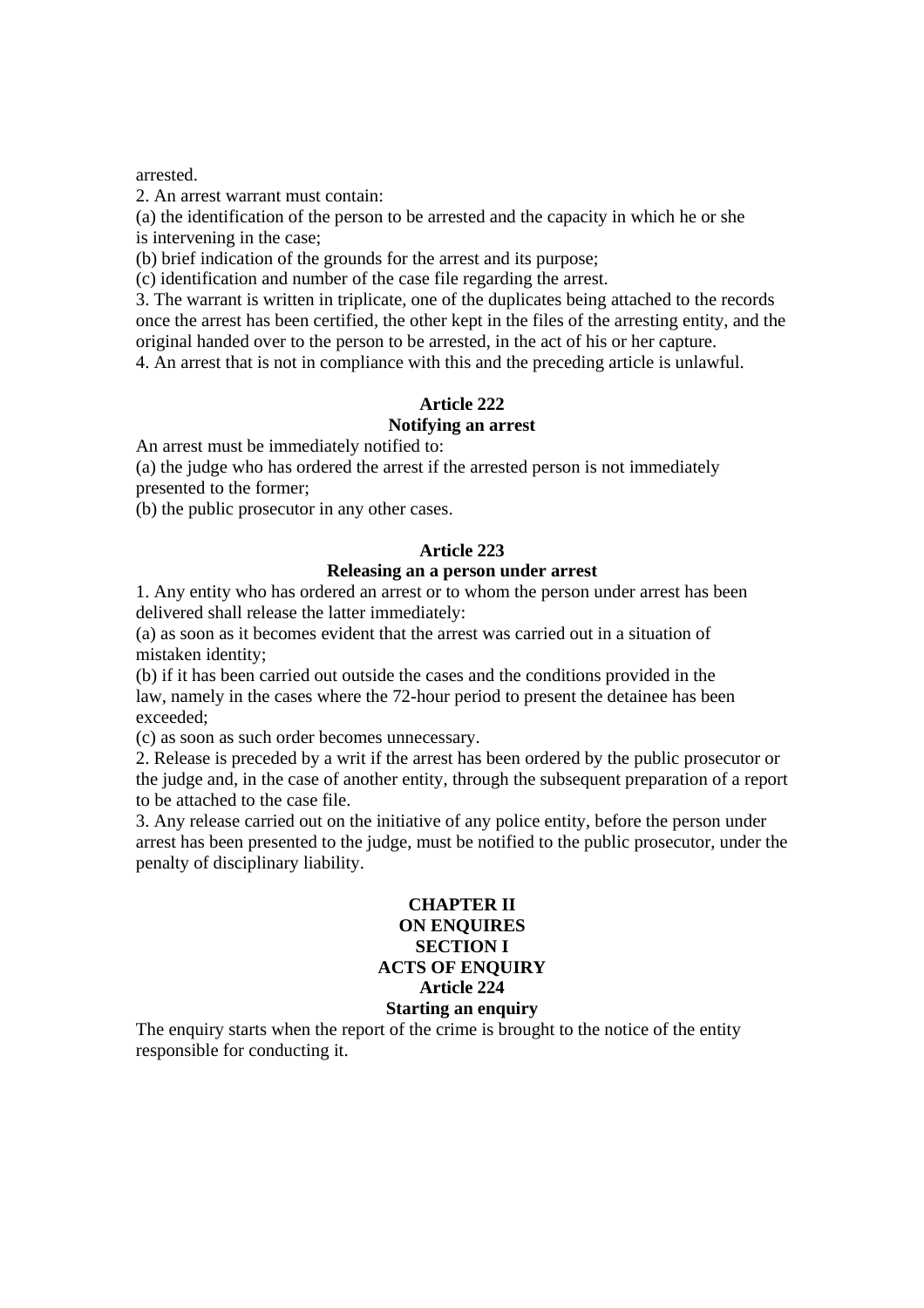arrested.

2. An arrest warrant must contain:

(a) the identification of the person to be arrested and the capacity in which he or she is intervening in the case;

(b) brief indication of the grounds for the arrest and its purpose;

(c) identification and number of the case file regarding the arrest.

3. The warrant is written in triplicate, one of the duplicates being attached to the records once the arrest has been certified, the other kept in the files of the arresting entity, and the original handed over to the person to be arrested, in the act of his or her capture.

4. An arrest that is not in compliance with this and the preceding article is unlawful.

**Article 222**
**Notifying an arrest**

An arrest must be immediately notified to:

(a) the judge who has ordered the arrest if the arrested person is not immediately presented to the former;

(b) the public prosecutor in any other cases.

**Article 223**
**Releasing an a person under arrest**

1. Any entity who has ordered an arrest or to whom the person under arrest has been delivered shall release the latter immediately:

(a) as soon as it becomes evident that the arrest was carried out in a situation of mistaken identity;

(b) if it has been carried out outside the cases and the conditions provided in the law, namely in the cases where the 72-hour period to present the detainee has been exceeded;

(c) as soon as such order becomes unnecessary.

2. Release is preceded by a writ if the arrest has been ordered by the public prosecutor or the judge and, in the case of another entity, through the subsequent preparation of a report to be attached to the case file.

3. Any release carried out on the initiative of any police entity, before the person under arrest has been presented to the judge, must be notified to the public prosecutor, under the penalty of disciplinary liability.

## CHAPTER II
## ON ENQUIRES
### SECTION I
### ACTS OF ENQUIRY

**Article 224**
**Starting an enquiry**

The enquiry starts when the report of the crime is brought to the notice of the entity responsible for conducting it.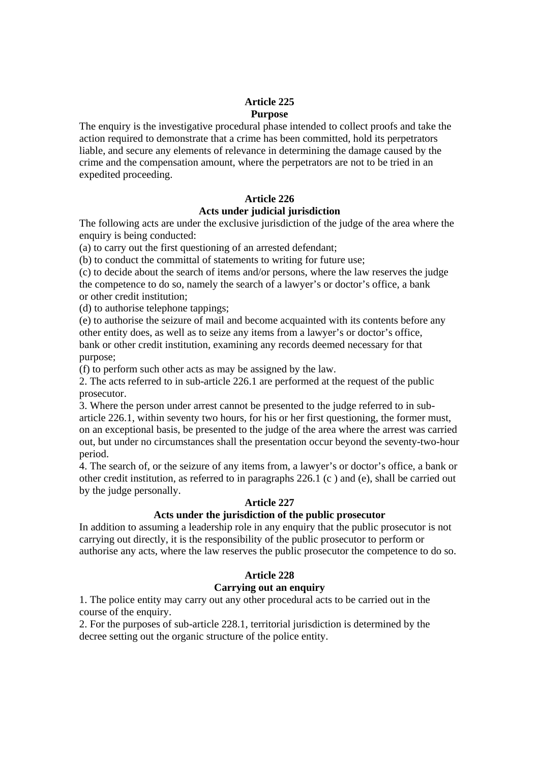**Article 225**
**Purpose**

The enquiry is the investigative procedural phase intended to collect proofs and take the action required to demonstrate that a crime has been committed, hold its perpetrators liable, and secure any elements of relevance in determining the damage caused by the crime and the compensation amount, where the perpetrators are not to be tried in an expedited proceeding.

**Article 226**
**Acts under judicial jurisdiction**

The following acts are under the exclusive jurisdiction of the judge of the area where the enquiry is being conducted:

(a) to carry out the first questioning of an arrested defendant;
(b) to conduct the committal of statements to writing for future use;
(c) to decide about the search of items and/or persons, where the law reserves the judge the competence to do so, namely the search of a lawyer's or doctor's office, a bank or other credit institution;
(d) to authorise telephone tappings;
(e) to authorise the seizure of mail and become acquainted with its contents before any other entity does, as well as to seize any items from a lawyer's or doctor's office, bank or other credit institution, examining any records deemed necessary for that purpose;
(f) to perform such other acts as may be assigned by the law.

2. The acts referred to in sub-article 226.1 are performed at the request of the public prosecutor.

3. Where the person under arrest cannot be presented to the judge referred to in sub-article 226.1, within seventy two hours, for his or her first questioning, the former must, on an exceptional basis, be presented to the judge of the area where the arrest was carried out, but under no circumstances shall the presentation occur beyond the seventy-two-hour period.

4. The search of, or the seizure of any items from, a lawyer's or doctor's office, a bank or other credit institution, as referred to in paragraphs 226.1 (c ) and (e), shall be carried out by the judge personally.

**Article 227**
**Acts under the jurisdiction of the public prosecutor**

In addition to assuming a leadership role in any enquiry that the public prosecutor is not carrying out directly, it is the responsibility of the public prosecutor to perform or authorise any acts, where the law reserves the public prosecutor the competence to do so.

**Article 228**
**Carrying out an enquiry**

1. The police entity may carry out any other procedural acts to be carried out in the course of the enquiry.

2. For the purposes of sub-article 228.1, territorial jurisdiction is determined by the decree setting out the organic structure of the police entity.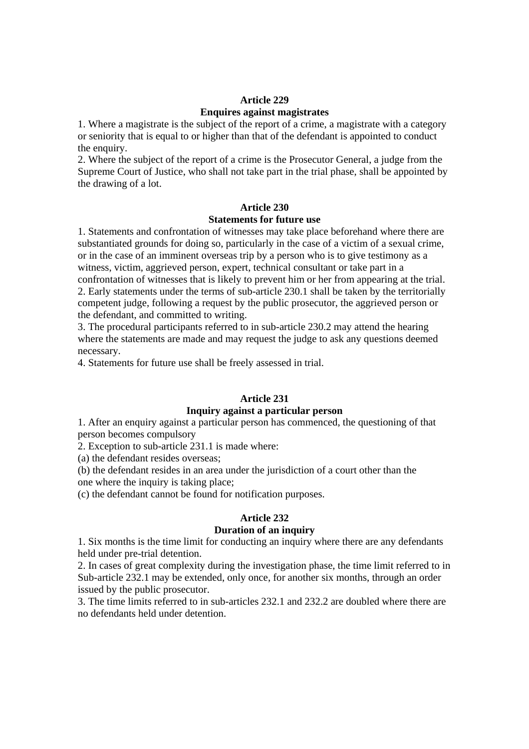**Article 229**

**Enquires against magistrates**

1. Where a magistrate is the subject of the report of a crime, a magistrate with a category or seniority that is equal to or higher than that of the defendant is appointed to conduct the enquiry.
2. Where the subject of the report of a crime is the Prosecutor General, a judge from the Supreme Court of Justice, who shall not take part in the trial phase, shall be appointed by the drawing of a lot.

**Article 230**

**Statements for future use**

1. Statements and confrontation of witnesses may take place beforehand where there are substantiated grounds for doing so, particularly in the case of a victim of a sexual crime, or in the case of an imminent overseas trip by a person who is to give testimony as a witness, victim, aggrieved person, expert, technical consultant or take part in a confrontation of witnesses that is likely to prevent him or her from appearing at the trial.
2. Early statements under the terms of sub-article 230.1 shall be taken by the territorially competent judge, following a request by the public prosecutor, the aggrieved person or the defendant, and committed to writing.
3. The procedural participants referred to in sub-article 230.2 may attend the hearing where the statements are made and may request the judge to ask any questions deemed necessary.
4. Statements for future use shall be freely assessed in trial.

**Article 231**

**Inquiry against a particular person**

1. After an enquiry against a particular person has commenced, the questioning of that person becomes compulsory
2. Exception to sub-article 231.1 is made where:

(a) the defendant resides overseas;

(b) the defendant resides in an area under the jurisdiction of a court other than the one where the inquiry is taking place;

(c) the defendant cannot be found for notification purposes.

**Article 232**

**Duration of an inquiry**

1. Six months is the time limit for conducting an inquiry where there are any defendants held under pre-trial detention.
2. In cases of great complexity during the investigation phase, the time limit referred to in Sub-article 232.1 may be extended, only once, for another six months, through an order issued by the public prosecutor.
3. The time limits referred to in sub-articles 232.1 and 232.2 are doubled where there are no defendants held under detention.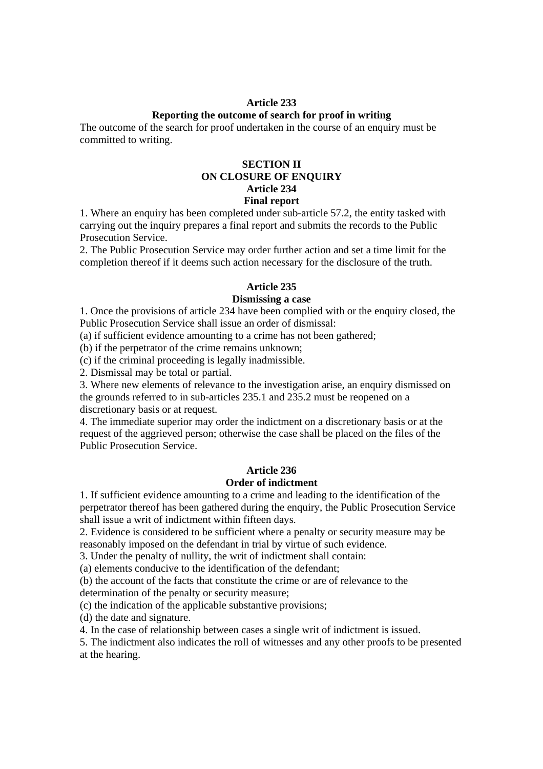### Article 233
### Reporting the outcome of search for proof in writing

The outcome of the search for proof undertaken in the course of an enquiry must be committed to writing.

## SECTION II
## ON CLOSURE OF ENQUIRY

### Article 234
### Final report

1. Where an enquiry has been completed under sub-article 57.2, the entity tasked with carrying out the inquiry prepares a final report and submits the records to the Public Prosecution Service.
2. The Public Prosecution Service may order further action and set a time limit for the completion thereof if it deems such action necessary for the disclosure of the truth.

### Article 235
### Dismissing a case

1. Once the provisions of article 234 have been complied with or the enquiry closed, the Public Prosecution Service shall issue an order of dismissal:
(a) if sufficient evidence amounting to a crime has not been gathered;
(b) if the perpetrator of the crime remains unknown;
(c) if the criminal proceeding is legally inadmissible.
2. Dismissal may be total or partial.
3. Where new elements of relevance to the investigation arise, an enquiry dismissed on the grounds referred to in sub-articles 235.1 and 235.2 must be reopened on a discretionary basis or at request.
4. The immediate superior may order the indictment on a discretionary basis or at the request of the aggrieved person; otherwise the case shall be placed on the files of the Public Prosecution Service.

### Article 236
### Order of indictment

1. If sufficient evidence amounting to a crime and leading to the identification of the perpetrator thereof has been gathered during the enquiry, the Public Prosecution Service shall issue a writ of indictment within fifteen days.
2. Evidence is considered to be sufficient where a penalty or security measure may be reasonably imposed on the defendant in trial by virtue of such evidence.
3. Under the penalty of nullity, the writ of indictment shall contain:
(a) elements conducive to the identification of the defendant;
(b) the account of the facts that constitute the crime or are of relevance to the determination of the penalty or security measure;
(c) the indication of the applicable substantive provisions;
(d) the date and signature.
4. In the case of relationship between cases a single writ of indictment is issued.
5. The indictment also indicates the roll of witnesses and any other proofs to be presented at the hearing.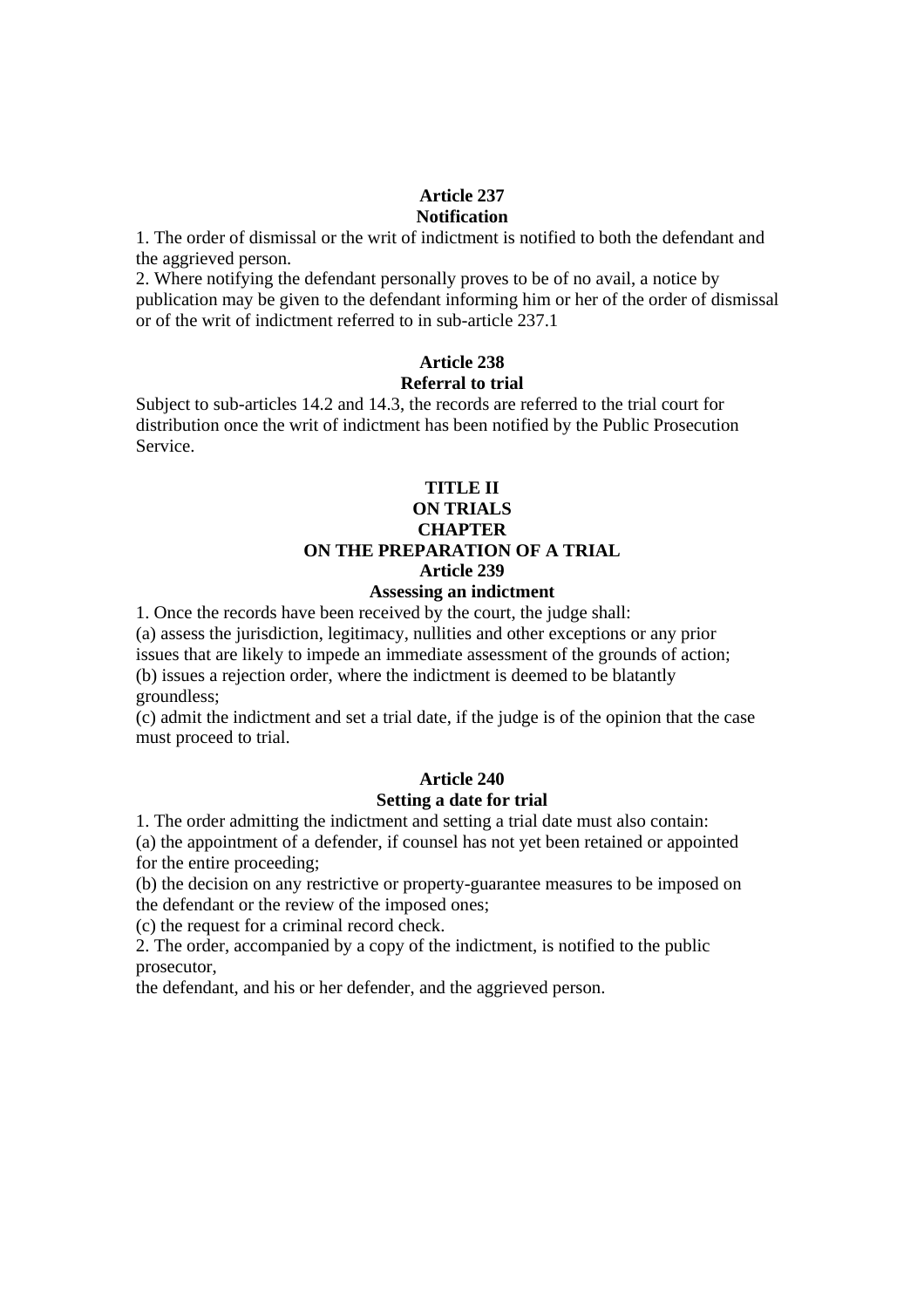**Article 237**
**Notification**

1. The order of dismissal or the writ of indictment is notified to both the defendant and the aggrieved person.
2. Where notifying the defendant personally proves to be of no avail, a notice by publication may be given to the defendant informing him or her of the order of dismissal or of the writ of indictment referred to in sub-article 237.1

**Article 238**
**Referral to trial**

Subject to sub-articles 14.2 and 14.3, the records are referred to the trial court for distribution once the writ of indictment has been notified by the Public Prosecution Service.

**TITLE II**
**ON TRIALS**
**CHAPTER**
**ON THE PREPARATION OF A TRIAL**
**Article 239**
**Assessing an indictment**

1. Once the records have been received by the court, the judge shall:
(a) assess the jurisdiction, legitimacy, nullities and other exceptions or any prior issues that are likely to impede an immediate assessment of the grounds of action;
(b) issues a rejection order, where the indictment is deemed to be blatantly groundless;
(c) admit the indictment and set a trial date, if the judge is of the opinion that the case must proceed to trial.

**Article 240**
**Setting a date for trial**

1. The order admitting the indictment and setting a trial date must also contain:
(a) the appointment of a defender, if counsel has not yet been retained or appointed for the entire proceeding;
(b) the decision on any restrictive or property-guarantee measures to be imposed on the defendant or the review of the imposed ones;
(c) the request for a criminal record check.
2. The order, accompanied by a copy of the indictment, is notified to the public prosecutor,
the defendant, and his or her defender, and the aggrieved person.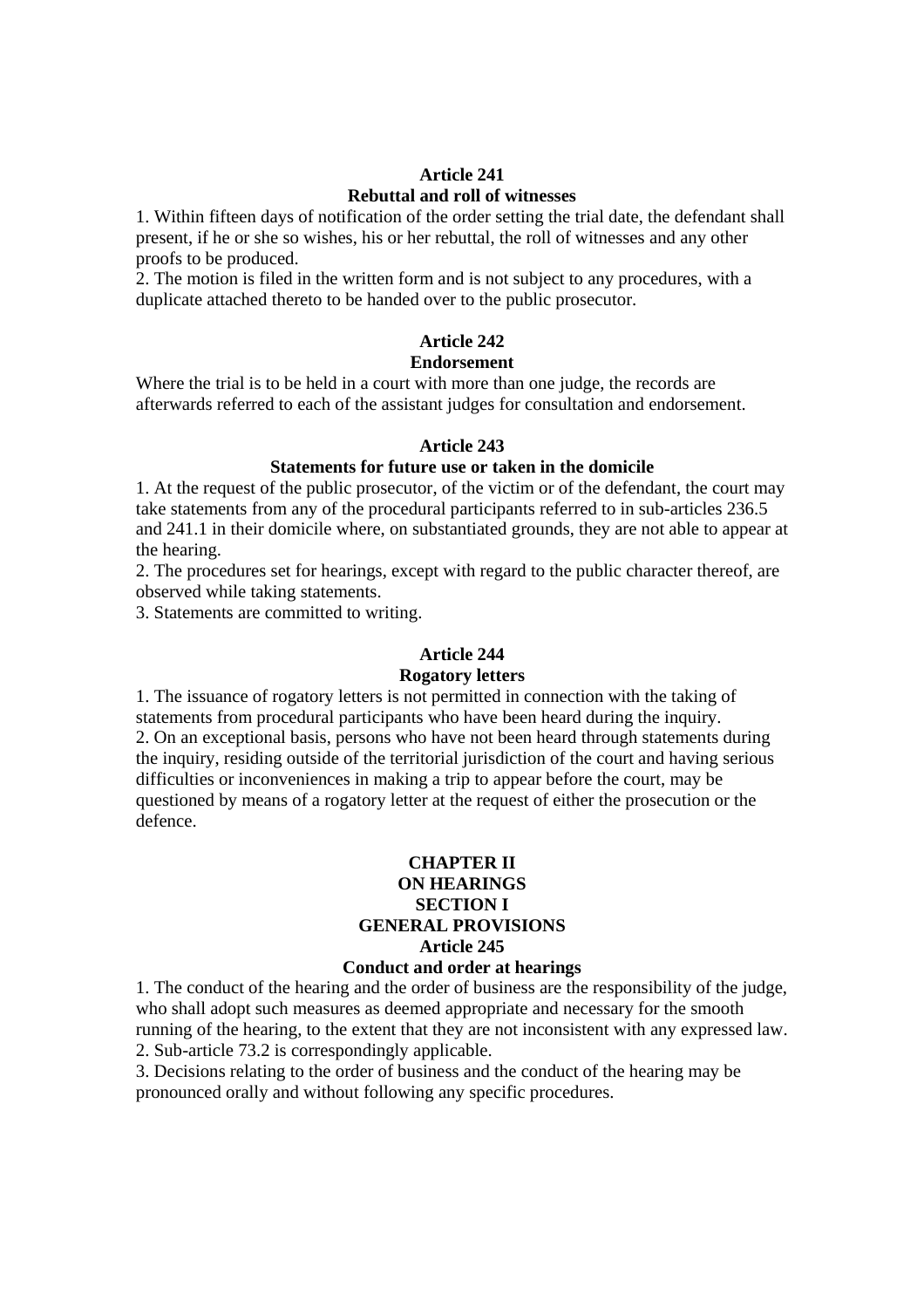**Article 241**
**Rebuttal and roll of witnesses**

1. Within fifteen days of notification of the order setting the trial date, the defendant shall present, if he or she so wishes, his or her rebuttal, the roll of witnesses and any other proofs to be produced.
2. The motion is filed in the written form and is not subject to any procedures, with a duplicate attached thereto to be handed over to the public prosecutor.

**Article 242**
**Endorsement**

Where the trial is to be held in a court with more than one judge, the records are afterwards referred to each of the assistant judges for consultation and endorsement.

**Article 243**
**Statements for future use or taken in the domicile**

1. At the request of the public prosecutor, of the victim or of the defendant, the court may take statements from any of the procedural participants referred to in sub-articles 236.5 and 241.1 in their domicile where, on substantiated grounds, they are not able to appear at the hearing.
2. The procedures set for hearings, except with regard to the public character thereof, are observed while taking statements.
3. Statements are committed to writing.

**Article 244**
**Rogatory letters**

1. The issuance of rogatory letters is not permitted in connection with the taking of statements from procedural participants who have been heard during the inquiry.
2. On an exceptional basis, persons who have not been heard through statements during the inquiry, residing outside of the territorial jurisdiction of the court and having serious difficulties or inconveniences in making a trip to appear before the court, may be questioned by means of a rogatory letter at the request of either the prosecution or the defence.

## CHAPTER II
## ON HEARINGS
### SECTION I
### GENERAL PROVISIONS

**Article 245**
**Conduct and order at hearings**

1. The conduct of the hearing and the order of business are the responsibility of the judge, who shall adopt such measures as deemed appropriate and necessary for the smooth running of the hearing, to the extent that they are not inconsistent with any expressed law.
2. Sub-article 73.2 is correspondingly applicable.
3. Decisions relating to the order of business and the conduct of the hearing may be pronounced orally and without following any specific procedures.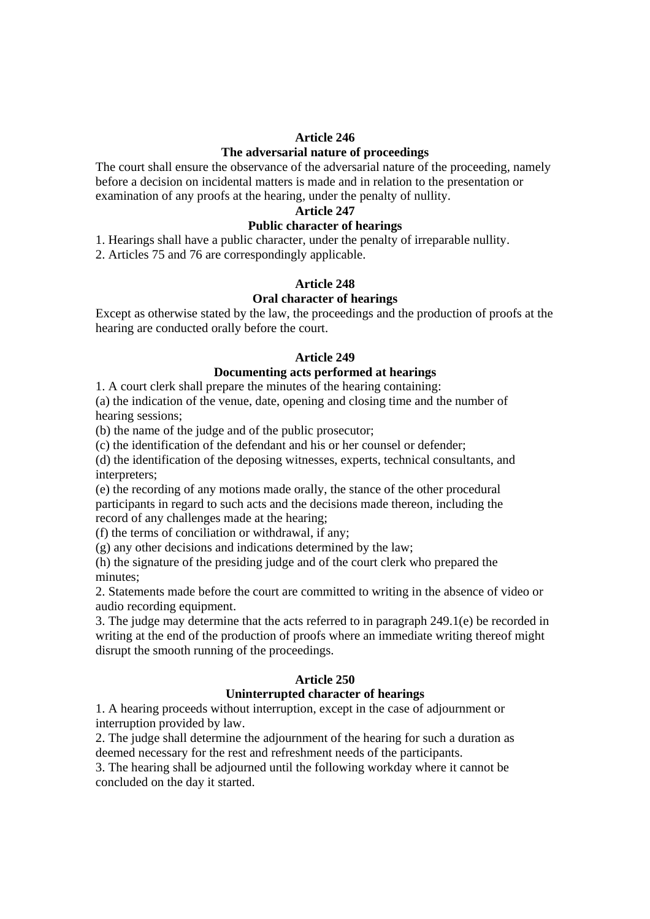**Article 246**

**The adversarial nature of proceedings**

The court shall ensure the observance of the adversarial nature of the proceeding, namely before a decision on incidental matters is made and in relation to the presentation or examination of any proofs at the hearing, under the penalty of nullity.

**Article 247**

**Public character of hearings**

1. Hearings shall have a public character, under the penalty of irreparable nullity.
2. Articles 75 and 76 are correspondingly applicable.

**Article 248**

**Oral character of hearings**

Except as otherwise stated by the law, the proceedings and the production of proofs at the hearing are conducted orally before the court.

**Article 249**

**Documenting acts performed at hearings**

1. A court clerk shall prepare the minutes of the hearing containing:

(a) the indication of the venue, date, opening and closing time and the number of hearing sessions;

(b) the name of the judge and of the public prosecutor;

(c) the identification of the defendant and his or her counsel or defender;

(d) the identification of the deposing witnesses, experts, technical consultants, and interpreters;

(e) the recording of any motions made orally, the stance of the other procedural participants in regard to such acts and the decisions made thereon, including the record of any challenges made at the hearing;

(f) the terms of conciliation or withdrawal, if any;

(g) any other decisions and indications determined by the law;

(h) the signature of the presiding judge and of the court clerk who prepared the minutes;

2. Statements made before the court are committed to writing in the absence of video or audio recording equipment.

3. The judge may determine that the acts referred to in paragraph 249.1(e) be recorded in writing at the end of the production of proofs where an immediate writing thereof might disrupt the smooth running of the proceedings.

**Article 250**

**Uninterrupted character of hearings**

1. A hearing proceeds without interruption, except in the case of adjournment or interruption provided by law.
2. The judge shall determine the adjournment of the hearing for such a duration as deemed necessary for the rest and refreshment needs of the participants.
3. The hearing shall be adjourned until the following workday where it cannot be concluded on the day it started.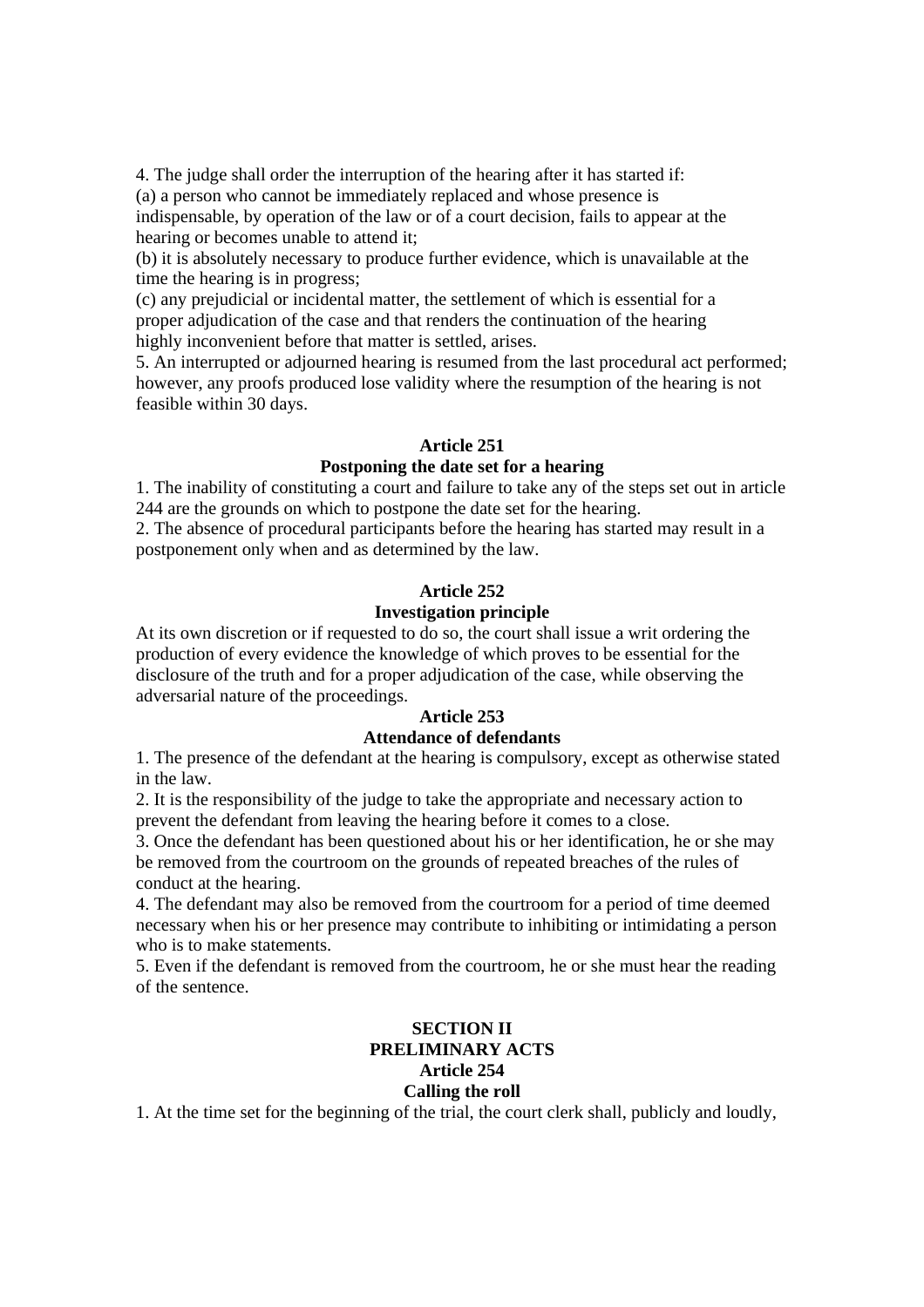4. The judge shall order the interruption of the hearing after it has started if:
(a) a person who cannot be immediately replaced and whose presence is indispensable, by operation of the law or of a court decision, fails to appear at the hearing or becomes unable to attend it;
(b) it is absolutely necessary to produce further evidence, which is unavailable at the time the hearing is in progress;
(c) any prejudicial or incidental matter, the settlement of which is essential for a proper adjudication of the case and that renders the continuation of the hearing highly inconvenient before that matter is settled, arises.
5. An interrupted or adjourned hearing is resumed from the last procedural act performed; however, any proofs produced lose validity where the resumption of the hearing is not feasible within 30 days.

**Article 251**
**Postponing the date set for a hearing**

1. The inability of constituting a court and failure to take any of the steps set out in article 244 are the grounds on which to postpone the date set for the hearing.
2. The absence of procedural participants before the hearing has started may result in a postponement only when and as determined by the law.

**Article 252**
**Investigation principle**

At its own discretion or if requested to do so, the court shall issue a writ ordering the production of every evidence the knowledge of which proves to be essential for the disclosure of the truth and for a proper adjudication of the case, while observing the adversarial nature of the proceedings.

**Article 253**
**Attendance of defendants**

1. The presence of the defendant at the hearing is compulsory, except as otherwise stated in the law.
2. It is the responsibility of the judge to take the appropriate and necessary action to prevent the defendant from leaving the hearing before it comes to a close.
3. Once the defendant has been questioned about his or her identification, he or she may be removed from the courtroom on the grounds of repeated breaches of the rules of conduct at the hearing.
4. The defendant may also be removed from the courtroom for a period of time deemed necessary when his or her presence may contribute to inhibiting or intimidating a person who is to make statements.
5. Even if the defendant is removed from the courtroom, he or she must hear the reading of the sentence.

## SECTION II
## PRELIMINARY ACTS

**Article 254**
**Calling the roll**

1. At the time set for the beginning of the trial, the court clerk shall, publicly and loudly,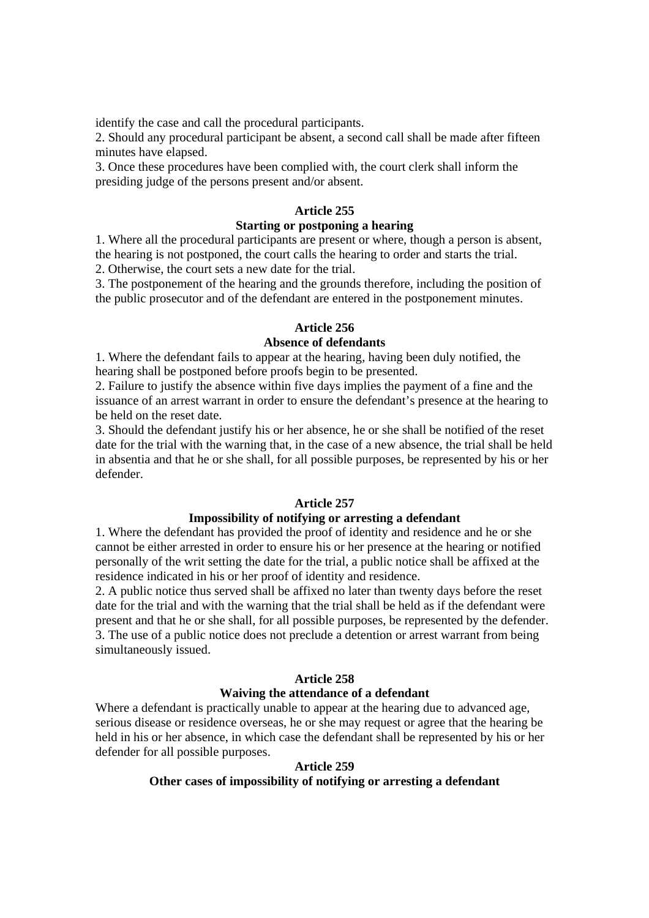identify the case and call the procedural participants.

2. Should any procedural participant be absent, a second call shall be made after fifteen minutes have elapsed.

3. Once these procedures have been complied with, the court clerk shall inform the presiding judge of the persons present and/or absent.

**Article 255**
**Starting or postponing a hearing**

1. Where all the procedural participants are present or where, though a person is absent, the hearing is not postponed, the court calls the hearing to order and starts the trial.

2. Otherwise, the court sets a new date for the trial.

3. The postponement of the hearing and the grounds therefore, including the position of the public prosecutor and of the defendant are entered in the postponement minutes.

**Article 256**
**Absence of defendants**

1. Where the defendant fails to appear at the hearing, having been duly notified, the hearing shall be postponed before proofs begin to be presented.

2. Failure to justify the absence within five days implies the payment of a fine and the issuance of an arrest warrant in order to ensure the defendant's presence at the hearing to be held on the reset date.

3. Should the defendant justify his or her absence, he or she shall be notified of the reset date for the trial with the warning that, in the case of a new absence, the trial shall be held in absentia and that he or she shall, for all possible purposes, be represented by his or her defender.

**Article 257**
**Impossibility of notifying or arresting a defendant**

1. Where the defendant has provided the proof of identity and residence and he or she cannot be either arrested in order to ensure his or her presence at the hearing or notified personally of the writ setting the date for the trial, a public notice shall be affixed at the residence indicated in his or her proof of identity and residence.

2. A public notice thus served shall be affixed no later than twenty days before the reset date for the trial and with the warning that the trial shall be held as if the defendant were present and that he or she shall, for all possible purposes, be represented by the defender.

3. The use of a public notice does not preclude a detention or arrest warrant from being simultaneously issued.

**Article 258**
**Waiving the attendance of a defendant**

Where a defendant is practically unable to appear at the hearing due to advanced age, serious disease or residence overseas, he or she may request or agree that the hearing be held in his or her absence, in which case the defendant shall be represented by his or her defender for all possible purposes.

**Article 259**
**Other cases of impossibility of notifying or arresting a defendant**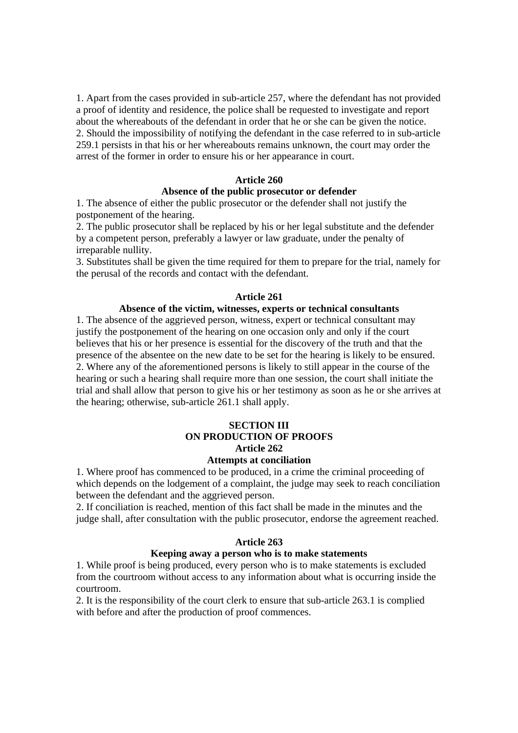1. Apart from the cases provided in sub-article 257, where the defendant has not provided a proof of identity and residence, the police shall be requested to investigate and report about the whereabouts of the defendant in order that he or she can be given the notice.
2. Should the impossibility of notifying the defendant in the case referred to in sub-article 259.1 persists in that his or her whereabouts remains unknown, the court may order the arrest of the former in order to ensure his or her appearance in court.

**Article 260**
**Absence of the public prosecutor or defender**

1. The absence of either the public prosecutor or the defender shall not justify the postponement of the hearing.
2. The public prosecutor shall be replaced by his or her legal substitute and the defender by a competent person, preferably a lawyer or law graduate, under the penalty of irreparable nullity.
3. Substitutes shall be given the time required for them to prepare for the trial, namely for the perusal of the records and contact with the defendant.

**Article 261**
**Absence of the victim, witnesses, experts or technical consultants**

1. The absence of the aggrieved person, witness, expert or technical consultant may justify the postponement of the hearing on one occasion only and only if the court believes that his or her presence is essential for the discovery of the truth and that the presence of the absentee on the new date to be set for the hearing is likely to be ensured.
2. Where any of the aforementioned persons is likely to still appear in the course of the hearing or such a hearing shall require more than one session, the court shall initiate the trial and shall allow that person to give his or her testimony as soon as he or she arrives at the hearing; otherwise, sub-article 261.1 shall apply.

## SECTION III
## ON PRODUCTION OF PROOFS

**Article 262**
**Attempts at conciliation**

1. Where proof has commenced to be produced, in a crime the criminal proceeding of which depends on the lodgement of a complaint, the judge may seek to reach conciliation between the defendant and the aggrieved person.
2. If conciliation is reached, mention of this fact shall be made in the minutes and the judge shall, after consultation with the public prosecutor, endorse the agreement reached.

**Article 263**
**Keeping away a person who is to make statements**

1. While proof is being produced, every person who is to make statements is excluded from the courtroom without access to any information about what is occurring inside the courtroom.
2. It is the responsibility of the court clerk to ensure that sub-article 263.1 is complied with before and after the production of proof commences.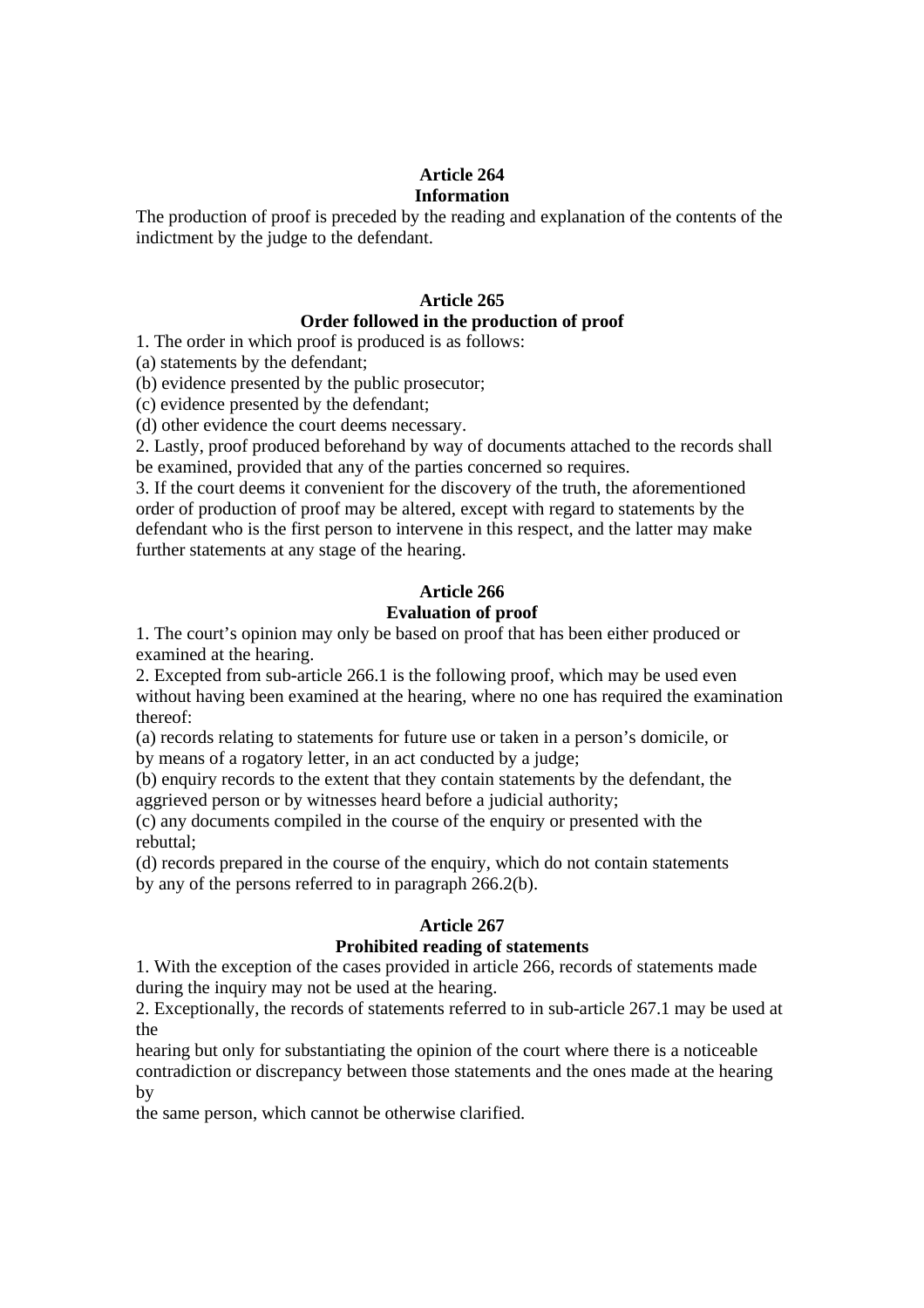**Article 264**
**Information**

The production of proof is preceded by the reading and explanation of the contents of the indictment by the judge to the defendant.

**Article 265**
**Order followed in the production of proof**

1. The order in which proof is produced is as follows:
(a) statements by the defendant;
(b) evidence presented by the public prosecutor;
(c) evidence presented by the defendant;
(d) other evidence the court deems necessary.
2. Lastly, proof produced beforehand by way of documents attached to the records shall be examined, provided that any of the parties concerned so requires.
3. If the court deems it convenient for the discovery of the truth, the aforementioned order of production of proof may be altered, except with regard to statements by the defendant who is the first person to intervene in this respect, and the latter may make further statements at any stage of the hearing.

**Article 266**
**Evaluation of proof**

1. The court's opinion may only be based on proof that has been either produced or examined at the hearing.
2. Excepted from sub-article 266.1 is the following proof, which may be used even without having been examined at the hearing, where no one has required the examination thereof:
(a) records relating to statements for future use or taken in a person's domicile, or by means of a rogatory letter, in an act conducted by a judge;
(b) enquiry records to the extent that they contain statements by the defendant, the aggrieved person or by witnesses heard before a judicial authority;
(c) any documents compiled in the course of the enquiry or presented with the rebuttal;
(d) records prepared in the course of the enquiry, which do not contain statements by any of the persons referred to in paragraph 266.2(b).

**Article 267**
**Prohibited reading of statements**

1. With the exception of the cases provided in article 266, records of statements made during the inquiry may not be used at the hearing.
2. Exceptionally, the records of statements referred to in sub-article 267.1 may be used at the hearing but only for substantiating the opinion of the court where there is a noticeable contradiction or discrepancy between those statements and the ones made at the hearing by the same person, which cannot be otherwise clarified.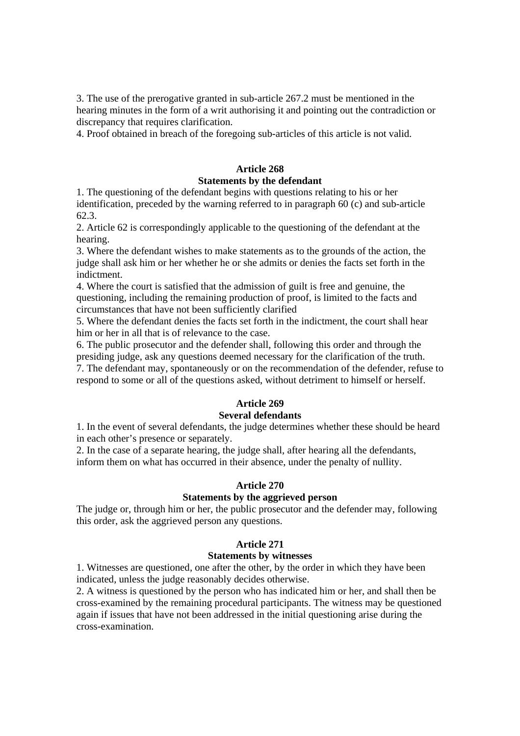3. The use of the prerogative granted in sub-article 267.2 must be mentioned in the hearing minutes in the form of a writ authorising it and pointing out the contradiction or discrepancy that requires clarification.
4. Proof obtained in breach of the foregoing sub-articles of this article is not valid.

**Article 268**
**Statements by the defendant**

1. The questioning of the defendant begins with questions relating to his or her identification, preceded by the warning referred to in paragraph 60 (c) and sub-article 62.3.
2. Article 62 is correspondingly applicable to the questioning of the defendant at the hearing.
3. Where the defendant wishes to make statements as to the grounds of the action, the judge shall ask him or her whether he or she admits or denies the facts set forth in the indictment.
4. Where the court is satisfied that the admission of guilt is free and genuine, the questioning, including the remaining production of proof, is limited to the facts and circumstances that have not been sufficiently clarified
5. Where the defendant denies the facts set forth in the indictment, the court shall hear him or her in all that is of relevance to the case.
6. The public prosecutor and the defender shall, following this order and through the presiding judge, ask any questions deemed necessary for the clarification of the truth.
7. The defendant may, spontaneously or on the recommendation of the defender, refuse to respond to some or all of the questions asked, without detriment to himself or herself.

**Article 269**
**Several defendants**

1. In the event of several defendants, the judge determines whether these should be heard in each other's presence or separately.
2. In the case of a separate hearing, the judge shall, after hearing all the defendants, inform them on what has occurred in their absence, under the penalty of nullity.

**Article 270**
**Statements by the aggrieved person**

The judge or, through him or her, the public prosecutor and the defender may, following this order, ask the aggrieved person any questions.

**Article 271**
**Statements by witnesses**

1. Witnesses are questioned, one after the other, by the order in which they have been indicated, unless the judge reasonably decides otherwise.
2. A witness is questioned by the person who has indicated him or her, and shall then be cross-examined by the remaining procedural participants. The witness may be questioned again if issues that have not been addressed in the initial questioning arise during the cross-examination.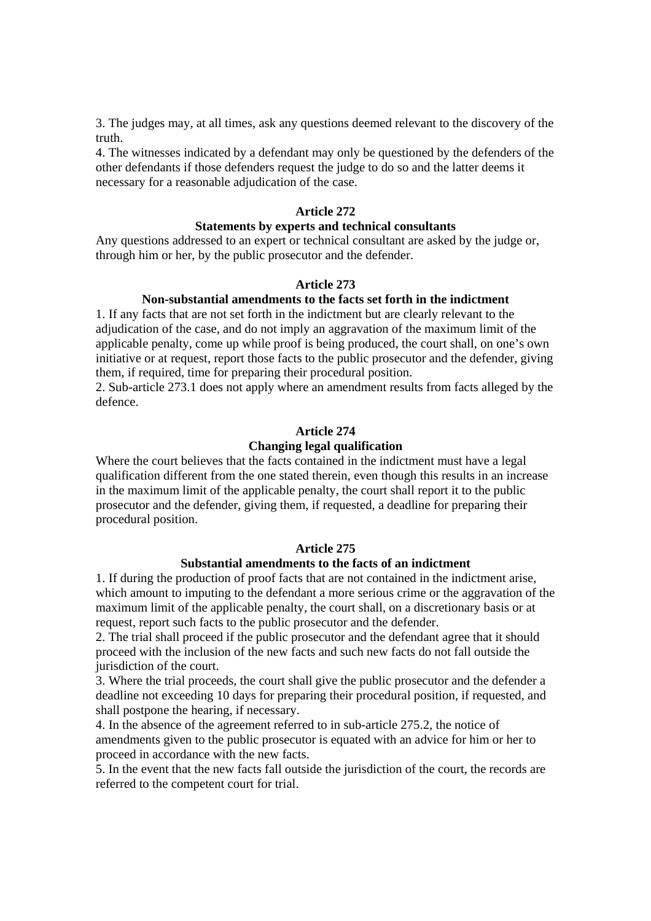3. The judges may, at all times, ask any questions deemed relevant to the discovery of the truth.

4. The witnesses indicated by a defendant may only be questioned by the defenders of the other defendants if those defenders request the judge to do so and the latter deems it necessary for a reasonable adjudication of the case.

**Article 272**

**Statements by experts and technical consultants**

Any questions addressed to an expert or technical consultant are asked by the judge or, through him or her, by the public prosecutor and the defender.

**Article 273**

**Non-substantial amendments to the facts set forth in the indictment**

1. If any facts that are not set forth in the indictment but are clearly relevant to the adjudication of the case, and do not imply an aggravation of the maximum limit of the applicable penalty, come up while proof is being produced, the court shall, on one's own initiative or at request, report those facts to the public prosecutor and the defender, giving them, if required, time for preparing their procedural position.

2. Sub-article 273.1 does not apply where an amendment results from facts alleged by the defence.

**Article 274**

**Changing legal qualification**

Where the court believes that the facts contained in the indictment must have a legal qualification different from the one stated therein, even though this results in an increase in the maximum limit of the applicable penalty, the court shall report it to the public prosecutor and the defender, giving them, if requested, a deadline for preparing their procedural position.

**Article 275**

**Substantial amendments to the facts of an indictment**

1. If during the production of proof facts that are not contained in the indictment arise, which amount to imputing to the defendant a more serious crime or the aggravation of the maximum limit of the applicable penalty, the court shall, on a discretionary basis or at request, report such facts to the public prosecutor and the defender.

2. The trial shall proceed if the public prosecutor and the defendant agree that it should proceed with the inclusion of the new facts and such new facts do not fall outside the jurisdiction of the court.

3. Where the trial proceeds, the court shall give the public prosecutor and the defender a deadline not exceeding 10 days for preparing their procedural position, if requested, and shall postpone the hearing, if necessary.

4. In the absence of the agreement referred to in sub-article 275.2, the notice of amendments given to the public prosecutor is equated with an advice for him or her to proceed in accordance with the new facts.

5. In the event that the new facts fall outside the jurisdiction of the court, the records are referred to the competent court for trial.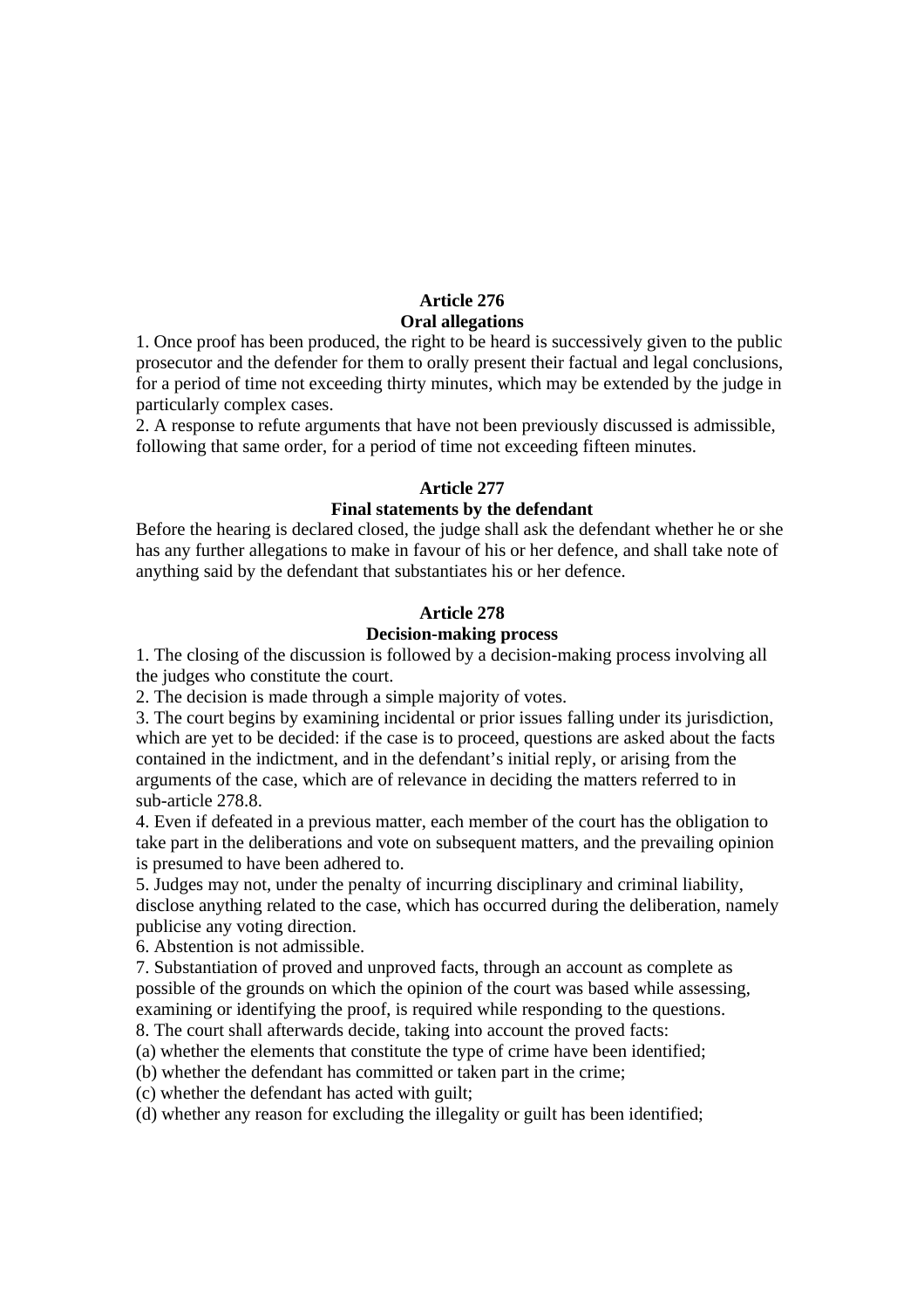### Article 276
### Oral allegations

1. Once proof has been produced, the right to be heard is successively given to the public prosecutor and the defender for them to orally present their factual and legal conclusions, for a period of time not exceeding thirty minutes, which may be extended by the judge in particularly complex cases.
2. A response to refute arguments that have not been previously discussed is admissible, following that same order, for a period of time not exceeding fifteen minutes.

### Article 277
### Final statements by the defendant

Before the hearing is declared closed, the judge shall ask the defendant whether he or she has any further allegations to make in favour of his or her defence, and shall take note of anything said by the defendant that substantiates his or her defence.

### Article 278
### Decision-making process

1. The closing of the discussion is followed by a decision-making process involving all the judges who constitute the court.
2. The decision is made through a simple majority of votes.
3. The court begins by examining incidental or prior issues falling under its jurisdiction, which are yet to be decided: if the case is to proceed, questions are asked about the facts contained in the indictment, and in the defendant's initial reply, or arising from the arguments of the case, which are of relevance in deciding the matters referred to in sub-article 278.8.
4. Even if defeated in a previous matter, each member of the court has the obligation to take part in the deliberations and vote on subsequent matters, and the prevailing opinion is presumed to have been adhered to.
5. Judges may not, under the penalty of incurring disciplinary and criminal liability, disclose anything related to the case, which has occurred during the deliberation, namely publicise any voting direction.
6. Abstention is not admissible.
7. Substantiation of proved and unproved facts, through an account as complete as possible of the grounds on which the opinion of the court was based while assessing, examining or identifying the proof, is required while responding to the questions.
8. The court shall afterwards decide, taking into account the proved facts:
(a) whether the elements that constitute the type of crime have been identified;
(b) whether the defendant has committed or taken part in the crime;
(c) whether the defendant has acted with guilt;
(d) whether any reason for excluding the illegality or guilt has been identified;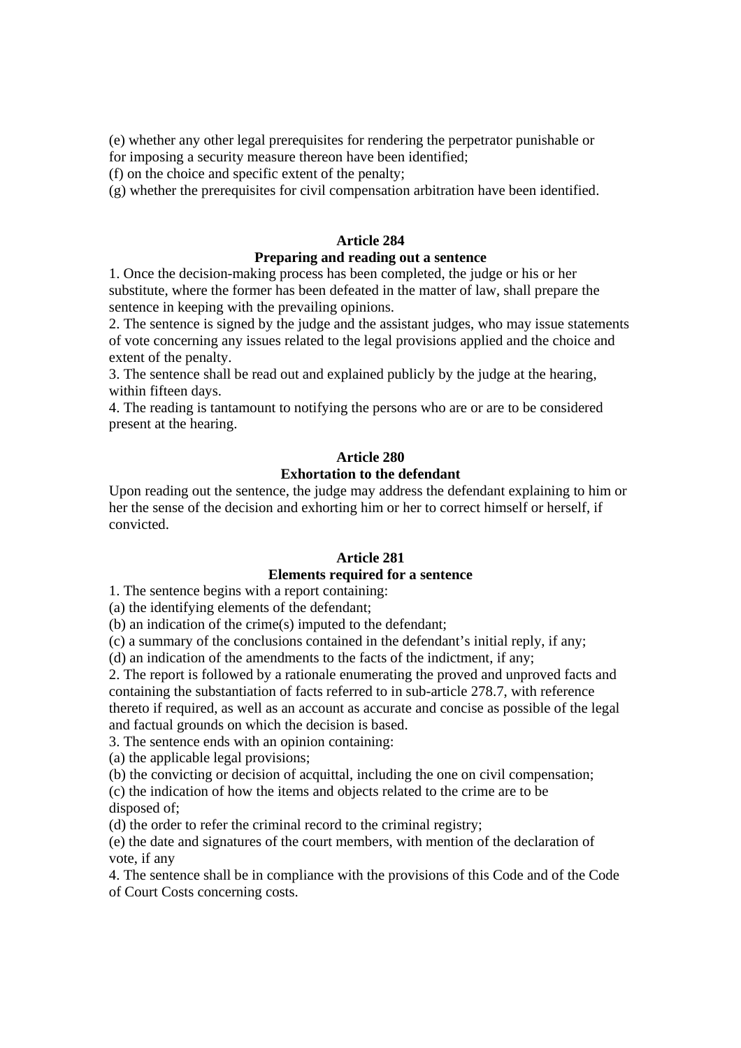(e) whether any other legal prerequisites for rendering the perpetrator punishable or for imposing a security measure thereon have been identified;

(f) on the choice and specific extent of the penalty;

(g) whether the prerequisites for civil compensation arbitration have been identified.

**Article 284**

**Preparing and reading out a sentence**

1. Once the decision-making process has been completed, the judge or his or her substitute, where the former has been defeated in the matter of law, shall prepare the sentence in keeping with the prevailing opinions.

2. The sentence is signed by the judge and the assistant judges, who may issue statements of vote concerning any issues related to the legal provisions applied and the choice and extent of the penalty.

3. The sentence shall be read out and explained publicly by the judge at the hearing, within fifteen days.

4. The reading is tantamount to notifying the persons who are or are to be considered present at the hearing.

**Article 280**

**Exhortation to the defendant**

Upon reading out the sentence, the judge may address the defendant explaining to him or her the sense of the decision and exhorting him or her to correct himself or herself, if convicted.

**Article 281**

**Elements required for a sentence**

1. The sentence begins with a report containing:

(a) the identifying elements of the defendant;

(b) an indication of the crime(s) imputed to the defendant;

(c) a summary of the conclusions contained in the defendant's initial reply, if any;

(d) an indication of the amendments to the facts of the indictment, if any;

2. The report is followed by a rationale enumerating the proved and unproved facts and containing the substantiation of facts referred to in sub-article 278.7, with reference thereto if required, as well as an account as accurate and concise as possible of the legal and factual grounds on which the decision is based.

3. The sentence ends with an opinion containing:

(a) the applicable legal provisions;

(b) the convicting or decision of acquittal, including the one on civil compensation;

(c) the indication of how the items and objects related to the crime are to be disposed of;

(d) the order to refer the criminal record to the criminal registry;

(e) the date and signatures of the court members, with mention of the declaration of vote, if any

4. The sentence shall be in compliance with the provisions of this Code and of the Code of Court Costs concerning costs.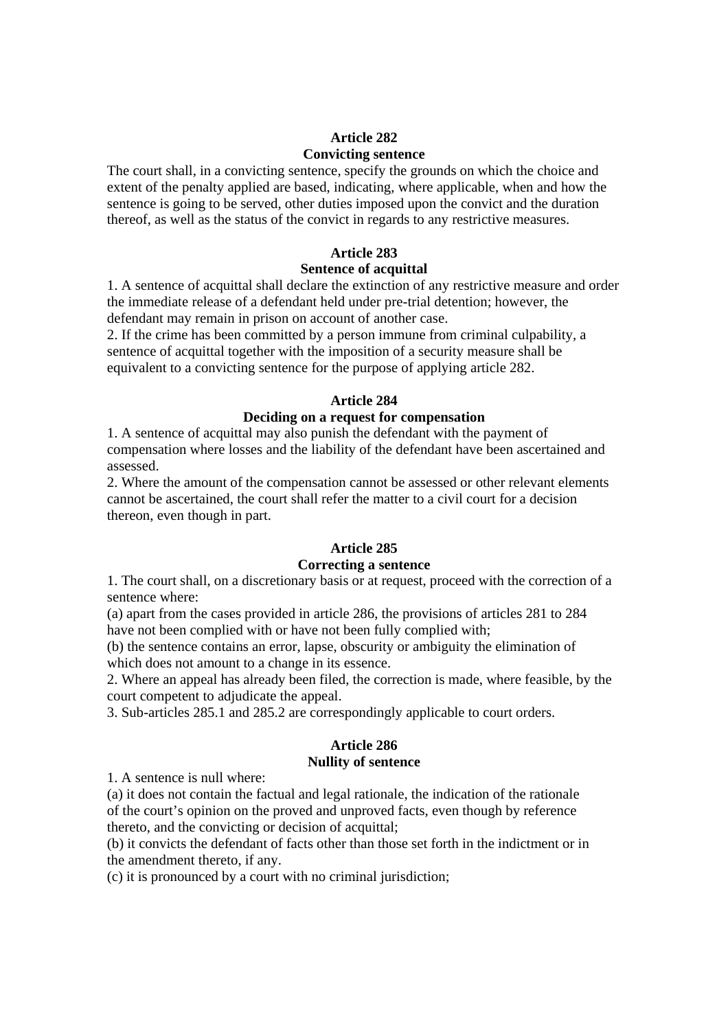**Article 282**
**Convicting sentence**

The court shall, in a convicting sentence, specify the grounds on which the choice and extent of the penalty applied are based, indicating, where applicable, when and how the sentence is going to be served, other duties imposed upon the convict and the duration thereof, as well as the status of the convict in regards to any restrictive measures.

**Article 283**
**Sentence of acquittal**

1. A sentence of acquittal shall declare the extinction of any restrictive measure and order the immediate release of a defendant held under pre-trial detention; however, the defendant may remain in prison on account of another case.
2. If the crime has been committed by a person immune from criminal culpability, a sentence of acquittal together with the imposition of a security measure shall be equivalent to a convicting sentence for the purpose of applying article 282.

**Article 284**
**Deciding on a request for compensation**

1. A sentence of acquittal may also punish the defendant with the payment of compensation where losses and the liability of the defendant have been ascertained and assessed.
2. Where the amount of the compensation cannot be assessed or other relevant elements cannot be ascertained, the court shall refer the matter to a civil court for a decision thereon, even though in part.

**Article 285**
**Correcting a sentence**

1. The court shall, on a discretionary basis or at request, proceed with the correction of a sentence where:
(a) apart from the cases provided in article 286, the provisions of articles 281 to 284 have not been complied with or have not been fully complied with;
(b) the sentence contains an error, lapse, obscurity or ambiguity the elimination of which does not amount to a change in its essence.
2. Where an appeal has already been filed, the correction is made, where feasible, by the court competent to adjudicate the appeal.
3. Sub-articles 285.1 and 285.2 are correspondingly applicable to court orders.

**Article 286**
**Nullity of sentence**

1. A sentence is null where:
(a) it does not contain the factual and legal rationale, the indication of the rationale of the court's opinion on the proved and unproved facts, even though by reference thereto, and the convicting or decision of acquittal;
(b) it convicts the defendant of facts other than those set forth in the indictment or in the amendment thereto, if any.
(c) it is pronounced by a court with no criminal jurisdiction;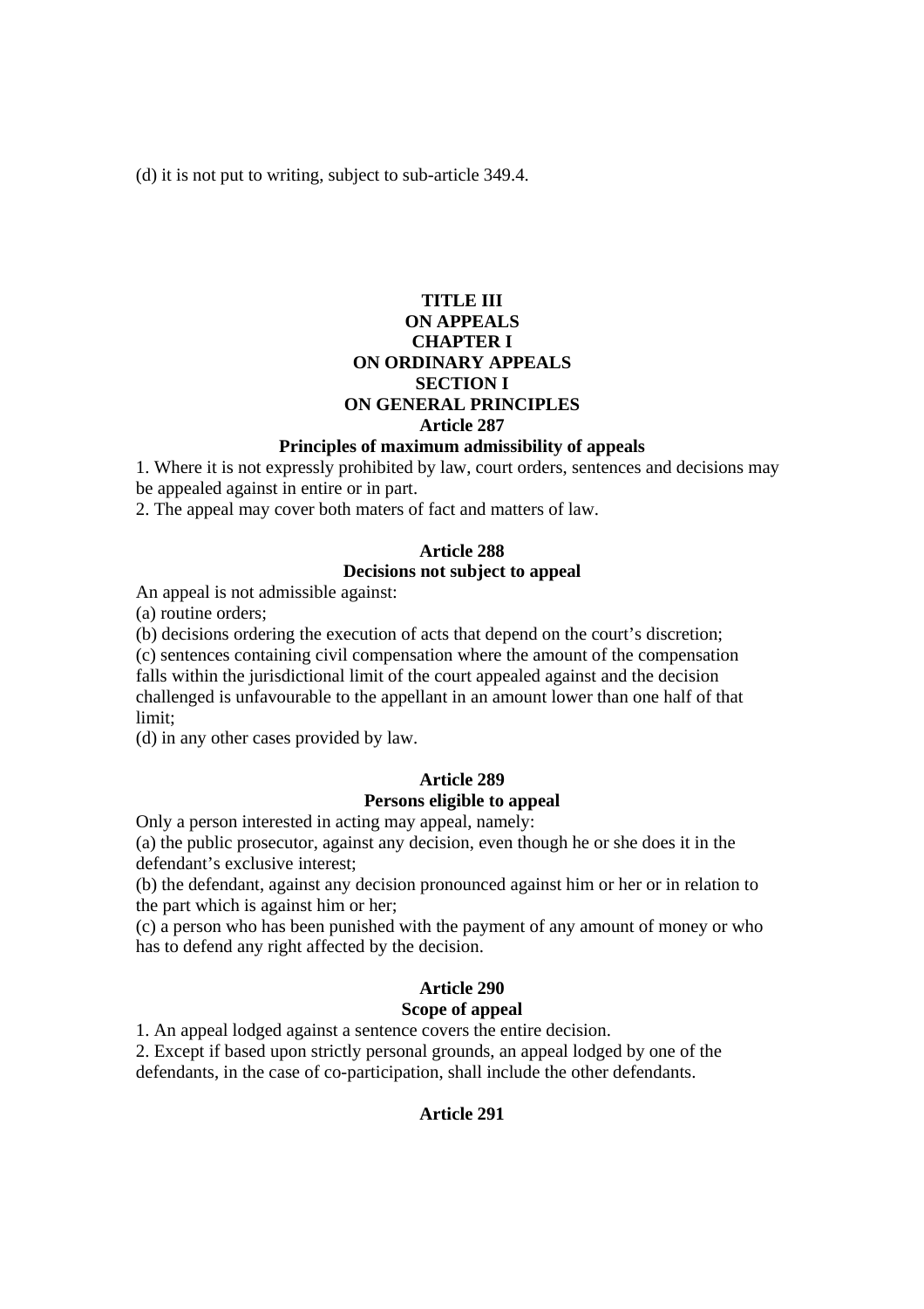(d) it is not put to writing, subject to sub-article 349.4.

# TITLE III
# ON APPEALS
## CHAPTER I
## ON ORDINARY APPEALS
### SECTION I
### ON GENERAL PRINCIPLES

#### Article 287
#### Principles of maximum admissibility of appeals

1. Where it is not expressly prohibited by law, court orders, sentences and decisions may be appealed against in entire or in part.
2. The appeal may cover both maters of fact and matters of law.

#### Article 288
#### Decisions not subject to appeal

An appeal is not admissible against:
(a) routine orders;
(b) decisions ordering the execution of acts that depend on the court's discretion;
(c) sentences containing civil compensation where the amount of the compensation falls within the jurisdictional limit of the court appealed against and the decision challenged is unfavourable to the appellant in an amount lower than one half of that limit;
(d) in any other cases provided by law.

#### Article 289
#### Persons eligible to appeal

Only a person interested in acting may appeal, namely:
(a) the public prosecutor, against any decision, even though he or she does it in the defendant's exclusive interest;
(b) the defendant, against any decision pronounced against him or her or in relation to the part which is against him or her;
(c) a person who has been punished with the payment of any amount of money or who has to defend any right affected by the decision.

#### Article 290
#### Scope of appeal

1. An appeal lodged against a sentence covers the entire decision.
2. Except if based upon strictly personal grounds, an appeal lodged by one of the defendants, in the case of co-participation, shall include the other defendants.

#### Article 291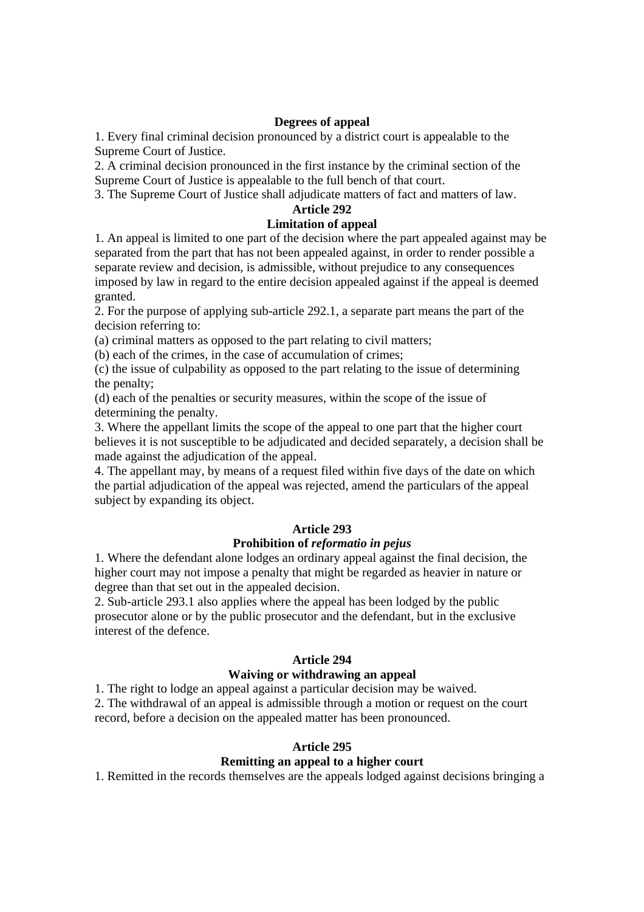**Degrees of appeal**

1. Every final criminal decision pronounced by a district court is appealable to the Supreme Court of Justice.
2. A criminal decision pronounced in the first instance by the criminal section of the Supreme Court of Justice is appealable to the full bench of that court.
3. The Supreme Court of Justice shall adjudicate matters of fact and matters of law.

**Article 292**
**Limitation of appeal**

1. An appeal is limited to one part of the decision where the part appealed against may be separated from the part that has not been appealed against, in order to render possible a separate review and decision, is admissible, without prejudice to any consequences imposed by law in regard to the entire decision appealed against if the appeal is deemed granted.
2. For the purpose of applying sub-article 292.1, a separate part means the part of the decision referring to:
(a) criminal matters as opposed to the part relating to civil matters;
(b) each of the crimes, in the case of accumulation of crimes;
(c) the issue of culpability as opposed to the part relating to the issue of determining the penalty;
(d) each of the penalties or security measures, within the scope of the issue of determining the penalty.
3. Where the appellant limits the scope of the appeal to one part that the higher court believes it is not susceptible to be adjudicated and decided separately, a decision shall be made against the adjudication of the appeal.
4. The appellant may, by means of a request filed within five days of the date on which the partial adjudication of the appeal was rejected, amend the particulars of the appeal subject by expanding its object.

**Article 293**
**Prohibition of *reformatio in pejus***

1. Where the defendant alone lodges an ordinary appeal against the final decision, the higher court may not impose a penalty that might be regarded as heavier in nature or degree than that set out in the appealed decision.
2. Sub-article 293.1 also applies where the appeal has been lodged by the public prosecutor alone or by the public prosecutor and the defendant, but in the exclusive interest of the defence.

**Article 294**
**Waiving or withdrawing an appeal**

1. The right to lodge an appeal against a particular decision may be waived.
2. The withdrawal of an appeal is admissible through a motion or request on the court record, before a decision on the appealed matter has been pronounced.

**Article 295**
**Remitting an appeal to a higher court**

1. Remitted in the records themselves are the appeals lodged against decisions bringing a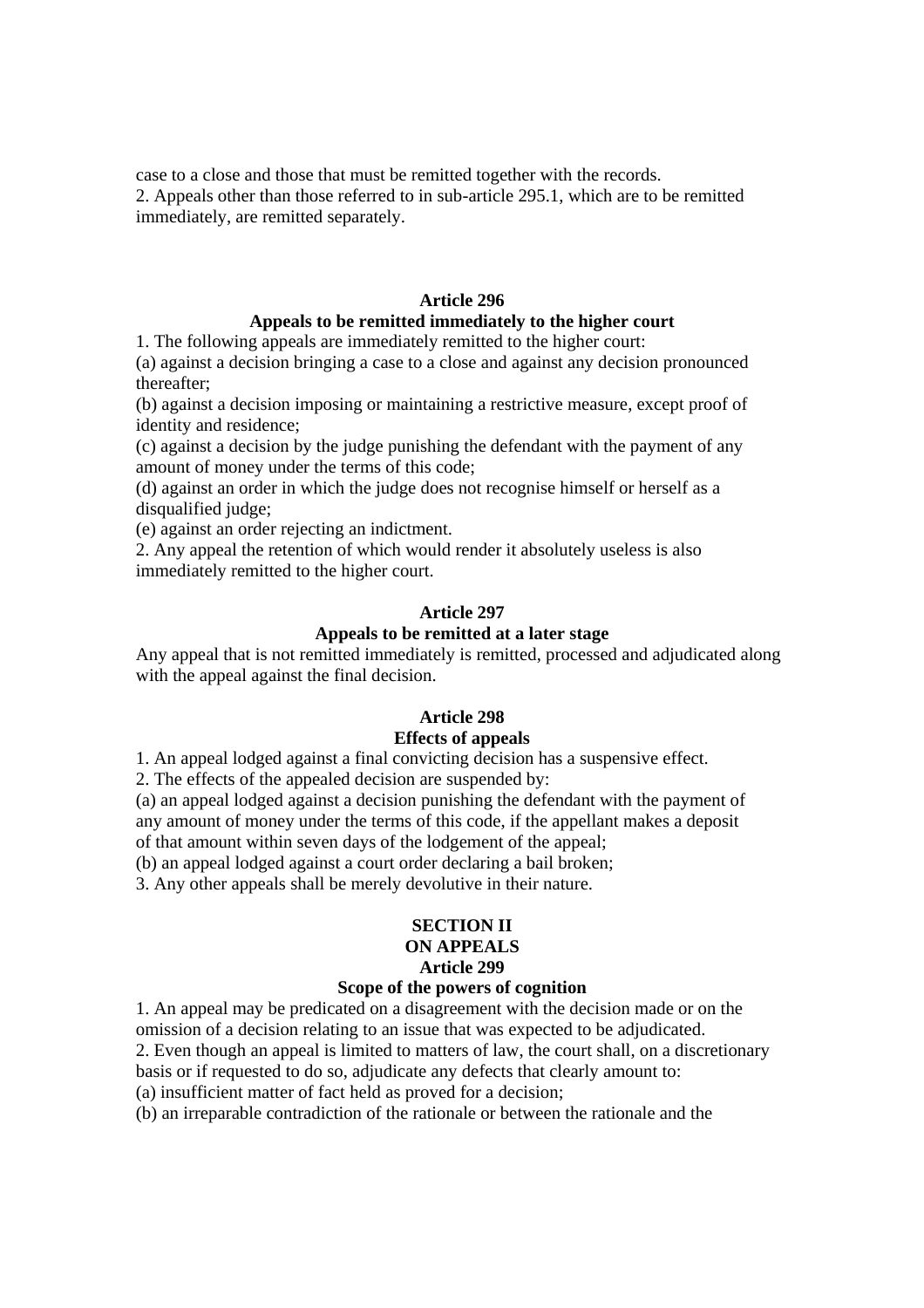case to a close and those that must be remitted together with the records.
2. Appeals other than those referred to in sub-article 295.1, which are to be remitted immediately, are remitted separately.

**Article 296**
**Appeals to be remitted immediately to the higher court**

1. The following appeals are immediately remitted to the higher court:
(a) against a decision bringing a case to a close and against any decision pronounced thereafter;
(b) against a decision imposing or maintaining a restrictive measure, except proof of identity and residence;
(c) against a decision by the judge punishing the defendant with the payment of any amount of money under the terms of this code;
(d) against an order in which the judge does not recognise himself or herself as a disqualified judge;
(e) against an order rejecting an indictment.
2. Any appeal the retention of which would render it absolutely useless is also immediately remitted to the higher court.

**Article 297**
**Appeals to be remitted at a later stage**

Any appeal that is not remitted immediately is remitted, processed and adjudicated along with the appeal against the final decision.

**Article 298**
**Effects of appeals**

1. An appeal lodged against a final convicting decision has a suspensive effect.
2. The effects of the appealed decision are suspended by:
(a) an appeal lodged against a decision punishing the defendant with the payment of any amount of money under the terms of this code, if the appellant makes a deposit of that amount within seven days of the lodgement of the appeal;
(b) an appeal lodged against a court order declaring a bail broken;
3. Any other appeals shall be merely devolutive in their nature.

**SECTION II**
**ON APPEALS**
**Article 299**
**Scope of the powers of cognition**

1. An appeal may be predicated on a disagreement with the decision made or on the omission of a decision relating to an issue that was expected to be adjudicated.
2. Even though an appeal is limited to matters of law, the court shall, on a discretionary basis or if requested to do so, adjudicate any defects that clearly amount to:
(a) insufficient matter of fact held as proved for a decision;
(b) an irreparable contradiction of the rationale or between the rationale and the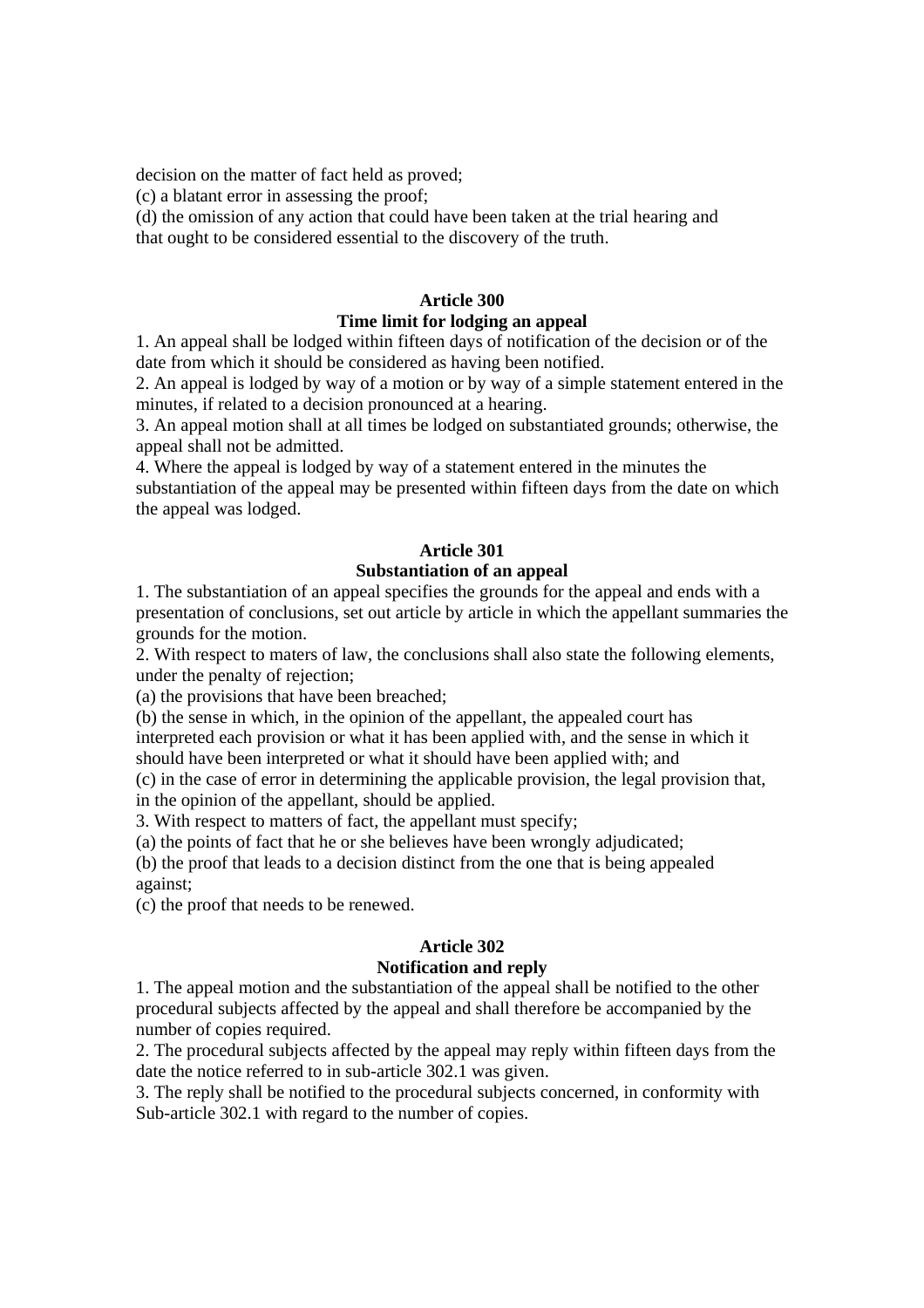decision on the matter of fact held as proved;

(c) a blatant error in assessing the proof;

(d) the omission of any action that could have been taken at the trial hearing and that ought to be considered essential to the discovery of the truth.

**Article 300**
**Time limit for lodging an appeal**

1. An appeal shall be lodged within fifteen days of notification of the decision or of the date from which it should be considered as having been notified.
2. An appeal is lodged by way of a motion or by way of a simple statement entered in the minutes, if related to a decision pronounced at a hearing.
3. An appeal motion shall at all times be lodged on substantiated grounds; otherwise, the appeal shall not be admitted.
4. Where the appeal is lodged by way of a statement entered in the minutes the substantiation of the appeal may be presented within fifteen days from the date on which the appeal was lodged.

**Article 301**
**Substantiation of an appeal**

1. The substantiation of an appeal specifies the grounds for the appeal and ends with a presentation of conclusions, set out article by article in which the appellant summaries the grounds for the motion.
2. With respect to maters of law, the conclusions shall also state the following elements, under the penalty of rejection;
(a) the provisions that have been breached;
(b) the sense in which, in the opinion of the appellant, the appealed court has interpreted each provision or what it has been applied with, and the sense in which it should have been interpreted or what it should have been applied with; and
(c) in the case of error in determining the applicable provision, the legal provision that, in the opinion of the appellant, should be applied.
3. With respect to matters of fact, the appellant must specify;
(a) the points of fact that he or she believes have been wrongly adjudicated;
(b) the proof that leads to a decision distinct from the one that is being appealed against;
(c) the proof that needs to be renewed.

**Article 302**
**Notification and reply**

1. The appeal motion and the substantiation of the appeal shall be notified to the other procedural subjects affected by the appeal and shall therefore be accompanied by the number of copies required.
2. The procedural subjects affected by the appeal may reply within fifteen days from the date the notice referred to in sub-article 302.1 was given.
3. The reply shall be notified to the procedural subjects concerned, in conformity with Sub-article 302.1 with regard to the number of copies.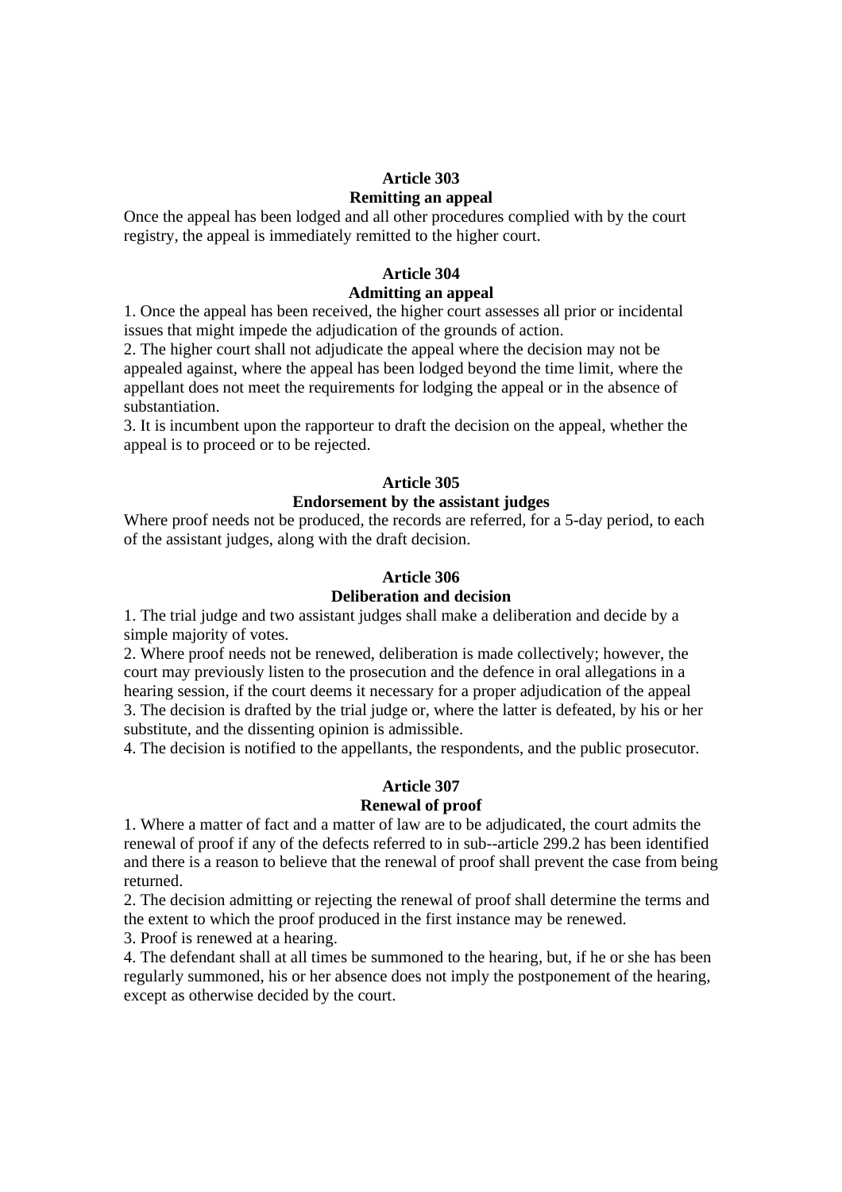**Article 303**
**Remitting an appeal**

Once the appeal has been lodged and all other procedures complied with by the court registry, the appeal is immediately remitted to the higher court.

**Article 304**
**Admitting an appeal**

1. Once the appeal has been received, the higher court assesses all prior or incidental issues that might impede the adjudication of the grounds of action.
2. The higher court shall not adjudicate the appeal where the decision may not be appealed against, where the appeal has been lodged beyond the time limit, where the appellant does not meet the requirements for lodging the appeal or in the absence of substantiation.
3. It is incumbent upon the rapporteur to draft the decision on the appeal, whether the appeal is to proceed or to be rejected.

**Article 305**
**Endorsement by the assistant judges**

Where proof needs not be produced, the records are referred, for a 5-day period, to each of the assistant judges, along with the draft decision.

**Article 306**
**Deliberation and decision**

1. The trial judge and two assistant judges shall make a deliberation and decide by a simple majority of votes.
2. Where proof needs not be renewed, deliberation is made collectively; however, the court may previously listen to the prosecution and the defence in oral allegations in a hearing session, if the court deems it necessary for a proper adjudication of the appeal
3. The decision is drafted by the trial judge or, where the latter is defeated, by his or her substitute, and the dissenting opinion is admissible.
4. The decision is notified to the appellants, the respondents, and the public prosecutor.

**Article 307**
**Renewal of proof**

1. Where a matter of fact and a matter of law are to be adjudicated, the court admits the renewal of proof if any of the defects referred to in sub--article 299.2 has been identified and there is a reason to believe that the renewal of proof shall prevent the case from being returned.
2. The decision admitting or rejecting the renewal of proof shall determine the terms and the extent to which the proof produced in the first instance may be renewed.
3. Proof is renewed at a hearing.
4. The defendant shall at all times be summoned to the hearing, but, if he or she has been regularly summoned, his or her absence does not imply the postponement of the hearing, except as otherwise decided by the court.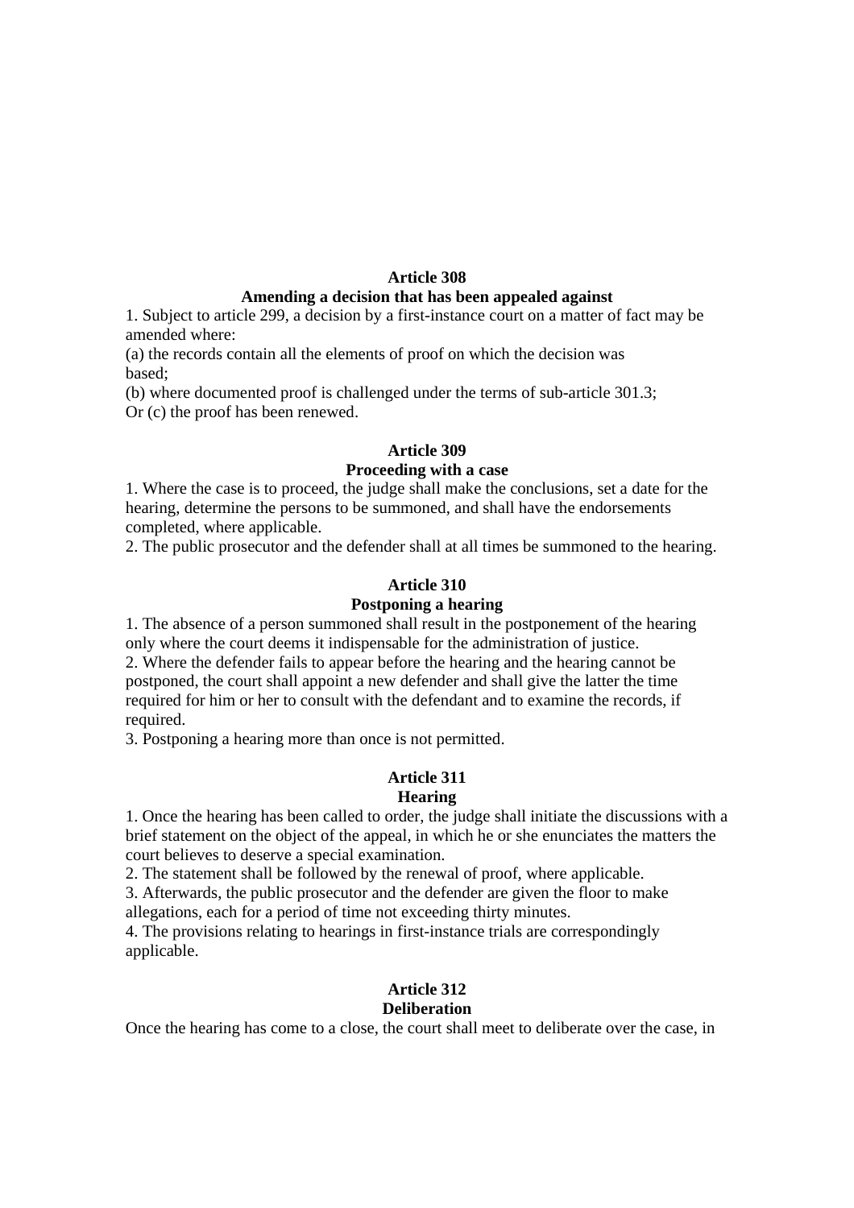## Article 308
### Amending a decision that has been appealed against

1. Subject to article 299, a decision by a first-instance court on a matter of fact may be amended where:
(a) the records contain all the elements of proof on which the decision was based;
(b) where documented proof is challenged under the terms of sub-article 301.3;
Or (c) the proof has been renewed.

## Article 309
### Proceeding with a case

1. Where the case is to proceed, the judge shall make the conclusions, set a date for the hearing, determine the persons to be summoned, and shall have the endorsements completed, where applicable.
2. The public prosecutor and the defender shall at all times be summoned to the hearing.

## Article 310
### Postponing a hearing

1. The absence of a person summoned shall result in the postponement of the hearing only where the court deems it indispensable for the administration of justice.
2. Where the defender fails to appear before the hearing and the hearing cannot be postponed, the court shall appoint a new defender and shall give the latter the time required for him or her to consult with the defendant and to examine the records, if required.
3. Postponing a hearing more than once is not permitted.

## Article 311
### Hearing

1. Once the hearing has been called to order, the judge shall initiate the discussions with a brief statement on the object of the appeal, in which he or she enunciates the matters the court believes to deserve a special examination.
2. The statement shall be followed by the renewal of proof, where applicable.
3. Afterwards, the public prosecutor and the defender are given the floor to make allegations, each for a period of time not exceeding thirty minutes.
4. The provisions relating to hearings in first-instance trials are correspondingly applicable.

## Article 312
### Deliberation

Once the hearing has come to a close, the court shall meet to deliberate over the case, in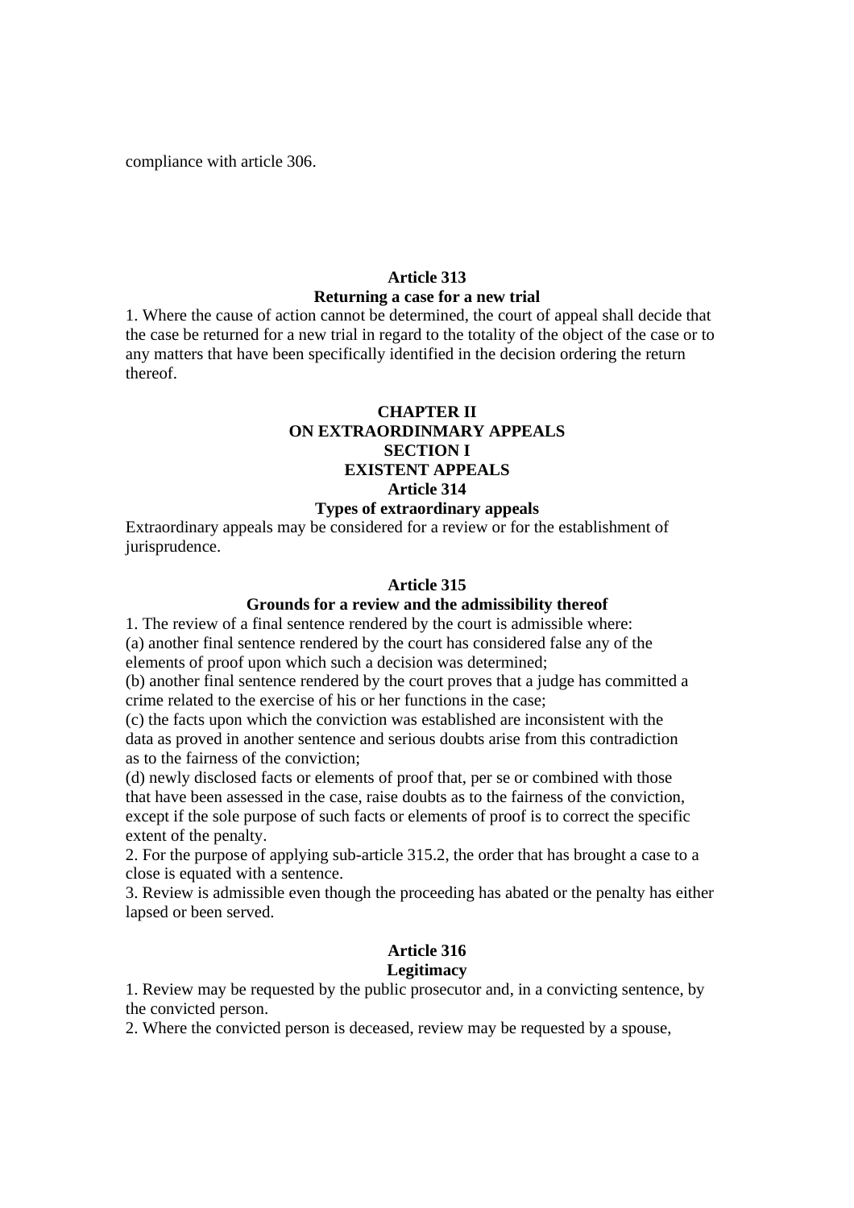compliance with article 306.

### Article 313
### Returning a case for a new trial

1. Where the cause of action cannot be determined, the court of appeal shall decide that the case be returned for a new trial in regard to the totality of the object of the case or to any matters that have been specifically identified in the decision ordering the return thereof.

## CHAPTER II
## ON EXTRAORDINMARY APPEALS
## SECTION I
## EXISTENT APPEALS

### Article 314
### Types of extraordinary appeals

Extraordinary appeals may be considered for a review or for the establishment of jurisprudence.

### Article 315
### Grounds for a review and the admissibility thereof

1. The review of a final sentence rendered by the court is admissible where:
(a) another final sentence rendered by the court has considered false any of the elements of proof upon which such a decision was determined;
(b) another final sentence rendered by the court proves that a judge has committed a crime related to the exercise of his or her functions in the case;
(c) the facts upon which the conviction was established are inconsistent with the data as proved in another sentence and serious doubts arise from this contradiction as to the fairness of the conviction;
(d) newly disclosed facts or elements of proof that, per se or combined with those that have been assessed in the case, raise doubts as to the fairness of the conviction, except if the sole purpose of such facts or elements of proof is to correct the specific extent of the penalty.
2. For the purpose of applying sub-article 315.2, the order that has brought a case to a close is equated with a sentence.
3. Review is admissible even though the proceeding has abated or the penalty has either lapsed or been served.

### Article 316
### Legitimacy

1. Review may be requested by the public prosecutor and, in a convicting sentence, by the convicted person.
2. Where the convicted person is deceased, review may be requested by a spouse,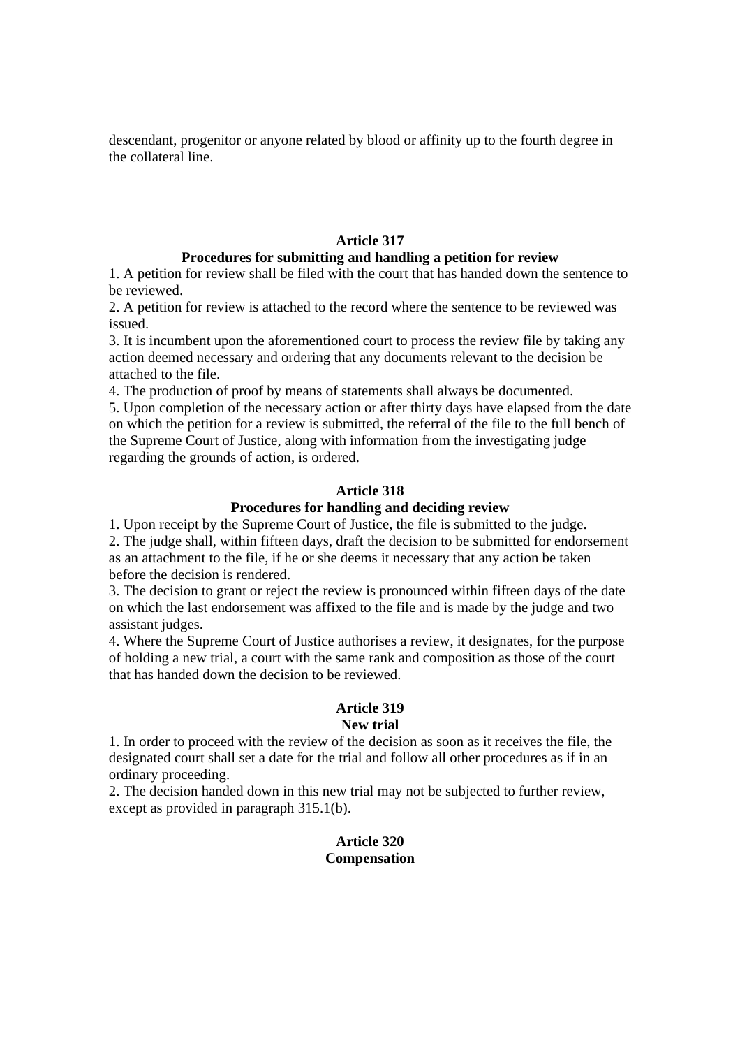descendant, progenitor or anyone related by blood or affinity up to the fourth degree in the collateral line.

### Article 317
### Procedures for submitting and handling a petition for review

1. A petition for review shall be filed with the court that has handed down the sentence to be reviewed.
2. A petition for review is attached to the record where the sentence to be reviewed was issued.
3. It is incumbent upon the aforementioned court to process the review file by taking any action deemed necessary and ordering that any documents relevant to the decision be attached to the file.
4. The production of proof by means of statements shall always be documented.
5. Upon completion of the necessary action or after thirty days have elapsed from the date on which the petition for a review is submitted, the referral of the file to the full bench of the Supreme Court of Justice, along with information from the investigating judge regarding the grounds of action, is ordered.

### Article 318
### Procedures for handling and deciding review

1. Upon receipt by the Supreme Court of Justice, the file is submitted to the judge.
2. The judge shall, within fifteen days, draft the decision to be submitted for endorsement as an attachment to the file, if he or she deems it necessary that any action be taken before the decision is rendered.
3. The decision to grant or reject the review is pronounced within fifteen days of the date on which the last endorsement was affixed to the file and is made by the judge and two assistant judges.
4. Where the Supreme Court of Justice authorises a review, it designates, for the purpose of holding a new trial, a court with the same rank and composition as those of the court that has handed down the decision to be reviewed.

### Article 319
### New trial

1. In order to proceed with the review of the decision as soon as it receives the file, the designated court shall set a date for the trial and follow all other procedures as if in an ordinary proceeding.
2. The decision handed down in this new trial may not be subjected to further review, except as provided in paragraph 315.1(b).

### Article 320
### Compensation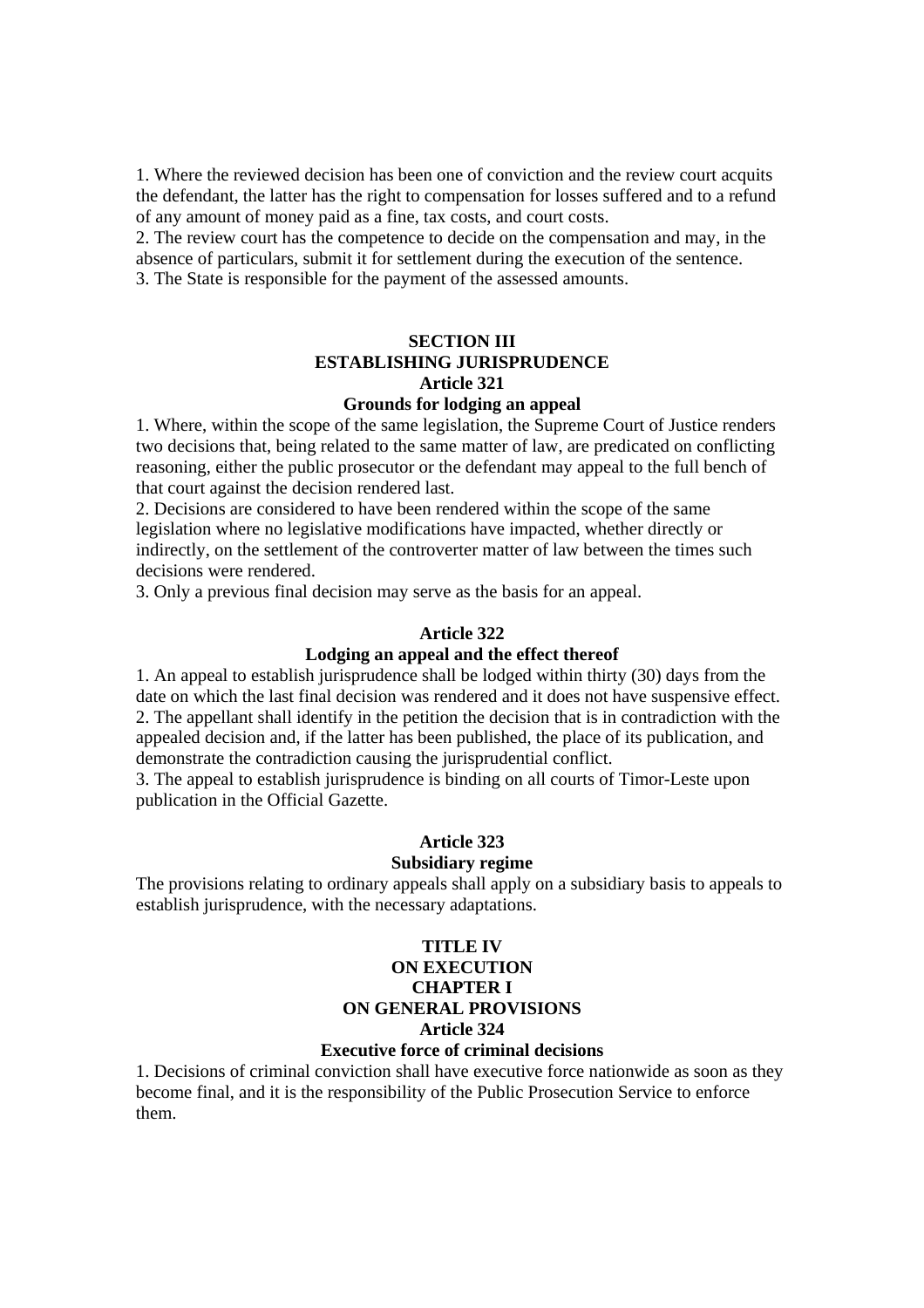1. Where the reviewed decision has been one of conviction and the review court acquits the defendant, the latter has the right to compensation for losses suffered and to a refund of any amount of money paid as a fine, tax costs, and court costs.
2. The review court has the competence to decide on the compensation and may, in the absence of particulars, submit it for settlement during the execution of the sentence.
3. The State is responsible for the payment of the assessed amounts.

## SECTION III
## ESTABLISHING JURISPRUDENCE

### Article 321
### Grounds for lodging an appeal

1. Where, within the scope of the same legislation, the Supreme Court of Justice renders two decisions that, being related to the same matter of law, are predicated on conflicting reasoning, either the public prosecutor or the defendant may appeal to the full bench of that court against the decision rendered last.
2. Decisions are considered to have been rendered within the scope of the same legislation where no legislative modifications have impacted, whether directly or indirectly, on the settlement of the controverter matter of law between the times such decisions were rendered.
3. Only a previous final decision may serve as the basis for an appeal.

### Article 322
### Lodging an appeal and the effect thereof

1. An appeal to establish jurisprudence shall be lodged within thirty (30) days from the date on which the last final decision was rendered and it does not have suspensive effect.
2. The appellant shall identify in the petition the decision that is in contradiction with the appealed decision and, if the latter has been published, the place of its publication, and demonstrate the contradiction causing the jurisprudential conflict.
3. The appeal to establish jurisprudence is binding on all courts of Timor-Leste upon publication in the Official Gazette.

### Article 323
### Subsidiary regime

The provisions relating to ordinary appeals shall apply on a subsidiary basis to appeals to establish jurisprudence, with the necessary adaptations.

## TITLE IV
## ON EXECUTION
## CHAPTER I
## ON GENERAL PROVISIONS

### Article 324
### Executive force of criminal decisions

1. Decisions of criminal conviction shall have executive force nationwide as soon as they become final, and it is the responsibility of the Public Prosecution Service to enforce them.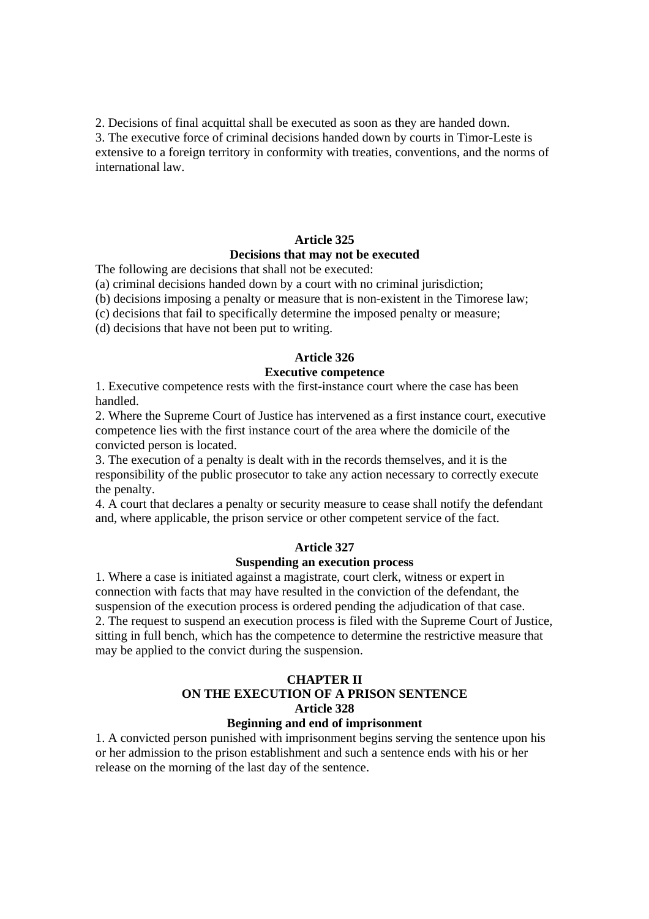2. Decisions of final acquittal shall be executed as soon as they are handed down.
3. The executive force of criminal decisions handed down by courts in Timor-Leste is extensive to a foreign territory in conformity with treaties, conventions, and the norms of international law.

### Article 325
### Decisions that may not be executed

The following are decisions that shall not be executed:
(a) criminal decisions handed down by a court with no criminal jurisdiction;
(b) decisions imposing a penalty or measure that is non-existent in the Timorese law;
(c) decisions that fail to specifically determine the imposed penalty or measure;
(d) decisions that have not been put to writing.

### Article 326
### Executive competence

1. Executive competence rests with the first-instance court where the case has been handled.
2. Where the Supreme Court of Justice has intervened as a first instance court, executive competence lies with the first instance court of the area where the domicile of the convicted person is located.
3. The execution of a penalty is dealt with in the records themselves, and it is the responsibility of the public prosecutor to take any action necessary to correctly execute the penalty.
4. A court that declares a penalty or security measure to cease shall notify the defendant and, where applicable, the prison service or other competent service of the fact.

### Article 327
### Suspending an execution process

1. Where a case is initiated against a magistrate, court clerk, witness or expert in connection with facts that may have resulted in the conviction of the defendant, the suspension of the execution process is ordered pending the adjudication of that case.
2. The request to suspend an execution process is filed with the Supreme Court of Justice, sitting in full bench, which has the competence to determine the restrictive measure that may be applied to the convict during the suspension.

## CHAPTER II
## ON THE EXECUTION OF A PRISON SENTENCE

### Article 328
### Beginning and end of imprisonment

1. A convicted person punished with imprisonment begins serving the sentence upon his or her admission to the prison establishment and such a sentence ends with his or her release on the morning of the last day of the sentence.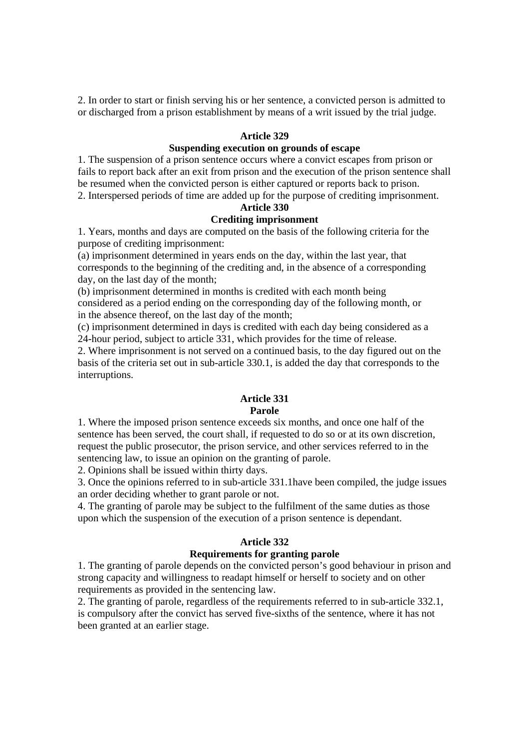2. In order to start or finish serving his or her sentence, a convicted person is admitted to or discharged from a prison establishment by means of a writ issued by the trial judge.

**Article 329**

**Suspending execution on grounds of escape**

1. The suspension of a prison sentence occurs where a convict escapes from prison or fails to report back after an exit from prison and the execution of the prison sentence shall be resumed when the convicted person is either captured or reports back to prison.
2. Interspersed periods of time are added up for the purpose of crediting imprisonment.

**Article 330**

**Crediting imprisonment**

1. Years, months and days are computed on the basis of the following criteria for the purpose of crediting imprisonment:
(a) imprisonment determined in years ends on the day, within the last year, that corresponds to the beginning of the crediting and, in the absence of a corresponding day, on the last day of the month;
(b) imprisonment determined in months is credited with each month being considered as a period ending on the corresponding day of the following month, or in the absence thereof, on the last day of the month;
(c) imprisonment determined in days is credited with each day being considered as a 24-hour period, subject to article 331, which provides for the time of release.
2. Where imprisonment is not served on a continued basis, to the day figured out on the basis of the criteria set out in sub-article 330.1, is added the day that corresponds to the interruptions.

**Article 331**

**Parole**

1. Where the imposed prison sentence exceeds six months, and once one half of the sentence has been served, the court shall, if requested to do so or at its own discretion, request the public prosecutor, the prison service, and other services referred to in the sentencing law, to issue an opinion on the granting of parole.
2. Opinions shall be issued within thirty days.
3. Once the opinions referred to in sub-article 331.1have been compiled, the judge issues an order deciding whether to grant parole or not.
4. The granting of parole may be subject to the fulfilment of the same duties as those upon which the suspension of the execution of a prison sentence is dependant.

**Article 332**

**Requirements for granting parole**

1. The granting of parole depends on the convicted person's good behaviour in prison and strong capacity and willingness to readapt himself or herself to society and on other requirements as provided in the sentencing law.
2. The granting of parole, regardless of the requirements referred to in sub-article 332.1, is compulsory after the convict has served five-sixths of the sentence, where it has not been granted at an earlier stage.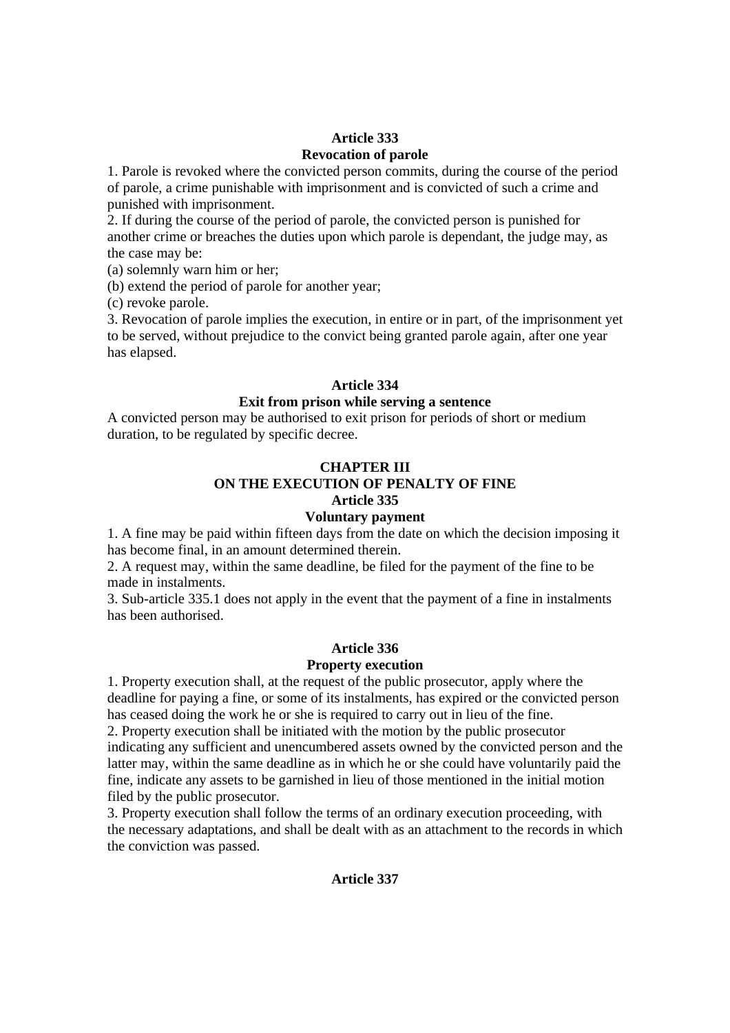**Article 333**
**Revocation of parole**

1. Parole is revoked where the convicted person commits, during the course of the period of parole, a crime punishable with imprisonment and is convicted of such a crime and punished with imprisonment.
2. If during the course of the period of parole, the convicted person is punished for another crime or breaches the duties upon which parole is dependant, the judge may, as the case may be:
(a) solemnly warn him or her;
(b) extend the period of parole for another year;
(c) revoke parole.
3. Revocation of parole implies the execution, in entire or in part, of the imprisonment yet to be served, without prejudice to the convict being granted parole again, after one year has elapsed.

**Article 334**
**Exit from prison while serving a sentence**

A convicted person may be authorised to exit prison for periods of short or medium duration, to be regulated by specific decree.

**CHAPTER III**
**ON THE EXECUTION OF PENALTY OF FINE**
**Article 335**
**Voluntary payment**

1. A fine may be paid within fifteen days from the date on which the decision imposing it has become final, in an amount determined therein.
2. A request may, within the same deadline, be filed for the payment of the fine to be made in instalments.
3. Sub-article 335.1 does not apply in the event that the payment of a fine in instalments has been authorised.

**Article 336**
**Property execution**

1. Property execution shall, at the request of the public prosecutor, apply where the deadline for paying a fine, or some of its instalments, has expired or the convicted person has ceased doing the work he or she is required to carry out in lieu of the fine.
2. Property execution shall be initiated with the motion by the public prosecutor indicating any sufficient and unencumbered assets owned by the convicted person and the latter may, within the same deadline as in which he or she could have voluntarily paid the fine, indicate any assets to be garnished in lieu of those mentioned in the initial motion filed by the public prosecutor.
3. Property execution shall follow the terms of an ordinary execution proceeding, with the necessary adaptations, and shall be dealt with as an attachment to the records in which the conviction was passed.

**Article 337**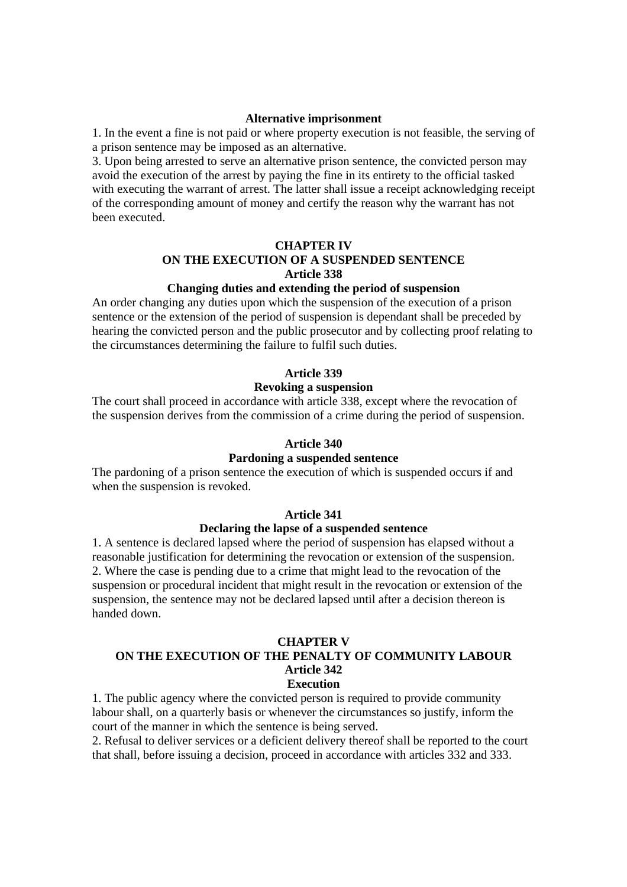**Alternative imprisonment**

1. In the event a fine is not paid or where property execution is not feasible, the serving of a prison sentence may be imposed as an alternative.

3. Upon being arrested to serve an alternative prison sentence, the convicted person may avoid the execution of the arrest by paying the fine in its entirety to the official tasked with executing the warrant of arrest. The latter shall issue a receipt acknowledging receipt of the corresponding amount of money and certify the reason why the warrant has not been executed.

## CHAPTER IV
## ON THE EXECUTION OF A SUSPENDED SENTENCE

### Article 338
### Changing duties and extending the period of suspension

An order changing any duties upon which the suspension of the execution of a prison sentence or the extension of the period of suspension is dependant shall be preceded by hearing the convicted person and the public prosecutor and by collecting proof relating to the circumstances determining the failure to fulfil such duties.

### Article 339
### Revoking a suspension

The court shall proceed in accordance with article 338, except where the revocation of the suspension derives from the commission of a crime during the period of suspension.

### Article 340
### Pardoning a suspended sentence

The pardoning of a prison sentence the execution of which is suspended occurs if and when the suspension is revoked.

### Article 341
### Declaring the lapse of a suspended sentence

1. A sentence is declared lapsed where the period of suspension has elapsed without a reasonable justification for determining the revocation or extension of the suspension.
2. Where the case is pending due to a crime that might lead to the revocation of the suspension or procedural incident that might result in the revocation or extension of the suspension, the sentence may not be declared lapsed until after a decision thereon is handed down.

## CHAPTER V
## ON THE EXECUTION OF THE PENALTY OF COMMUNITY LABOUR

### Article 342
### Execution

1. The public agency where the convicted person is required to provide community labour shall, on a quarterly basis or whenever the circumstances so justify, inform the court of the manner in which the sentence is being served.
2. Refusal to deliver services or a deficient delivery thereof shall be reported to the court that shall, before issuing a decision, proceed in accordance with articles 332 and 333.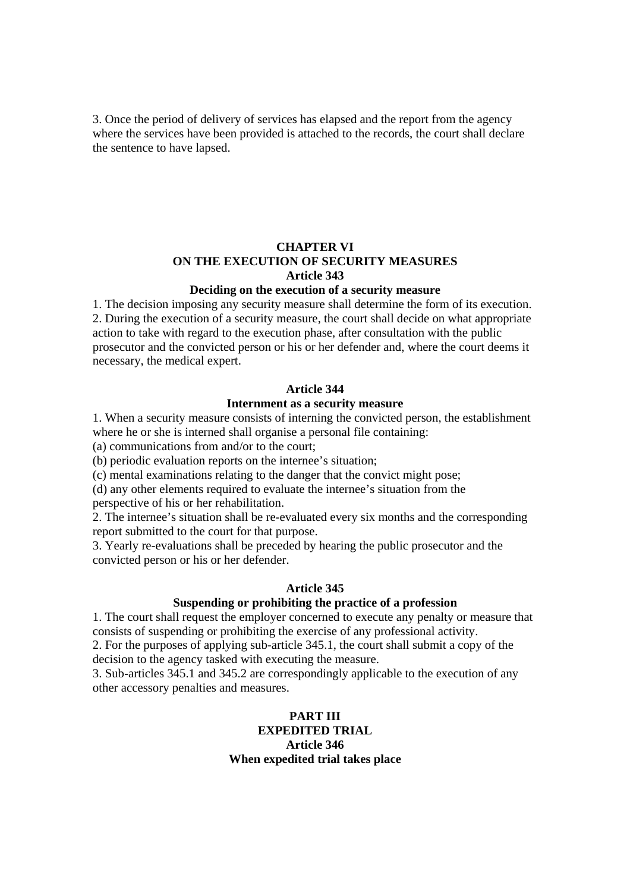3. Once the period of delivery of services has elapsed and the report from the agency where the services have been provided is attached to the records, the court shall declare the sentence to have lapsed.

## CHAPTER VI
## ON THE EXECUTION OF SECURITY MEASURES
### Article 343
### Deciding on the execution of a security measure

1. The decision imposing any security measure shall determine the form of its execution.
2. During the execution of a security measure, the court shall decide on what appropriate action to take with regard to the execution phase, after consultation with the public prosecutor and the convicted person or his or her defender and, where the court deems it necessary, the medical expert.

### Article 344
### Internment as a security measure

1. When a security measure consists of interning the convicted person, the establishment where he or she is interned shall organise a personal file containing:
(a) communications from and/or to the court;
(b) periodic evaluation reports on the internee's situation;
(c) mental examinations relating to the danger that the convict might pose;
(d) any other elements required to evaluate the internee's situation from the perspective of his or her rehabilitation.
2. The internee's situation shall be re-evaluated every six months and the corresponding report submitted to the court for that purpose.
3. Yearly re-evaluations shall be preceded by hearing the public prosecutor and the convicted person or his or her defender.

### Article 345
### Suspending or prohibiting the practice of a profession

1. The court shall request the employer concerned to execute any penalty or measure that consists of suspending or prohibiting the exercise of any professional activity.
2. For the purposes of applying sub-article 345.1, the court shall submit a copy of the decision to the agency tasked with executing the measure.
3. Sub-articles 345.1 and 345.2 are correspondingly applicable to the execution of any other accessory penalties and measures.

## PART III
## EXPEDITED TRIAL
### Article 346
### When expedited trial takes place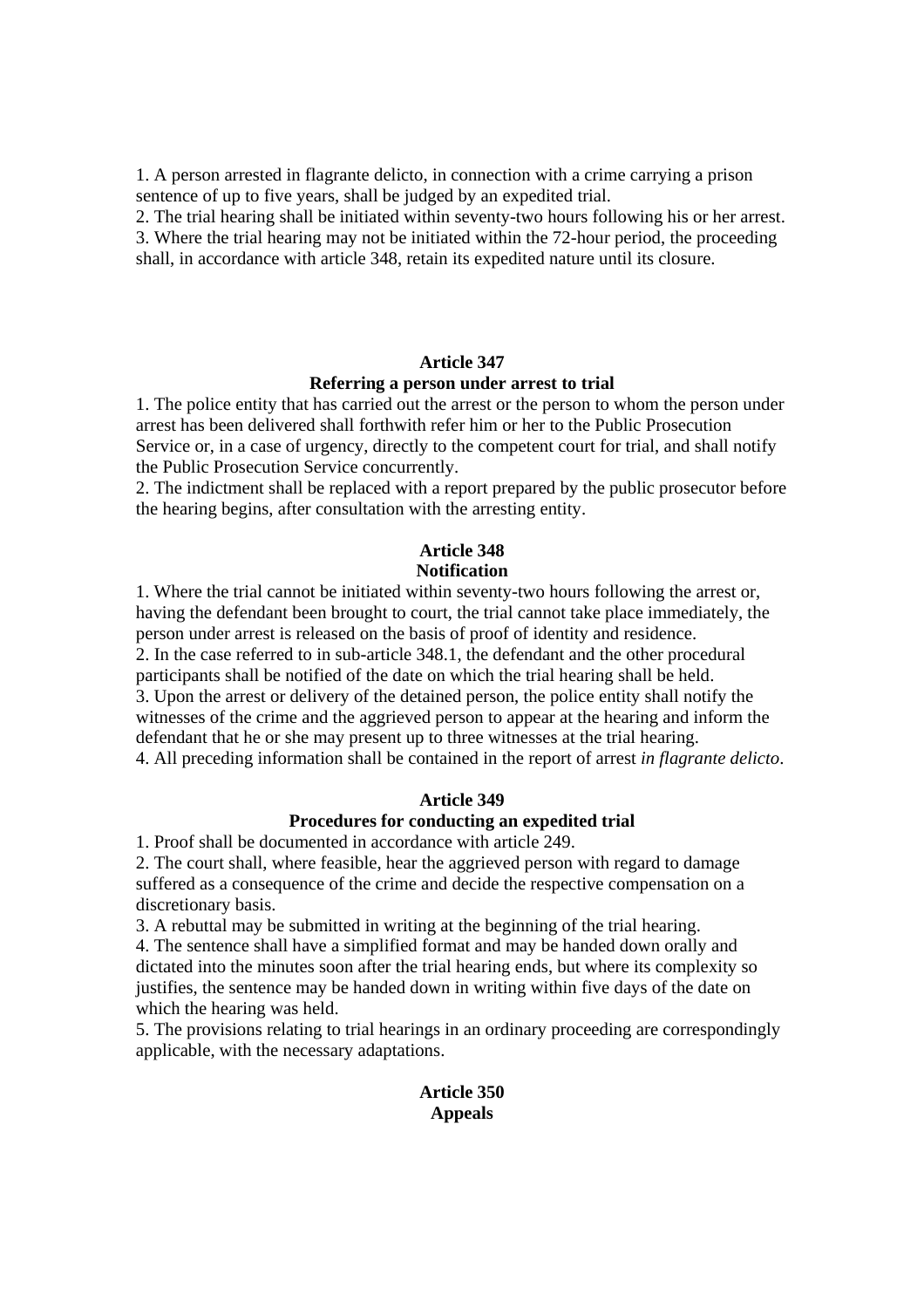1. A person arrested in flagrante delicto, in connection with a crime carrying a prison sentence of up to five years, shall be judged by an expedited trial.
2. The trial hearing shall be initiated within seventy-two hours following his or her arrest.
3. Where the trial hearing may not be initiated within the 72-hour period, the proceeding shall, in accordance with article 348, retain its expedited nature until its closure.

**Article 347**
**Referring a person under arrest to trial**

1. The police entity that has carried out the arrest or the person to whom the person under arrest has been delivered shall forthwith refer him or her to the Public Prosecution Service or, in a case of urgency, directly to the competent court for trial, and shall notify the Public Prosecution Service concurrently.
2. The indictment shall be replaced with a report prepared by the public prosecutor before the hearing begins, after consultation with the arresting entity.

**Article 348**
**Notification**

1. Where the trial cannot be initiated within seventy-two hours following the arrest or, having the defendant been brought to court, the trial cannot take place immediately, the person under arrest is released on the basis of proof of identity and residence.
2. In the case referred to in sub-article 348.1, the defendant and the other procedural participants shall be notified of the date on which the trial hearing shall be held.
3. Upon the arrest or delivery of the detained person, the police entity shall notify the witnesses of the crime and the aggrieved person to appear at the hearing and inform the defendant that he or she may present up to three witnesses at the trial hearing.
4. All preceding information shall be contained in the report of arrest *in flagrante delicto*.

**Article 349**
**Procedures for conducting an expedited trial**

1. Proof shall be documented in accordance with article 249.
2. The court shall, where feasible, hear the aggrieved person with regard to damage suffered as a consequence of the crime and decide the respective compensation on a discretionary basis.
3. A rebuttal may be submitted in writing at the beginning of the trial hearing.
4. The sentence shall have a simplified format and may be handed down orally and dictated into the minutes soon after the trial hearing ends, but where its complexity so justifies, the sentence may be handed down in writing within five days of the date on which the hearing was held.
5. The provisions relating to trial hearings in an ordinary proceeding are correspondingly applicable, with the necessary adaptations.

**Article 350**
**Appeals**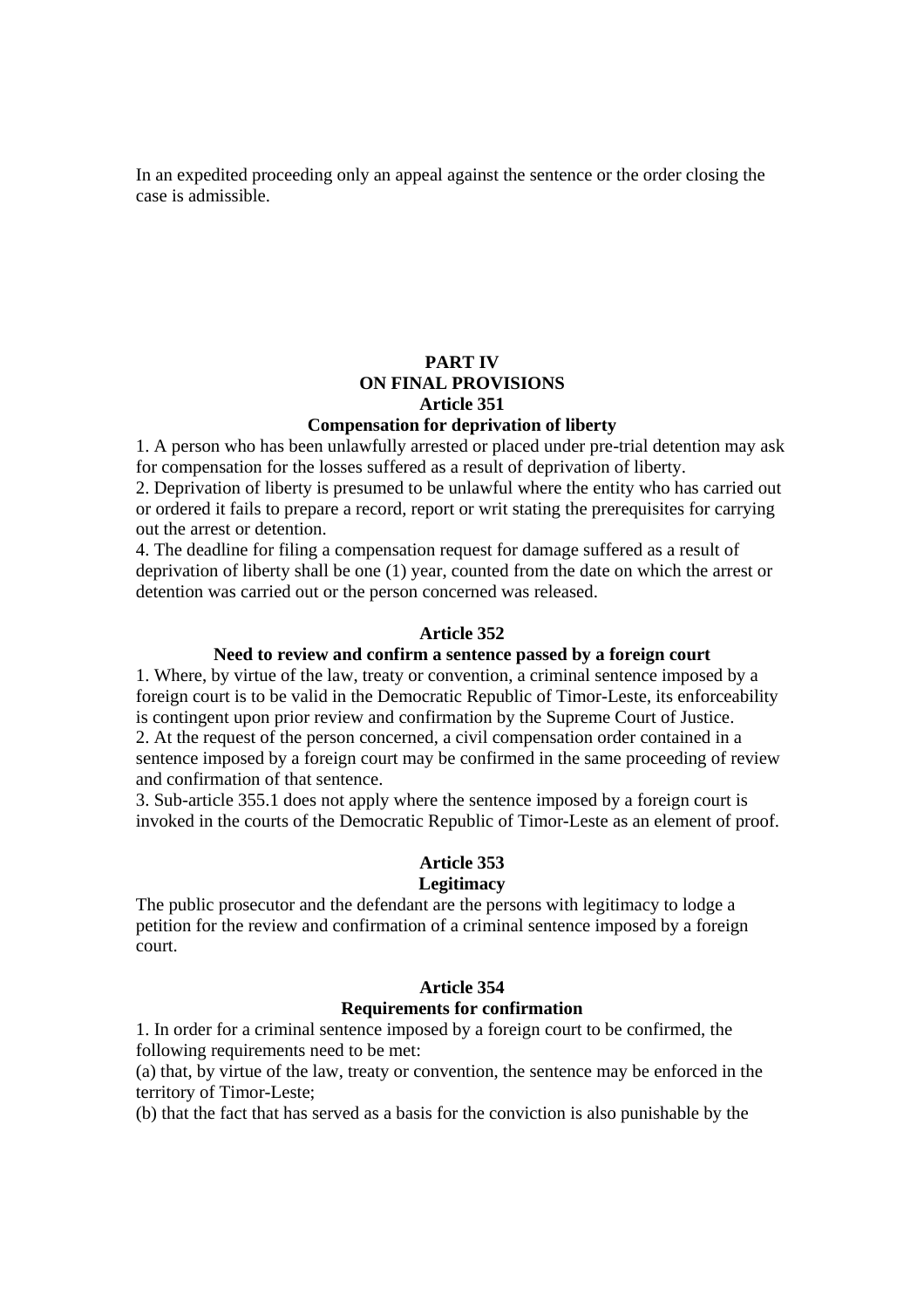In an expedited proceeding only an appeal against the sentence or the order closing the case is admissible.

# PART IV
# ON FINAL PROVISIONS

### Article 351
### Compensation for deprivation of liberty

1. A person who has been unlawfully arrested or placed under pre-trial detention may ask for compensation for the losses suffered as a result of deprivation of liberty.
2. Deprivation of liberty is presumed to be unlawful where the entity who has carried out or ordered it fails to prepare a record, report or writ stating the prerequisites for carrying out the arrest or detention.
4. The deadline for filing a compensation request for damage suffered as a result of deprivation of liberty shall be one (1) year, counted from the date on which the arrest or detention was carried out or the person concerned was released.

### Article 352
### Need to review and confirm a sentence passed by a foreign court

1. Where, by virtue of the law, treaty or convention, a criminal sentence imposed by a foreign court is to be valid in the Democratic Republic of Timor-Leste, its enforceability is contingent upon prior review and confirmation by the Supreme Court of Justice.
2. At the request of the person concerned, a civil compensation order contained in a sentence imposed by a foreign court may be confirmed in the same proceeding of review and confirmation of that sentence.
3. Sub-article 355.1 does not apply where the sentence imposed by a foreign court is invoked in the courts of the Democratic Republic of Timor-Leste as an element of proof.

### Article 353
### Legitimacy

The public prosecutor and the defendant are the persons with legitimacy to lodge a petition for the review and confirmation of a criminal sentence imposed by a foreign court.

### Article 354
### Requirements for confirmation

1. In order for a criminal sentence imposed by a foreign court to be confirmed, the following requirements need to be met:
(a) that, by virtue of the law, treaty or convention, the sentence may be enforced in the territory of Timor-Leste;
(b) that the fact that has served as a basis for the conviction is also punishable by the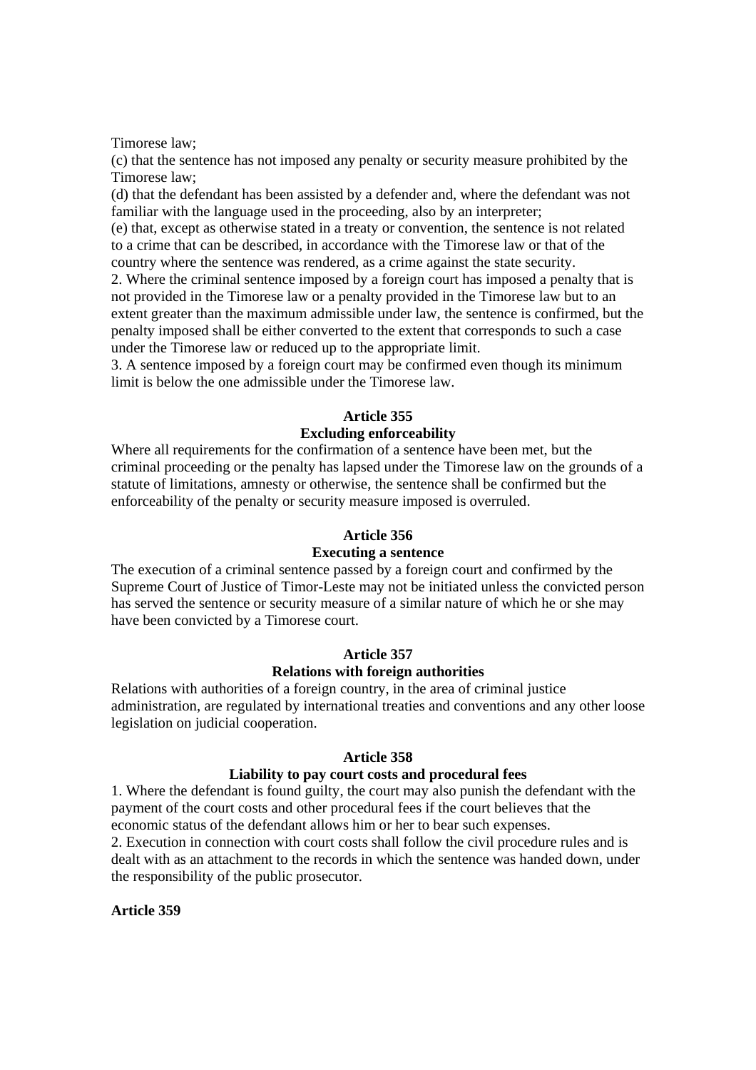Timorese law;

(c) that the sentence has not imposed any penalty or security measure prohibited by the Timorese law;

(d) that the defendant has been assisted by a defender and, where the defendant was not familiar with the language used in the proceeding, also by an interpreter;

(e) that, except as otherwise stated in a treaty or convention, the sentence is not related to a crime that can be described, in accordance with the Timorese law or that of the country where the sentence was rendered, as a crime against the state security.

2. Where the criminal sentence imposed by a foreign court has imposed a penalty that is not provided in the Timorese law or a penalty provided in the Timorese law but to an extent greater than the maximum admissible under law, the sentence is confirmed, but the penalty imposed shall be either converted to the extent that corresponds to such a case under the Timorese law or reduced up to the appropriate limit.

3. A sentence imposed by a foreign court may be confirmed even though its minimum limit is below the one admissible under the Timorese law.

**Article 355**
**Excluding enforceability**

Where all requirements for the confirmation of a sentence have been met, but the criminal proceeding or the penalty has lapsed under the Timorese law on the grounds of a statute of limitations, amnesty or otherwise, the sentence shall be confirmed but the enforceability of the penalty or security measure imposed is overruled.

**Article 356**
**Executing a sentence**

The execution of a criminal sentence passed by a foreign court and confirmed by the Supreme Court of Justice of Timor-Leste may not be initiated unless the convicted person has served the sentence or security measure of a similar nature of which he or she may have been convicted by a Timorese court.

**Article 357**
**Relations with foreign authorities**

Relations with authorities of a foreign country, in the area of criminal justice administration, are regulated by international treaties and conventions and any other loose legislation on judicial cooperation.

**Article 358**
**Liability to pay court costs and procedural fees**

1. Where the defendant is found guilty, the court may also punish the defendant with the payment of the court costs and other procedural fees if the court believes that the economic status of the defendant allows him or her to bear such expenses.

2. Execution in connection with court costs shall follow the civil procedure rules and is dealt with as an attachment to the records in which the sentence was handed down, under the responsibility of the public prosecutor.

**Article 359**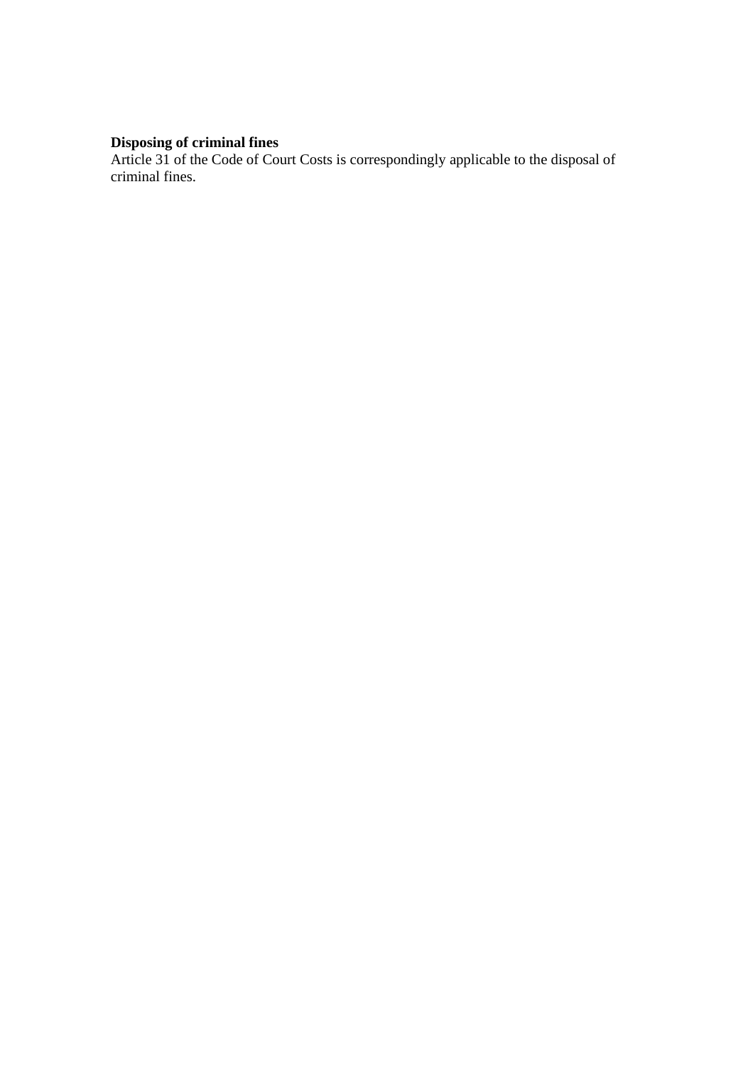**Disposing of criminal fines**

Article 31 of the Code of Court Costs is correspondingly applicable to the disposal of criminal fines.